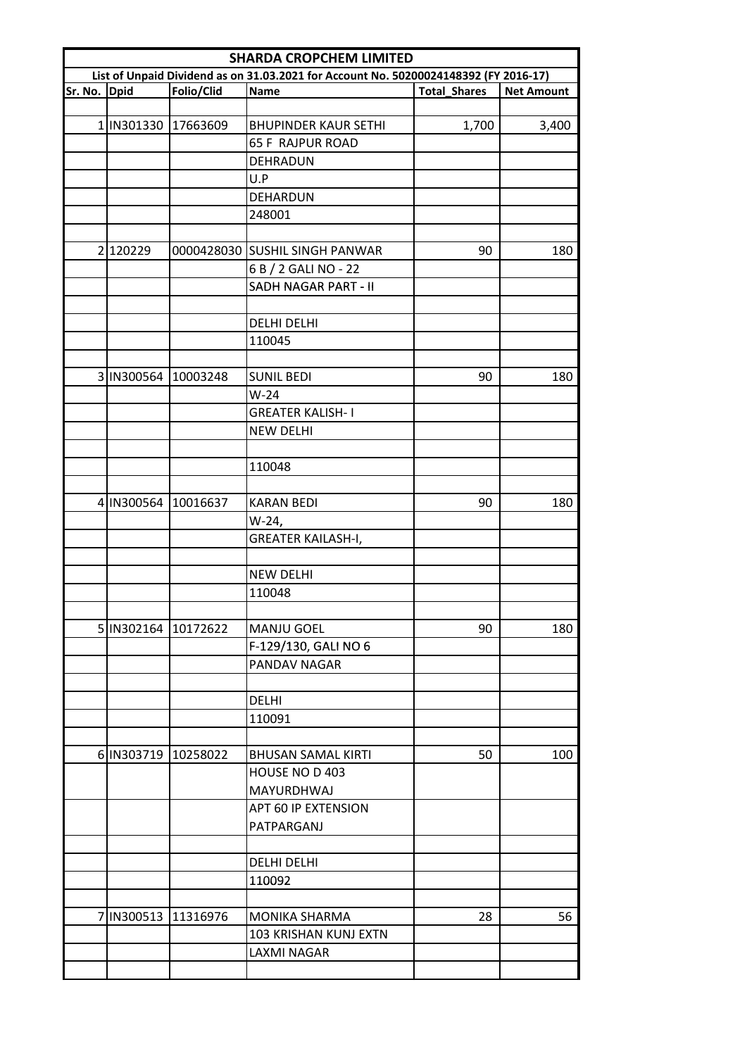| SHARDA CROPCHEM LIMITED | | | | | |
|---|---|---|---|---|---|
| List of Unpaid Dividend as on 31.03.2021 for Account No. 50200024148392 (FY 2016-17) | | | | | |
| Sr. No. | Dpid | Folio/Clid | Name | Total_Shares | Net Amount |
| | | | | | |
| 1 | IN301330 | 17663609 | BHUPINDER KAUR SETHI | 1,700 | 3,400 |
| | | | 65 F RAJPUR ROAD | | |
| | | | DEHRADUN | | |
| | | | U.P | | |
| | | | DEHARDUN | | |
| | | | 248001 | | |
| | | | | | |
| 2 | 120229 | 0000428030 | SUSHIL SINGH PANWAR | 90 | 180 |
| | | | 6 B / 2 GALI NO - 22 | | |
| | | | SADH NAGAR PART - II | | |
| | | | | | |
| | | | DELHI DELHI | | |
| | | | 110045 | | |
| | | | | | |
| 3 | IN300564 | 10003248 | SUNIL BEDI | 90 | 180 |
| | | | W-24 | | |
| | | | GREATER KALISH- I | | |
| | | | NEW DELHI | | |
| | | | | | |
| | | | 110048 | | |
| | | | | | |
| 4 | IN300564 | 10016637 | KARAN BEDI | 90 | 180 |
| | | | W-24, | | |
| | | | GREATER KAILASH-I, | | |
| | | | | | |
| | | | NEW DELHI | | |
| | | | 110048 | | |
| | | | | | |
| 5 | IN302164 | 10172622 | MANJU GOEL | 90 | 180 |
| | | | F-129/130, GALI NO 6 | | |
| | | | PANDAV NAGAR | | |
| | | | | | |
| | | | DELHI | | |
| | | | 110091 | | |
| | | | | | |
| 6 | IN303719 | 10258022 | BHUSAN SAMAL KIRTI | 50 | 100 |
| | | | HOUSE NO D 403 MAYURDHWAJ | | |
| | | | APT 60 IP EXTENSION PATPARGANJ | | |
| | | | | | |
| | | | DELHI DELHI | | |
| | | | 110092 | | |
| | | | | | |
| 7 | IN300513 | 11316976 | MONIKA SHARMA | 28 | 56 |
| | | | 103 KRISHAN KUNJ EXTN | | |
| | | | LAXMI NAGAR | | |
| | | | | | |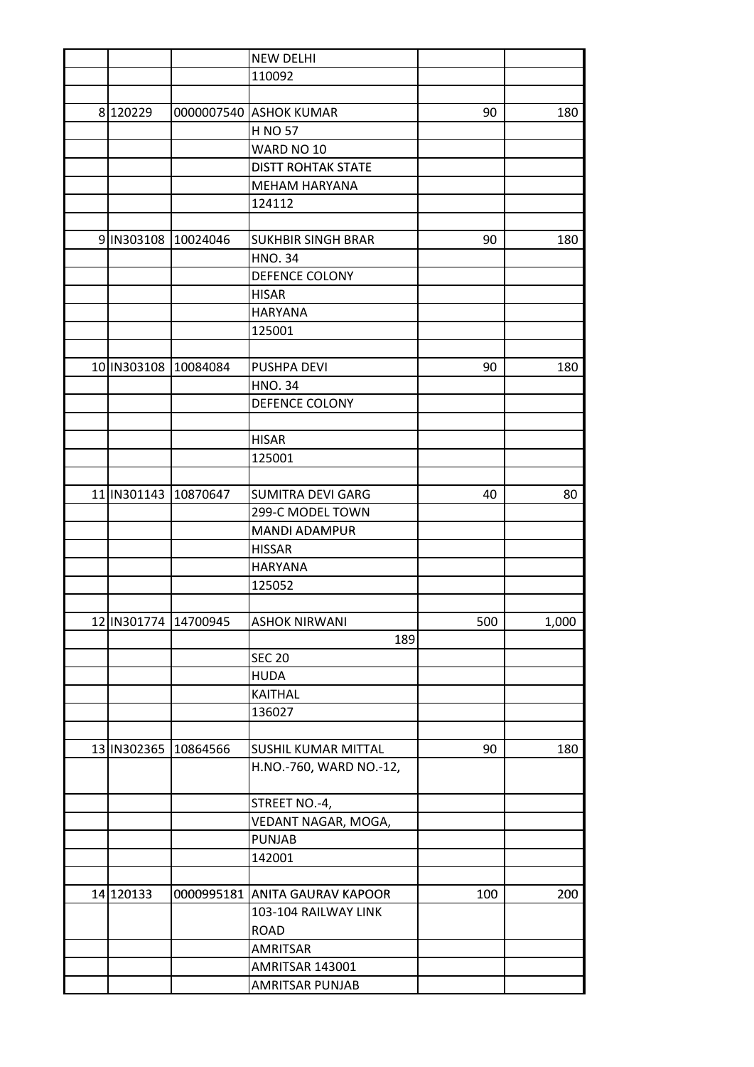| | | | | | |
|---|---|---|---|---|---|
| | | | NEW DELHI | | |
| | | | 110092 | | |
| | | | | | |
| 8 | 120229 | 0000007540 | ASHOK KUMAR | 90 | 180 |
| | | | H NO 57 | | |
| | | | WARD NO 10 | | |
| | | | DISTT ROHTAK STATE | | |
| | | | MEHAM HARYANA | | |
| | | | 124112 | | |
| | | | | | |
| 9 | IN303108 | 10024046 | SUKHBIR SINGH BRAR | 90 | 180 |
| | | | HNO. 34 | | |
| | | | DEFENCE COLONY | | |
| | | | HISAR | | |
| | | | HARYANA | | |
| | | | 125001 | | |
| | | | | | |
| 10 | IN303108 | 10084084 | PUSHPA DEVI | 90 | 180 |
| | | | HNO. 34 | | |
| | | | DEFENCE COLONY | | |
| | | | | | |
| | | | HISAR | | |
| | | | 125001 | | |
| | | | | | |
| 11 | IN301143 | 10870647 | SUMITRA DEVI GARG | 40 | 80 |
| | | | 299-C MODEL TOWN | | |
| | | | MANDI ADAMPUR | | |
| | | | HISSAR | | |
| | | | HARYANA | | |
| | | | 125052 | | |
| | | | | | |
| 12 | IN301774 | 14700945 | ASHOK NIRWANI | 500 | 1,000 |
| | | | 189 | | |
| | | | SEC 20 | | |
| | | | HUDA | | |
| | | | KAITHAL | | |
| | | | 136027 | | |
| | | | | | |
| 13 | IN302365 | 10864566 | SUSHIL KUMAR MITTAL | 90 | 180 |
| | | | H.NO.-760, WARD NO.-12, | | |
| | | | STREET NO.-4, | | |
| | | | VEDANT NAGAR, MOGA, | | |
| | | | PUNJAB | | |
| | | | 142001 | | |
| | | | | | |
| 14 | 120133 | 0000995181 | ANITA GAURAV KAPOOR | 100 | 200 |
| | | | 103-104 RAILWAY LINK ROAD | | |
| | | | AMRITSAR | | |
| | | | AMRITSAR 143001 | | |
| | | | AMRITSAR PUNJAB | | |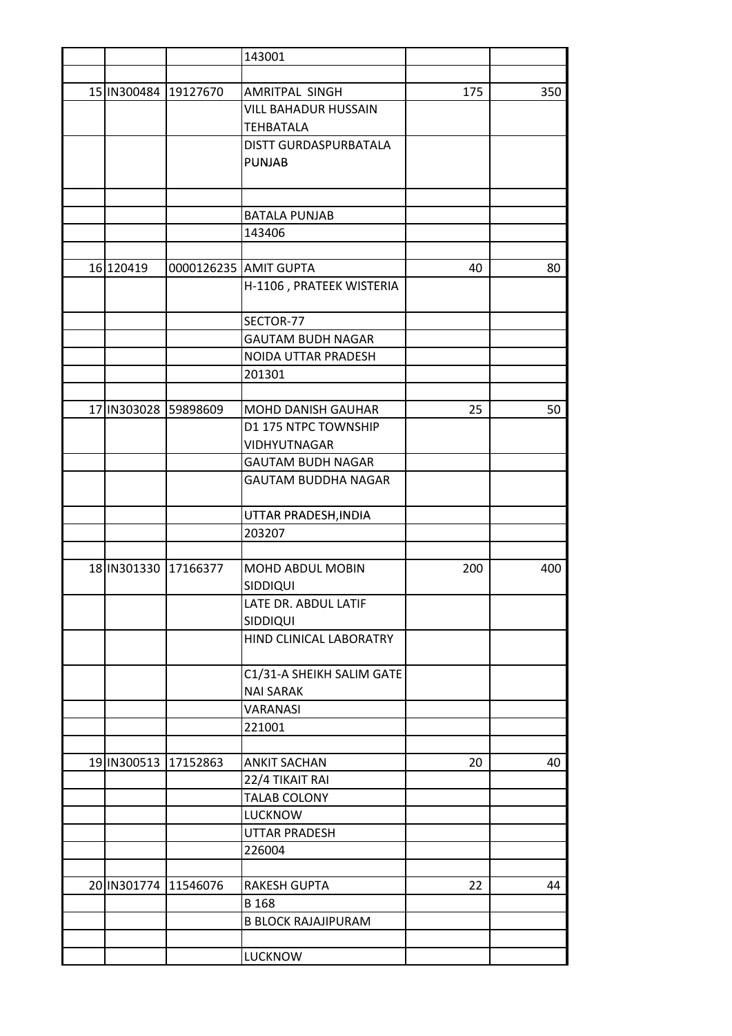| | | | | | |
|---|---|---|---|---|---|
| | | | 143001 | | |
| | | | | | |
| 15 | IN300484 | 19127670 | AMRITPAL SINGH | 175 | 350 |
| | | | VILL BAHADUR HUSSAIN TEHBATALA | | |
| | | | DISTT GURDASPURBATALA PUNJAB | | |
| | | | | | |
| | | | BATALA PUNJAB | | |
| | | | 143406 | | |
| | | | | | |
| 16 | 120419 | 0000126235 | AMIT GUPTA | 40 | 80 |
| | | | H-1106 , PRATEEK WISTERIA | | |
| | | | SECTOR-77 | | |
| | | | GAUTAM BUDH NAGAR | | |
| | | | NOIDA UTTAR PRADESH | | |
| | | | 201301 | | |
| | | | | | |
| 17 | IN303028 | 59898609 | MOHD DANISH GAUHAR | 25 | 50 |
| | | | D1 175 NTPC TOWNSHIP VIDHYUTNAGAR | | |
| | | | GAUTAM BUDH NAGAR | | |
| | | | GAUTAM BUDDHA NAGAR | | |
| | | | UTTAR PRADESH,INDIA | | |
| | | | 203207 | | |
| | | | | | |
| 18 | IN301330 | 17166377 | MOHD ABDUL MOBIN SIDDIQUI | 200 | 400 |
| | | | LATE DR. ABDUL LATIF SIDDIQUI | | |
| | | | HIND CLINICAL LABORATRY | | |
| | | | C1/31-A SHEIKH SALIM GATE NAI SARAK | | |
| | | | VARANASI | | |
| | | | 221001 | | |
| | | | | | |
| 19 | IN300513 | 17152863 | ANKIT SACHAN | 20 | 40 |
| | | | 22/4 TIKAIT RAI | | |
| | | | TALAB COLONY | | |
| | | | LUCKNOW | | |
| | | | UTTAR PRADESH | | |
| | | | 226004 | | |
| | | | | | |
| 20 | IN301774 | 11546076 | RAKESH GUPTA | 22 | 44 |
| | | | B 168 | | |
| | | | B BLOCK RAJAJIPURAM | | |
| | | | | | |
| | | | LUCKNOW | | |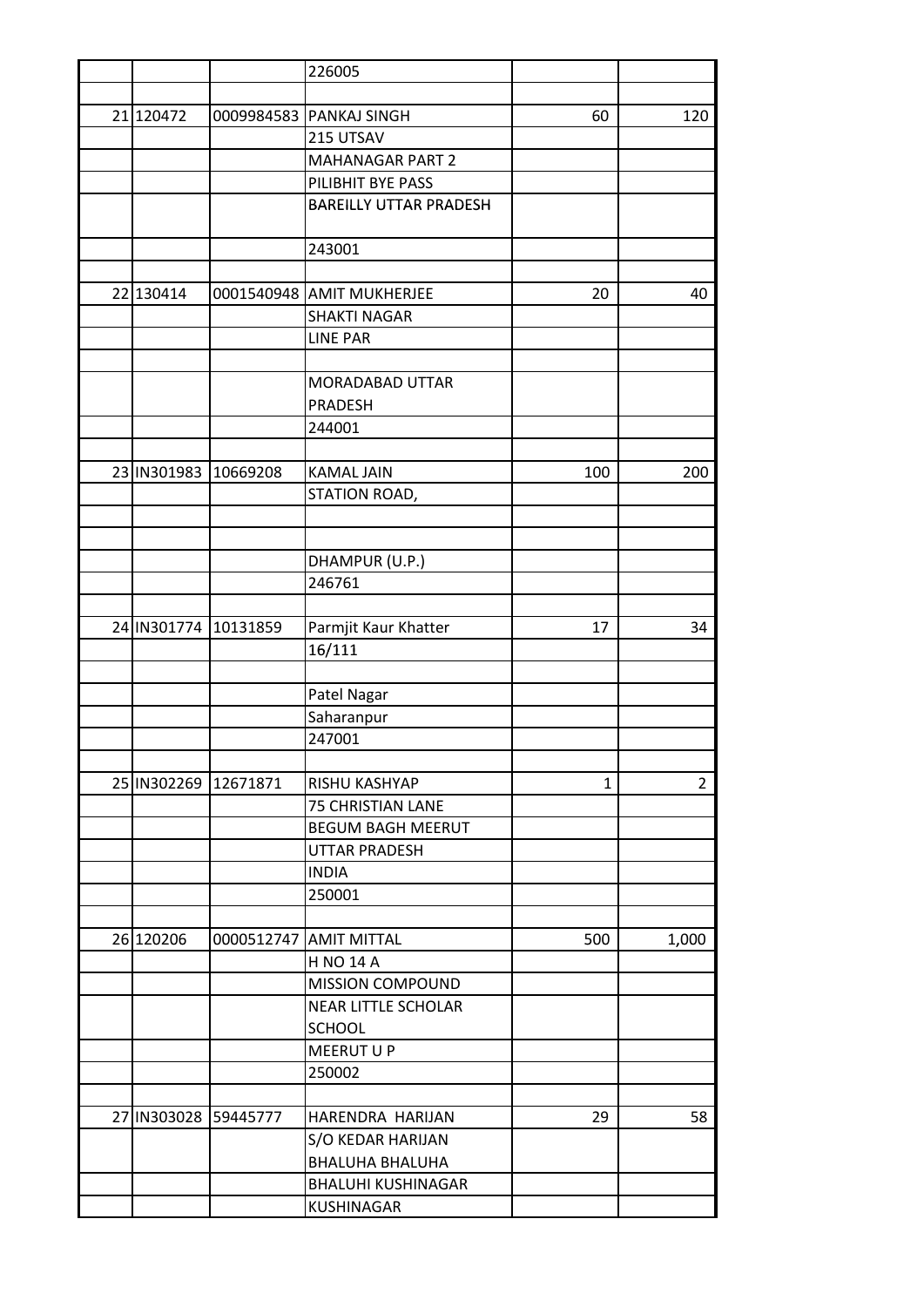| | | | | | |
|---|---|---|---|---|---|
| | | | 226005 | | |
| | | | | | |
| 21 | 120472 | 0009984583 | PANKAJ SINGH | 60 | 120 |
| | | | 215 UTSAV | | |
| | | | MAHANAGAR PART 2 | | |
| | | | PILIBHIT BYE PASS | | |
| | | | BAREILLY UTTAR PRADESH | | |
| | | | 243001 | | |
| | | | | | |
| 22 | 130414 | 0001540948 | AMIT MUKHERJEE | 20 | 40 |
| | | | SHAKTI NAGAR | | |
| | | | LINE PAR | | |
| | | | | | |
| | | | MORADABAD UTTAR PRADESH | | |
| | | | 244001 | | |
| | | | | | |
| 23 | IN301983 | 10669208 | KAMAL JAIN | 100 | 200 |
| | | | STATION ROAD, | | |
| | | | | | |
| | | | | | |
| | | | DHAMPUR (U.P.) | | |
| | | | 246761 | | |
| | | | | | |
| 24 | IN301774 | 10131859 | Parmjit Kaur Khatter | 17 | 34 |
| | | | 16/111 | | |
| | | | | | |
| | | | Patel Nagar | | |
| | | | Saharanpur | | |
| | | | 247001 | | |
| | | | | | |
| 25 | IN302269 | 12671871 | RISHU KASHYAP | 1 | 2 |
| | | | 75 CHRISTIAN LANE | | |
| | | | BEGUM BAGH MEERUT | | |
| | | | UTTAR PRADESH | | |
| | | | INDIA | | |
| | | | 250001 | | |
| | | | | | |
| 26 | 120206 | 0000512747 | AMIT MITTAL | 500 | 1,000 |
| | | | H NO 14 A | | |
| | | | MISSION COMPOUND | | |
| | | | NEAR LITTLE SCHOLAR SCHOOL | | |
| | | | MEERUT U P | | |
| | | | 250002 | | |
| | | | | | |
| 27 | IN303028 | 59445777 | HARENDRA HARIJAN | 29 | 58 |
| | | | S/O KEDAR HARIJAN | | |
| | | | BHALUHA BHALUHA | | |
| | | | BHALUHI KUSHINAGAR | | |
| | | | KUSHINAGAR | | |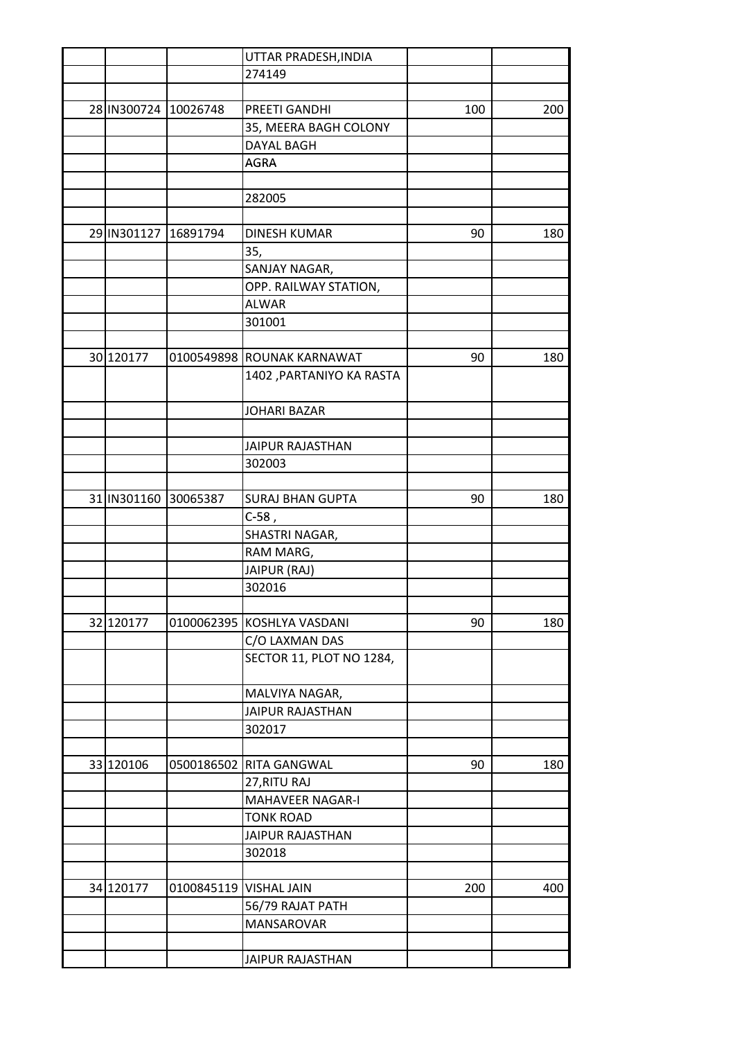| | | | | | |
|---|---|---|---|---|---|
| | | | UTTAR PRADESH,INDIA | | |
| | | | 274149 | | |
| | | | | | |
| 28 | IN300724 | 10026748 | PREETI GANDHI | 100 | 200 |
| | | | 35, MEERA BAGH COLONY | | |
| | | | DAYAL BAGH | | |
| | | | AGRA | | |
| | | | | | |
| | | | 282005 | | |
| | | | | | |
| 29 | IN301127 | 16891794 | DINESH KUMAR | 90 | 180 |
| | | | 35, | | |
| | | | SANJAY NAGAR, | | |
| | | | OPP. RAILWAY STATION, | | |
| | | | ALWAR | | |
| | | | 301001 | | |
| | | | | | |
| 30 | 120177 | 0100549898 | ROUNAK KARNAWAT | 90 | 180 |
| | | | 1402 ,PARTANIYO KA RASTA | | |
| | | | JOHARI BAZAR | | |
| | | | | | |
| | | | JAIPUR RAJASTHAN | | |
| | | | 302003 | | |
| | | | | | |
| 31 | IN301160 | 30065387 | SURAJ BHAN GUPTA | 90 | 180 |
| | | | C-58 , | | |
| | | | SHASTRI NAGAR, | | |
| | | | RAM MARG, | | |
| | | | JAIPUR (RAJ) | | |
| | | | 302016 | | |
| | | | | | |
| 32 | 120177 | 0100062395 | KOSHLYA VASDANI | 90 | 180 |
| | | | C/O LAXMAN DAS | | |
| | | | SECTOR 11, PLOT NO 1284, | | |
| | | | MALVIYA NAGAR, | | |
| | | | JAIPUR RAJASTHAN | | |
| | | | 302017 | | |
| | | | | | |
| 33 | 120106 | 0500186502 | RITA GANGWAL | 90 | 180 |
| | | | 27,RITU RAJ | | |
| | | | MAHAVEER NAGAR-I | | |
| | | | TONK ROAD | | |
| | | | JAIPUR RAJASTHAN | | |
| | | | 302018 | | |
| | | | | | |
| 34 | 120177 | 0100845119 | VISHAL JAIN | 200 | 400 |
| | | | 56/79 RAJAT PATH | | |
| | | | MANSAROVAR | | |
| | | | | | |
| | | | JAIPUR RAJASTHAN | | |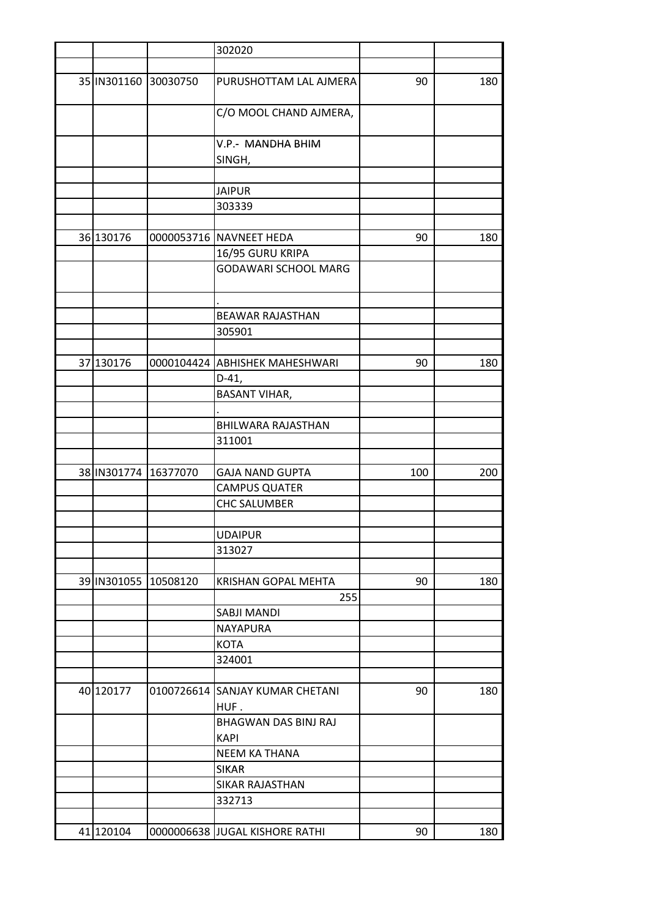| | | | | | |
|---|---|---|---|---|---|
| | | | 302020 | | |
| | | | | | |
| 35 | IN301160 | 30030750 | PURUSHOTTAM LAL AJMERA | 90 | 180 |
| | | | C/O MOOL CHAND AJMERA, | | |
| | | | V.P.- MANDHA BHIM SINGH, | | |
| | | | | | |
| | | | JAIPUR | | |
| | | | 303339 | | |
| | | | | | |
| 36 | 130176 | 0000053716 | NAVNEET HEDA | 90 | 180 |
| | | | 16/95 GURU KRIPA | | |
| | | | GODAWARI SCHOOL MARG | | |
| | | | . | | |
| | | | BEAWAR RAJASTHAN | | |
| | | | 305901 | | |
| | | | | | |
| 37 | 130176 | 0000104424 | ABHISHEK MAHESHWARI | 90 | 180 |
| | | | D-41, | | |
| | | | BASANT VIHAR, | | |
| | | | . | | |
| | | | BHILWARA RAJASTHAN | | |
| | | | 311001 | | |
| | | | | | |
| 38 | IN301774 | 16377070 | GAJA NAND GUPTA | 100 | 200 |
| | | | CAMPUS QUATER | | |
| | | | CHC SALUMBER | | |
| | | | | | |
| | | | UDAIPUR | | |
| | | | 313027 | | |
| | | | | | |
| 39 | IN301055 | 10508120 | KRISHAN GOPAL MEHTA | 90 | 180 |
| | | | 255 | | |
| | | | SABJI MANDI | | |
| | | | NAYAPURA | | |
| | | | KOTA | | |
| | | | 324001 | | |
| | | | | | |
| 40 | 120177 | 0100726614 | SANJAY KUMAR CHETANI HUF . | 90 | 180 |
| | | | BHAGWAN DAS BINJ RAJ KAPI | | |
| | | | NEEM KA THANA | | |
| | | | SIKAR | | |
| | | | SIKAR RAJASTHAN | | |
| | | | 332713 | | |
| | | | | | |
| 41 | 120104 | 0000006638 | JUGAL KISHORE RATHI | 90 | 180 |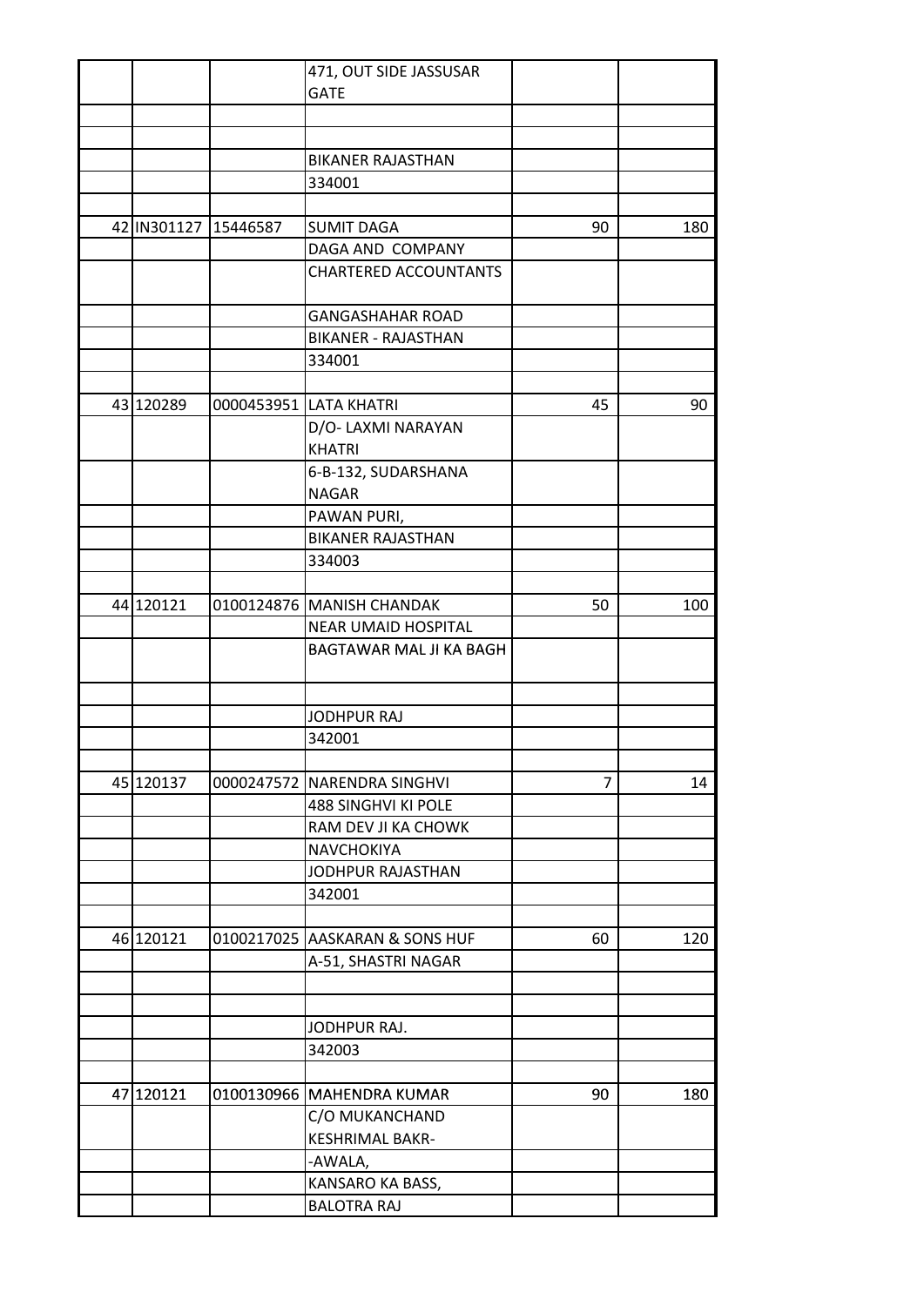| | | | | | |
|---|---|---|---|---|---|
| | | | 471, OUT SIDE JASSUSAR GATE | | |
| | | | | | |
| | | | | | |
| | | | BIKANER RAJASTHAN | | |
| | | | 334001 | | |
| | | | | | |
| 42 | IN301127 | 15446587 | SUMIT DAGA | 90 | 180 |
| | | | DAGA AND COMPANY | | |
| | | | CHARTERED ACCOUNTANTS | | |
| | | | GANGASHAHAR ROAD | | |
| | | | BIKANER - RAJASTHAN | | |
| | | | 334001 | | |
| | | | | | |
| 43 | 120289 | 0000453951 | LATA KHATRI | 45 | 90 |
| | | | D/O- LAXMI NARAYAN KHATRI | | |
| | | | 6-B-132, SUDARSHANA NAGAR | | |
| | | | PAWAN PURI, | | |
| | | | BIKANER RAJASTHAN | | |
| | | | 334003 | | |
| | | | | | |
| 44 | 120121 | 0100124876 | MANISH CHANDAK | 50 | 100 |
| | | | NEAR UMAID HOSPITAL | | |
| | | | BAGTAWAR MAL JI KA BAGH | | |
| | | | | | |
| | | | JODHPUR RAJ | | |
| | | | 342001 | | |
| | | | | | |
| 45 | 120137 | 0000247572 | NARENDRA SINGHVI | 7 | 14 |
| | | | 488 SINGHVI KI POLE | | |
| | | | RAM DEV JI KA CHOWK | | |
| | | | NAVCHOKIYA | | |
| | | | JODHPUR RAJASTHAN | | |
| | | | 342001 | | |
| | | | | | |
| 46 | 120121 | 0100217025 | AASKARAN & SONS HUF | 60 | 120 |
| | | | A-51, SHASTRI NAGAR | | |
| | | | | | |
| | | | | | |
| | | | JODHPUR RAJ. | | |
| | | | 342003 | | |
| | | | | | |
| 47 | 120121 | 0100130966 | MAHENDRA KUMAR | 90 | 180 |
| | | | C/O MUKANCHAND | | |
| | | | KESHRIMAL BAKR- | | |
| | | | -AWALA, | | |
| | | | KANSARO KA BASS, | | |
| | | | BALOTRA RAJ | | |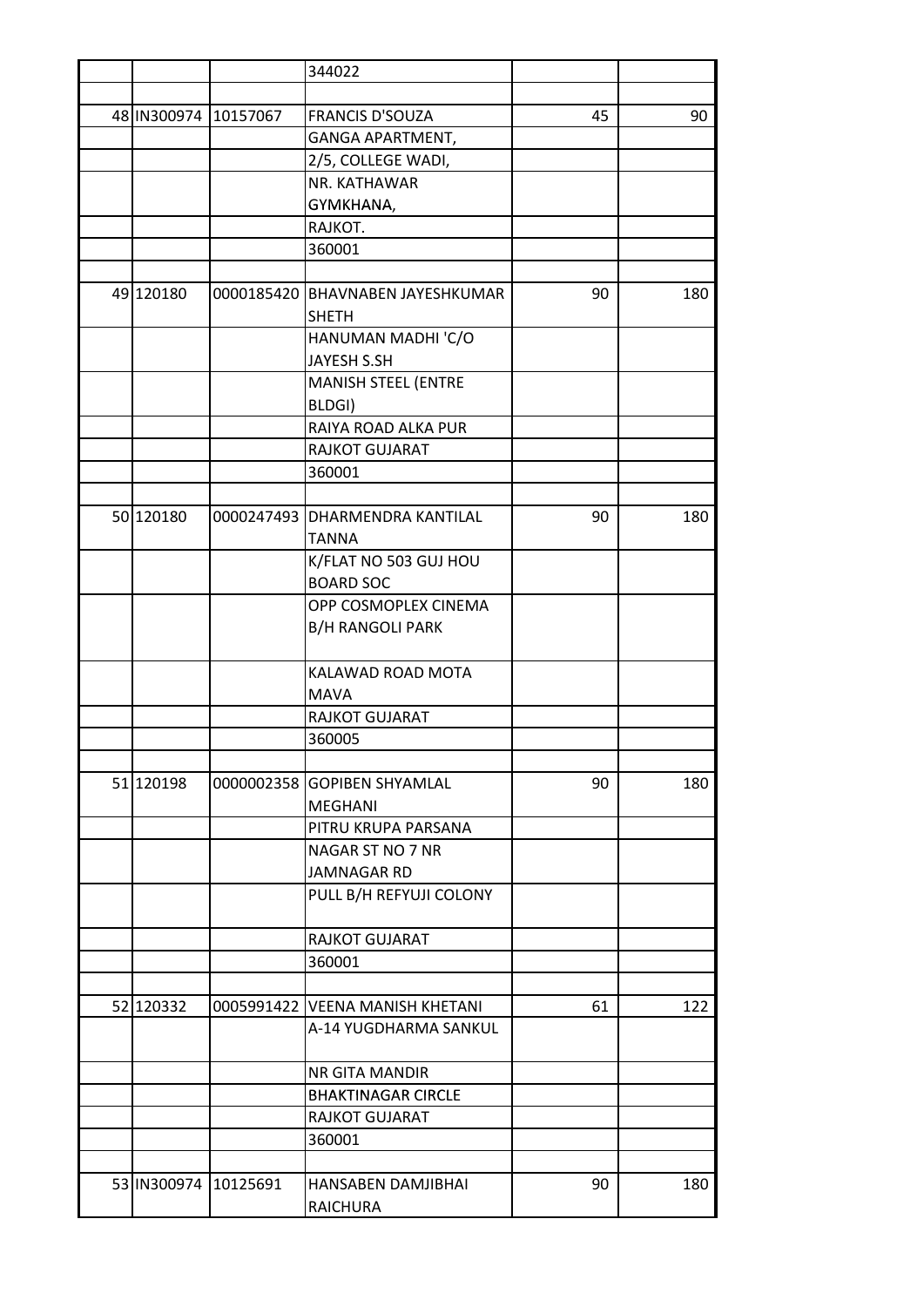| | | | | | |
|---|---|---|---|---|---|
| | | | 344022 | | |
| | | | | | |
| 48 | IN300974 | 10157067 | FRANCIS D'SOUZA | 45 | 90 |
| | | | GANGA APARTMENT, | | |
| | | | 2/5, COLLEGE WADI, | | |
| | | | NR. KATHAWAR GYMKHANA, | | |
| | | | RAJKOT. | | |
| | | | 360001 | | |
| | | | | | |
| 49 | 120180 | 0000185420 | BHAVNABEN JAYESHKUMAR SHETH | 90 | 180 |
| | | | HANUMAN MADHI 'C/O JAYESH S.SH | | |
| | | | MANISH STEEL (ENTRE BLDGI) | | |
| | | | RAIYA ROAD ALKA PUR | | |
| | | | RAJKOT GUJARAT | | |
| | | | 360001 | | |
| | | | | | |
| 50 | 120180 | 0000247493 | DHARMENDRA KANTILAL TANNA | 90 | 180 |
| | | | K/FLAT NO 503 GUJ HOU BOARD SOC | | |
| | | | OPP COSMOPLEX CINEMA B/H RANGOLI PARK | | |
| | | | KALAWAD ROAD MOTA MAVA | | |
| | | | RAJKOT GUJARAT | | |
| | | | 360005 | | |
| | | | | | |
| 51 | 120198 | 0000002358 | GOPIBEN SHYAMLAL MEGHANI | 90 | 180 |
| | | | PITRU KRUPA PARSANA | | |
| | | | NAGAR ST NO 7 NR JAMNAGAR RD | | |
| | | | PULL B/H REFYUJI COLONY | | |
| | | | RAJKOT GUJARAT | | |
| | | | 360001 | | |
| | | | | | |
| 52 | 120332 | 0005991422 | VEENA MANISH KHETANI | 61 | 122 |
| | | | A-14 YUGDHARMA SANKUL | | |
| | | | NR GITA MANDIR | | |
| | | | BHAKTINAGAR CIRCLE | | |
| | | | RAJKOT GUJARAT | | |
| | | | 360001 | | |
| | | | | | |
| 53 | IN300974 | 10125691 | HANSABEN DAMJIBHAI RAICHURA | 90 | 180 |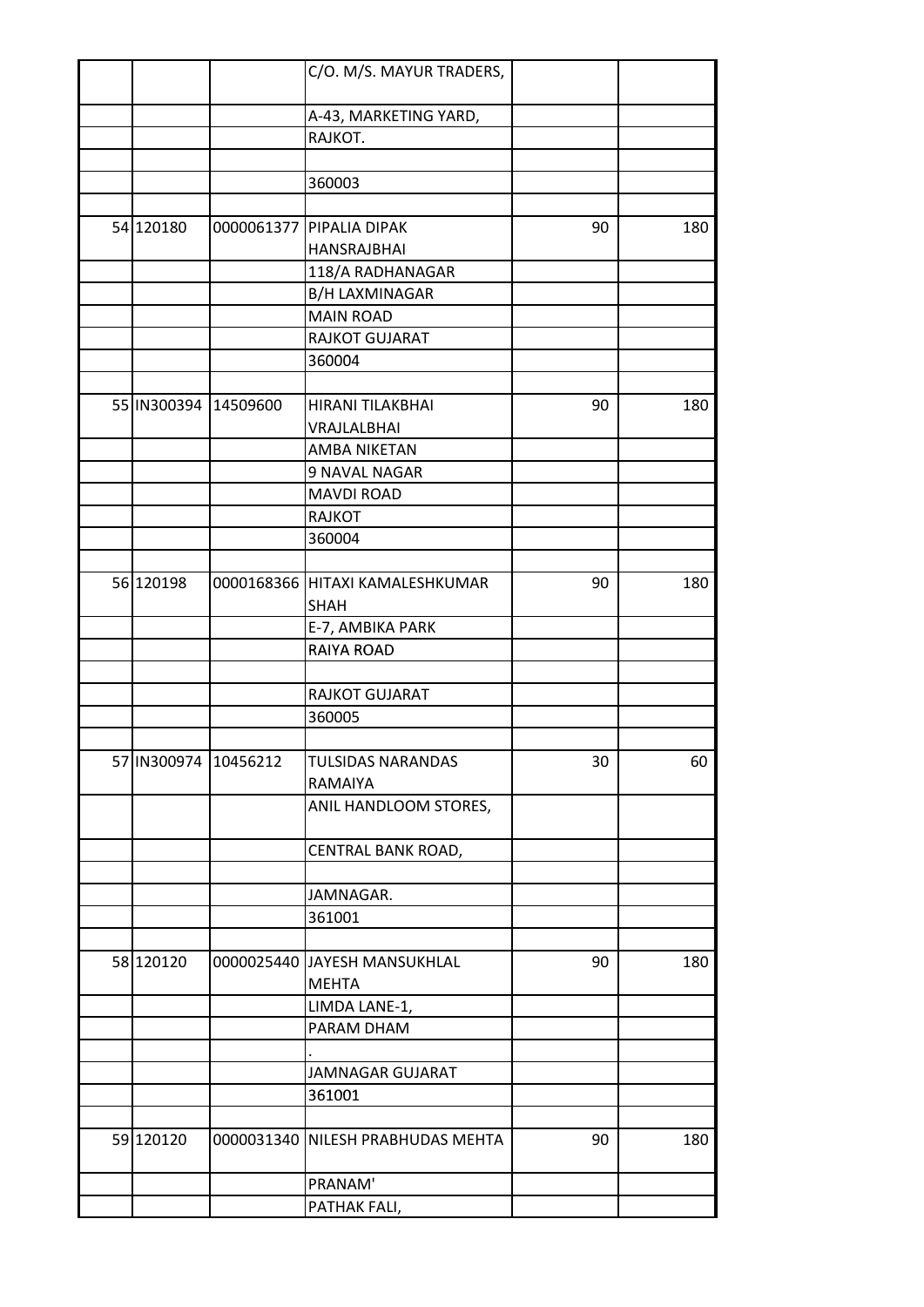|  |  |  |  |  |  |
|---|---|---|---|---|---|
|  |  |  | C/O. M/S. MAYUR TRADERS, |  |  |
|  |  |  | A-43, MARKETING YARD, |  |  |
|  |  |  | RAJKOT. |  |  |
|  |  |  |  |  |  |
|  |  |  | 360003 |  |  |
|  |  |  |  |  |  |
| 54 | 120180 | 0000061377 | PIPALIA DIPAK HANSRAJBHAI | 90 | 180 |
|  |  |  | 118/A RADHANAGAR |  |  |
|  |  |  | B/H LAXMINAGAR |  |  |
|  |  |  | MAIN ROAD |  |  |
|  |  |  | RAJKOT GUJARAT |  |  |
|  |  |  | 360004 |  |  |
|  |  |  |  |  |  |
| 55 | IN300394 | 14509600 | HIRANI TILAKBHAI VRAJLALBHAI | 90 | 180 |
|  |  |  | AMBA NIKETAN |  |  |
|  |  |  | 9 NAVAL NAGAR |  |  |
|  |  |  | MAVDI ROAD |  |  |
|  |  |  | RAJKOT |  |  |
|  |  |  | 360004 |  |  |
|  |  |  |  |  |  |
| 56 | 120198 | 0000168366 | HITAXI KAMALESHKUMAR SHAH | 90 | 180 |
|  |  |  | E-7, AMBIKA PARK |  |  |
|  |  |  | RAIYA ROAD |  |  |
|  |  |  |  |  |  |
|  |  |  | RAJKOT GUJARAT |  |  |
|  |  |  | 360005 |  |  |
|  |  |  |  |  |  |
| 57 | IN300974 | 10456212 | TULSIDAS NARANDAS RAMAIYA | 30 | 60 |
|  |  |  | ANIL HANDLOOM STORES, |  |  |
|  |  |  | CENTRAL BANK ROAD, |  |  |
|  |  |  |  |  |  |
|  |  |  | JAMNAGAR. |  |  |
|  |  |  | 361001 |  |  |
|  |  |  |  |  |  |
| 58 | 120120 | 0000025440 | JAYESH MANSUKHLAL MEHTA | 90 | 180 |
|  |  |  | LIMDA LANE-1, |  |  |
|  |  |  | PARAM DHAM |  |  |
|  |  |  | . |  |  |
|  |  |  | JAMNAGAR GUJARAT |  |  |
|  |  |  | 361001 |  |  |
|  |  |  |  |  |  |
| 59 | 120120 | 0000031340 | NILESH PRABHUDAS MEHTA | 90 | 180 |
|  |  |  | PRANAM' |  |  |
|  |  |  | PATHAK FALI, |  |  |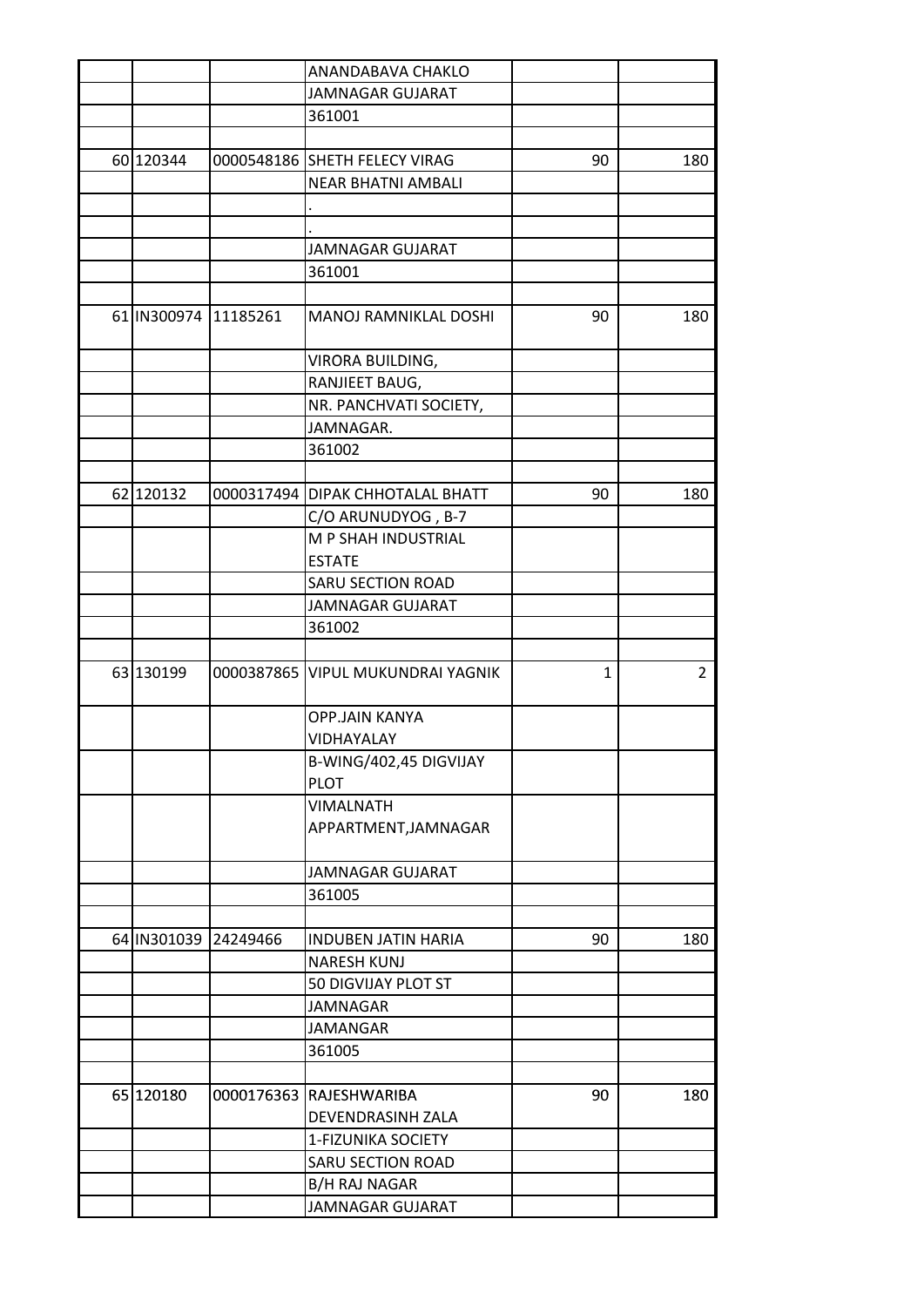| | | | | | |
|---|---|---|---|---|---|
| | | | ANANDABAVA CHAKLO | | |
| | | | JAMNAGAR GUJARAT | | |
| | | | 361001 | | |
| | | | | | |
| 60 | 120344 | 0000548186 | SHETH FELECY VIRAG | 90 | 180 |
| | | | NEAR BHATNI AMBALI | | |
| | | | . | | |
| | | | . | | |
| | | | JAMNAGAR GUJARAT | | |
| | | | 361001 | | |
| | | | | | |
| 61 | IN300974 | 11185261 | MANOJ RAMNIKLAL DOSHI | 90 | 180 |
| | | | VIRORA BUILDING, | | |
| | | | RANJIEET BAUG, | | |
| | | | NR. PANCHVATI SOCIETY, | | |
| | | | JAMNAGAR. | | |
| | | | 361002 | | |
| | | | | | |
| 62 | 120132 | 0000317494 | DIPAK CHHOTALAL BHATT | 90 | 180 |
| | | | C/O ARUNUDYOG , B-7 | | |
| | | | M P SHAH INDUSTRIAL ESTATE | | |
| | | | SARU SECTION ROAD | | |
| | | | JAMNAGAR GUJARAT | | |
| | | | 361002 | | |
| | | | | | |
| 63 | 130199 | 0000387865 | VIPUL MUKUNDRAI YAGNIK | 1 | 2 |
| | | | OPP.JAIN KANYA VIDHAYALAY | | |
| | | | B-WING/402,45 DIGVIJAY PLOT | | |
| | | | VIMALNATH APPARTMENT,JAMNAGAR | | |
| | | | JAMNAGAR GUJARAT | | |
| | | | 361005 | | |
| | | | | | |
| 64 | IN301039 | 24249466 | INDUBEN JATIN HARIA | 90 | 180 |
| | | | NARESH KUNJ | | |
| | | | 50 DIGVIJAY PLOT ST | | |
| | | | JAMNAGAR | | |
| | | | JAMANGAR | | |
| | | | 361005 | | |
| | | | | | |
| 65 | 120180 | 0000176363 | RAJESHWARIBA DEVENDRASINH ZALA | 90 | 180 |
| | | | 1-FIZUNIKA SOCIETY | | |
| | | | SARU SECTION ROAD | | |
| | | | B/H RAJ NAGAR | | |
| | | | JAMNAGAR GUJARAT | | |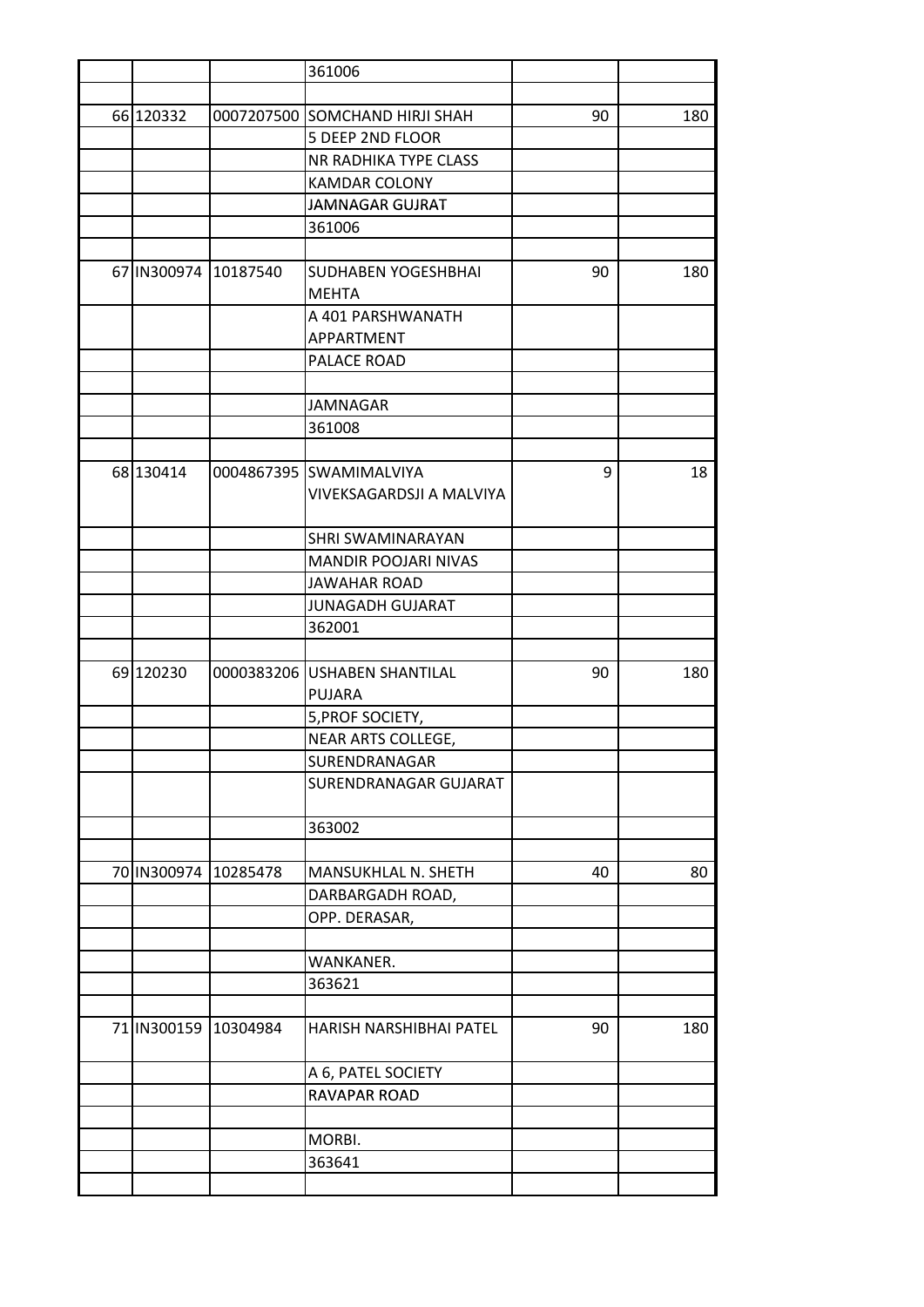| | | | | | |
|---|---|---|---|---|---|
| | | | 361006 | | |
| | | | | | |
| 66 | 120332 | 0007207500 | SOMCHAND HIRJI SHAH | 90 | 180 |
| | | | 5 DEEP 2ND FLOOR | | |
| | | | NR RADHIKA TYPE CLASS | | |
| | | | KAMDAR COLONY | | |
| | | | JAMNAGAR GUJRAT | | |
| | | | 361006 | | |
| | | | | | |
| 67 | IN300974 | 10187540 | SUDHABEN YOGESHBHAI MEHTA | 90 | 180 |
| | | | A 401 PARSHWANATH APPARTMENT | | |
| | | | PALACE ROAD | | |
| | | | | | |
| | | | JAMNAGAR | | |
| | | | 361008 | | |
| | | | | | |
| 68 | 130414 | 0004867395 | SWAMIMALVIYA VIVEKSAGARDSJI A MALVIYA | 9 | 18 |
| | | | SHRI SWAMINARAYAN | | |
| | | | MANDIR POOJARI NIVAS | | |
| | | | JAWAHAR ROAD | | |
| | | | JUNAGADH GUJARAT | | |
| | | | 362001 | | |
| | | | | | |
| 69 | 120230 | 0000383206 | USHABEN SHANTILAL PUJARA | 90 | 180 |
| | | | 5,PROF SOCIETY, | | |
| | | | NEAR ARTS COLLEGE, | | |
| | | | SURENDRANAGAR | | |
| | | | SURENDRANAGAR GUJARAT | | |
| | | | 363002 | | |
| | | | | | |
| 70 | IN300974 | 10285478 | MANSUKHLAL N. SHETH | 40 | 80 |
| | | | DARBARGADH ROAD, | | |
| | | | OPP. DERASAR, | | |
| | | | | | |
| | | | WANKANER. | | |
| | | | 363621 | | |
| | | | | | |
| 71 | IN300159 | 10304984 | HARISH NARSHIBHAI PATEL | 90 | 180 |
| | | | A 6, PATEL SOCIETY | | |
| | | | RAVAPAR ROAD | | |
| | | | | | |
| | | | MORBI. | | |
| | | | 363641 | | |
| | | | | | |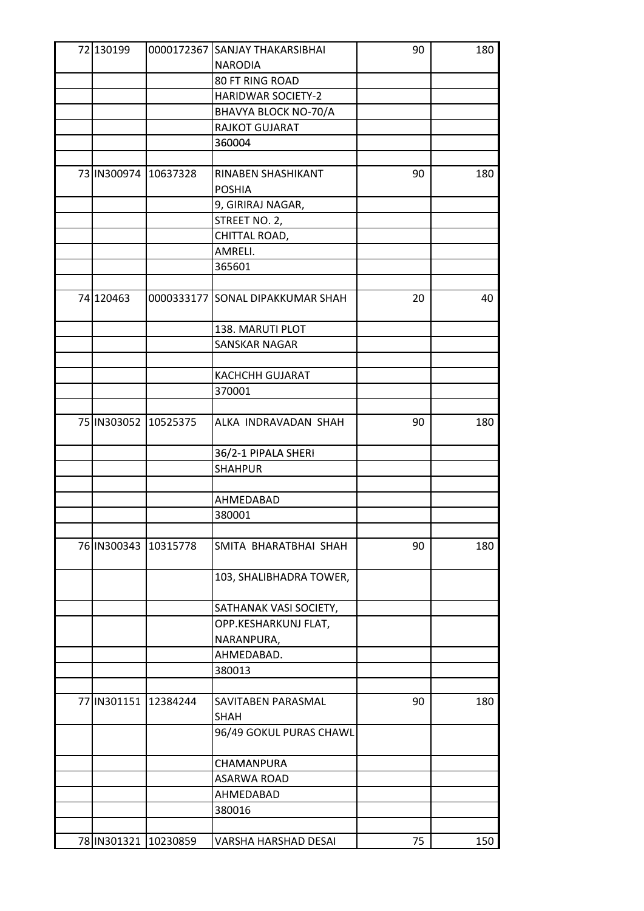| | | | | |
|---|---|---|---|---|
| 72 | 130199 | 0000172367 | SANJAY THAKARSIBHAI NARODIA | 90 | 180 |
| | | | 80 FT RING ROAD | | |
| | | | HARIDWAR SOCIETY-2 | | |
| | | | BHAVYA BLOCK NO-70/A | | |
| | | | RAJKOT GUJARAT | | |
| | | | 360004 | | |
| | | | | | |
| 73 | IN300974 | 10637328 | RINABEN SHASHIKANT POSHIA | 90 | 180 |
| | | | 9, GIRIRAJ NAGAR, | | |
| | | | STREET NO. 2, | | |
| | | | CHITTAL ROAD, | | |
| | | | AMRELI. | | |
| | | | 365601 | | |
| | | | | | |
| 74 | 120463 | 0000333177 | SONAL DIPAKKUMAR SHAH | 20 | 40 |
| | | | 138. MARUTI PLOT | | |
| | | | SANSKAR NAGAR | | |
| | | | | | |
| | | | KACHCHH GUJARAT | | |
| | | | 370001 | | |
| | | | | | |
| 75 | IN303052 | 10525375 | ALKA INDRAVADAN SHAH | 90 | 180 |
| | | | 36/2-1 PIPALA SHERI | | |
| | | | SHAHPUR | | |
| | | | | | |
| | | | AHMEDABAD | | |
| | | | 380001 | | |
| | | | | | |
| 76 | IN300343 | 10315778 | SMITA BHARATBHAI SHAH | 90 | 180 |
| | | | 103, SHALIBHADRA TOWER, | | |
| | | | SATHANAK VASI SOCIETY, | | |
| | | | OPP.KESHARKUNJ FLAT, NARANPURA, | | |
| | | | AHMEDABAD. | | |
| | | | 380013 | | |
| | | | | | |
| 77 | IN301151 | 12384244 | SAVITABEN PARASMAL SHAH | 90 | 180 |
| | | | 96/49 GOKUL PURAS CHAWL | | |
| | | | CHAMANPURA | | |
| | | | ASARWA ROAD | | |
| | | | AHMEDABAD | | |
| | | | 380016 | | |
| | | | | | |
| 78 | IN301321 | 10230859 | VARSHA HARSHAD DESAI | 75 | 150 |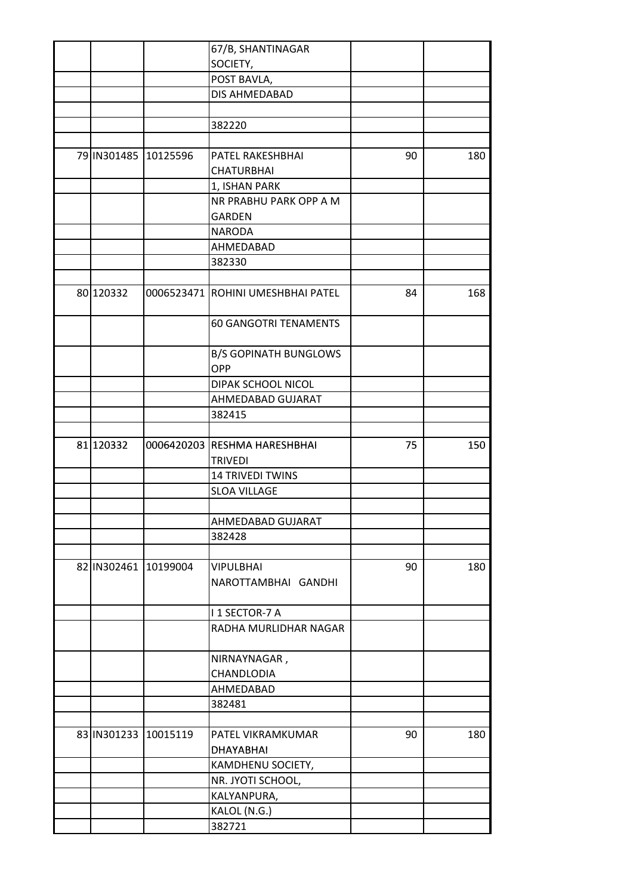| | | | | | |
|---|---|---|---|---|---|
| | | | 67/B, SHANTINAGAR SOCIETY, | | |
| | | | POST BAVLA, | | |
| | | | DIS AHMEDABAD | | |
| | | | | | |
| | | | 382220 | | |
| | | | | | |
| 79 | IN301485 | 10125596 | PATEL RAKESHBHAI CHATURBHAI | 90 | 180 |
| | | | 1, ISHAN PARK | | |
| | | | NR PRABHU PARK OPP A M GARDEN | | |
| | | | NARODA | | |
| | | | AHMEDABAD | | |
| | | | 382330 | | |
| | | | | | |
| 80 | 120332 | 0006523471 | ROHINI UMESHBHAI PATEL | 84 | 168 |
| | | | 60 GANGOTRI TENAMENTS | | |
| | | | B/S GOPINATH BUNGLOWS OPP | | |
| | | | DIPAK SCHOOL NICOL | | |
| | | | AHMEDABAD GUJARAT | | |
| | | | 382415 | | |
| | | | | | |
| 81 | 120332 | 0006420203 | RESHMA HARESHBHAI TRIVEDI | 75 | 150 |
| | | | 14 TRIVEDI TWINS | | |
| | | | SLOA VILLAGE | | |
| | | | | | |
| | | | AHMEDABAD GUJARAT | | |
| | | | 382428 | | |
| | | | | | |
| 82 | IN302461 | 10199004 | VIPULBHAI NAROTTAMBHAI GANDHI | 90 | 180 |
| | | | I 1 SECTOR-7 A | | |
| | | | RADHA MURLIDHAR NAGAR | | |
| | | | NIRNAYNAGAR , CHANDLODIA | | |
| | | | AHMEDABAD | | |
| | | | 382481 | | |
| | | | | | |
| 83 | IN301233 | 10015119 | PATEL VIKRAMKUMAR DHAYABHAI | 90 | 180 |
| | | | KAMDHENU SOCIETY, | | |
| | | | NR. JYOTI SCHOOL, | | |
| | | | KALYANPURA, | | |
| | | | KALOL (N.G.) | | |
| | | | 382721 | | |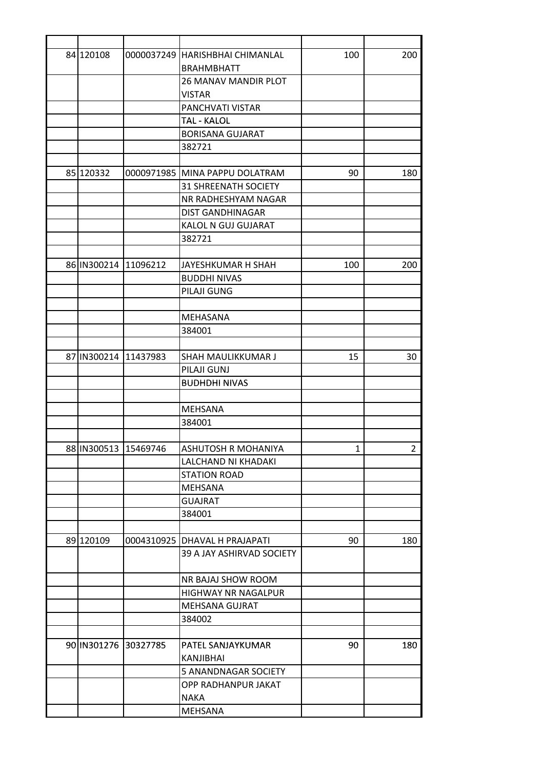| | | | | | |
|---|---|---|---|---|---|
| 84 | 120108 | 0000037249 | HARISHBHAI CHIMANLAL BRAHMBHATT | 100 | 200 |
| | | | 26 MANAV MANDIR PLOT VISTAR | | |
| | | | PANCHVATI VISTAR | | |
| | | | TAL - KALOL | | |
| | | | BORISANA GUJARAT | | |
| | | | 382721 | | |
| | | | | | |
| 85 | 120332 | 0000971985 | MINA PAPPU DOLATRAM | 90 | 180 |
| | | | 31 SHREENATH SOCIETY | | |
| | | | NR RADHESHYAM NAGAR | | |
| | | | DIST GANDHINAGAR | | |
| | | | KALOL N GUJ GUJARAT | | |
| | | | 382721 | | |
| | | | | | |
| 86 | IN300214 | 11096212 | JAYESHKUMAR H SHAH | 100 | 200 |
| | | | BUDDHI NIVAS | | |
| | | | PILAJI GUNG | | |
| | | | | | |
| | | | MEHASANA | | |
| | | | 384001 | | |
| | | | | | |
| 87 | IN300214 | 11437983 | SHAH MAULIKKUMAR J | 15 | 30 |
| | | | PILAJI GUNJ | | |
| | | | BUDHDHI NIVAS | | |
| | | | | | |
| | | | MEHSANA | | |
| | | | 384001 | | |
| | | | | | |
| 88 | IN300513 | 15469746 | ASHUTOSH R MOHANIYA | 1 | 2 |
| | | | LALCHAND NI KHADAKI | | |
| | | | STATION ROAD | | |
| | | | MEHSANA | | |
| | | | GUAJRAT | | |
| | | | 384001 | | |
| | | | | | |
| 89 | 120109 | 0004310925 | DHAVAL H PRAJAPATI | 90 | 180 |
| | | | 39 A JAY ASHIRVAD SOCIETY | | |
| | | | NR BAJAJ SHOW ROOM | | |
| | | | HIGHWAY NR NAGALPUR | | |
| | | | MEHSANA GUJRAT | | |
| | | | 384002 | | |
| | | | | | |
| 90 | IN301276 | 30327785 | PATEL SANJAYKUMAR KANJIBHAI | 90 | 180 |
| | | | 5 ANANDNAGAR SOCIETY | | |
| | | | OPP RADHANPUR JAKAT NAKA | | |
| | | | MEHSANA | | |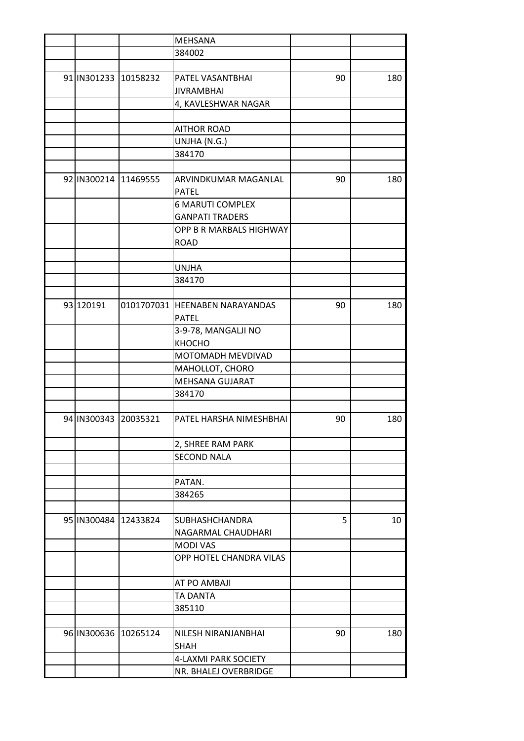| | | | | | |
|---|---|---|---|---|---|
| | | | MEHSANA | | |
| | | | 384002 | | |
| | | | | | |
| 91 | IN301233 | 10158232 | PATEL VASANTBHAI JIVRAMBHAI | 90 | 180 |
| | | | 4, KAVLESHWAR NAGAR | | |
| | | | | | |
| | | | AITHOR ROAD | | |
| | | | UNJHA (N.G.) | | |
| | | | 384170 | | |
| | | | | | |
| 92 | IN300214 | 11469555 | ARVINDKUMAR MAGANLAL PATEL | 90 | 180 |
| | | | 6 MARUTI COMPLEX GANPATI TRADERS | | |
| | | | OPP B R MARBALS HIGHWAY ROAD | | |
| | | | | | |
| | | | UNJHA | | |
| | | | 384170 | | |
| | | | | | |
| 93 | 120191 | 0101707031 | HEENABEN NARAYANDAS PATEL | 90 | 180 |
| | | | 3-9-78, MANGALJI NO KHOCHO | | |
| | | | MOTOMADH MEVDIVAD | | |
| | | | MAHOLLOT, CHORO | | |
| | | | MEHSANA GUJARAT | | |
| | | | 384170 | | |
| | | | | | |
| 94 | IN300343 | 20035321 | PATEL HARSHA NIMESHBHAI | 90 | 180 |
| | | | 2, SHREE RAM PARK | | |
| | | | SECOND NALA | | |
| | | | | | |
| | | | PATAN. | | |
| | | | 384265 | | |
| | | | | | |
| 95 | IN300484 | 12433824 | SUBHASHCHANDRA NAGARMAL CHAUDHARI | 5 | 10 |
| | | | MODI VAS | | |
| | | | OPP HOTEL CHANDRA VILAS | | |
| | | | AT PO AMBAJI | | |
| | | | TA DANTA | | |
| | | | 385110 | | |
| | | | | | |
| 96 | IN300636 | 10265124 | NILESH NIRANJANBHAI SHAH | 90 | 180 |
| | | | 4-LAXMI PARK SOCIETY | | |
| | | | NR. BHALEJ OVERBRIDGE | | |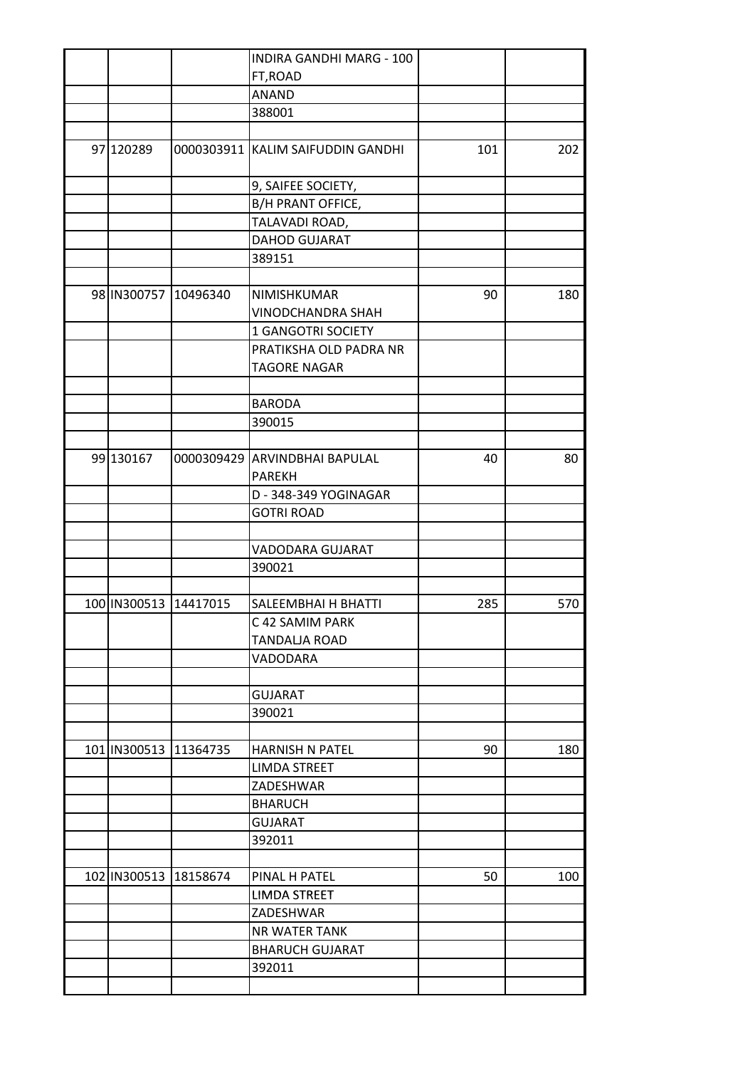| | | | | |
|---|---|---|---|---|
| | | INDIRA GANDHI MARG - 100 FT,ROAD | | |
| | | ANAND | | |
| | | 388001 | | |
| | | | | |
| 97 | 120289 | 0000303911 | KALIM SAIFUDDIN GANDHI | 101 | 202 |
| | | | 9, SAIFEE SOCIETY, | | |
| | | | B/H PRANT OFFICE, | | |
| | | | TALAVADI ROAD, | | |
| | | | DAHOD GUJARAT | | |
| | | | 389151 | | |
| | | | | | |
| 98 | IN300757 | 10496340 | NIMISHKUMAR VINODCHANDRA SHAH | 90 | 180 |
| | | | 1 GANGOTRI SOCIETY | | |
| | | | PRATIKSHA OLD PADRA NR TAGORE NAGAR | | |
| | | | | | |
| | | | BARODA | | |
| | | | 390015 | | |
| | | | | | |
| 99 | 130167 | 0000309429 | ARVINDBHAI BAPULAL PAREKH | 40 | 80 |
| | | | D - 348-349 YOGINAGAR | | |
| | | | GOTRI ROAD | | |
| | | | | | |
| | | | VADODARA GUJARAT | | |
| | | | 390021 | | |
| | | | | | |
| 100 | IN300513 | 14417015 | SALEEMBHAI H BHATTI | 285 | 570 |
| | | | C 42 SAMIM PARK | | |
| | | | TANDALJA ROAD | | |
| | | | VADODARA | | |
| | | | | | |
| | | | GUJARAT | | |
| | | | 390021 | | |
| | | | | | |
| 101 | IN300513 | 11364735 | HARNISH N PATEL | 90 | 180 |
| | | | LIMDA STREET | | |
| | | | ZADESHWAR | | |
| | | | BHARUCH | | |
| | | | GUJARAT | | |
| | | | 392011 | | |
| | | | | | |
| 102 | IN300513 | 18158674 | PINAL H PATEL | 50 | 100 |
| | | | LIMDA STREET | | |
| | | | ZADESHWAR | | |
| | | | NR WATER TANK | | |
| | | | BHARUCH GUJARAT | | |
| | | | 392011 | | |
| | | | | | |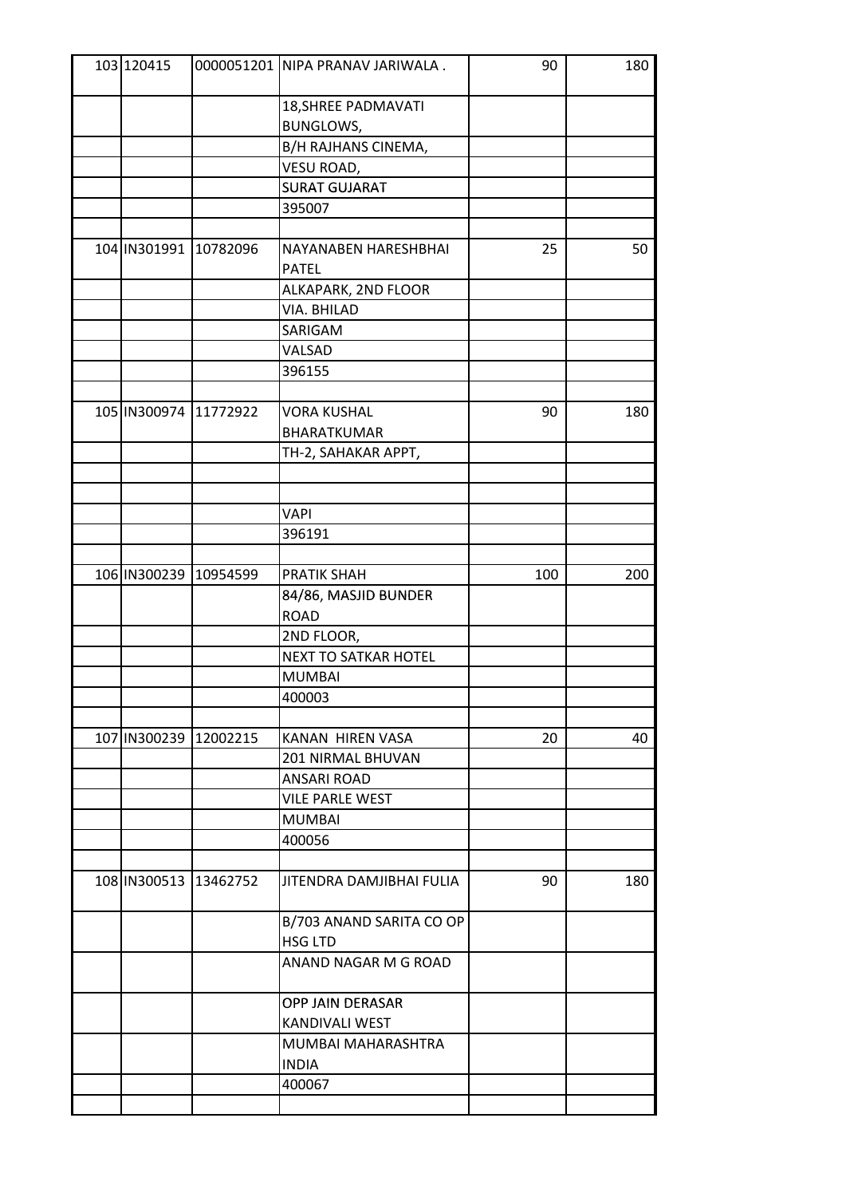| | | | | | |
|---|---|---|---|---|---|
| 103 | 120415 | 0000051201 | NIPA PRANAV JARIWALA . | 90 | 180 |
| | | | 18,SHREE PADMAVATI BUNGLOWS, | | |
| | | | B/H RAJHANS CINEMA, | | |
| | | | VESU ROAD, | | |
| | | | SURAT GUJARAT | | |
| | | | 395007 | | |
| | | | | | |
| 104 | IN301991 | 10782096 | NAYANABEN HARESHBHAI PATEL | 25 | 50 |
| | | | ALKAPARK, 2ND FLOOR | | |
| | | | VIA. BHILAD | | |
| | | | SARIGAM | | |
| | | | VALSAD | | |
| | | | 396155 | | |
| | | | | | |
| 105 | IN300974 | 11772922 | VORA KUSHAL BHARATKUMAR | 90 | 180 |
| | | | TH-2, SAHAKAR APPT, | | |
| | | | | | |
| | | | | | |
| | | | VAPI | | |
| | | | 396191 | | |
| | | | | | |
| 106 | IN300239 | 10954599 | PRATIK SHAH | 100 | 200 |
| | | | 84/86, MASJID BUNDER ROAD | | |
| | | | 2ND FLOOR, | | |
| | | | NEXT TO SATKAR HOTEL | | |
| | | | MUMBAI | | |
| | | | 400003 | | |
| | | | | | |
| 107 | IN300239 | 12002215 | KANAN HIREN VASA | 20 | 40 |
| | | | 201 NIRMAL BHUVAN | | |
| | | | ANSARI ROAD | | |
| | | | VILE PARLE WEST | | |
| | | | MUMBAI | | |
| | | | 400056 | | |
| | | | | | |
| 108 | IN300513 | 13462752 | JITENDRA DAMJIBHAI FULIA | 90 | 180 |
| | | | B/703 ANAND SARITA CO OP HSG LTD | | |
| | | | ANAND NAGAR M G ROAD | | |
| | | | OPP JAIN DERASAR KANDIVALI WEST | | |
| | | | MUMBAI MAHARASHTRA INDIA | | |
| | | | 400067 | | |
| | | | | | |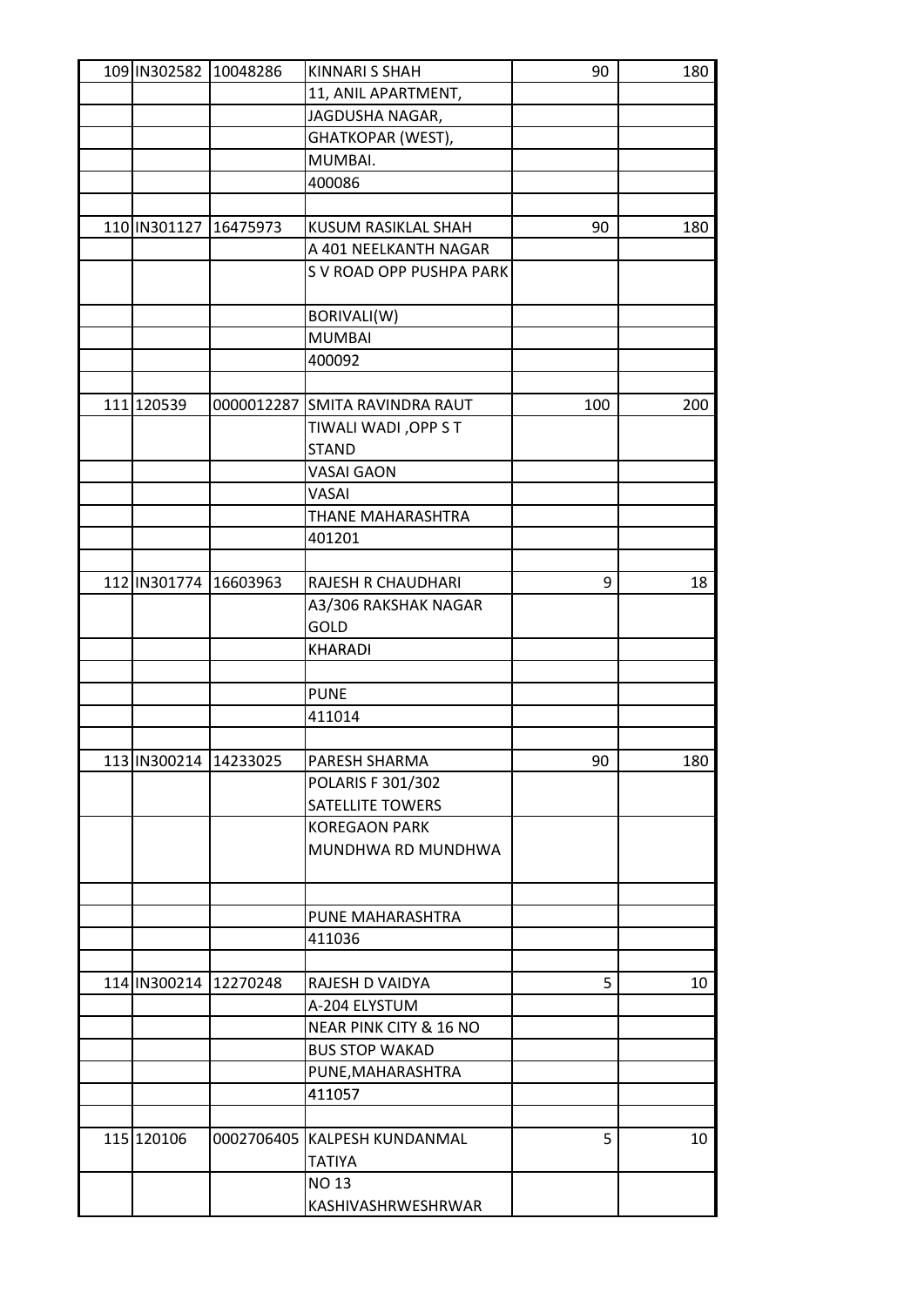| | | | | |
|---|---|---|---|---|
| 109 IN302582 | 10048286 | KINNARI S SHAH | 90 | 180 |
| | | 11, ANIL APARTMENT, | | |
| | | JAGDUSHA NAGAR, | | |
| | | GHATKOPAR (WEST), | | |
| | | MUMBAI. | | |
| | | 400086 | | |
| | | | | |
| 110 IN301127 | 16475973 | KUSUM RASIKLAL SHAH | 90 | 180 |
| | | A 401 NEELKANTH NAGAR | | |
| | | S V ROAD OPP PUSHPA PARK | | |
| | | BORIVALI(W) | | |
| | | MUMBAI | | |
| | | 400092 | | |
| | | | | |
| 111 120539 | 0000012287 | SMITA RAVINDRA RAUT | 100 | 200 |
| | | TIWALI WADI ,OPP S T STAND | | |
| | | VASAI GAON | | |
| | | VASAI | | |
| | | THANE MAHARASHTRA | | |
| | | 401201 | | |
| | | | | |
| 112 IN301774 | 16603963 | RAJESH R CHAUDHARI | 9 | 18 |
| | | A3/306 RAKSHAK NAGAR GOLD | | |
| | | KHARADI | | |
| | | | | |
| | | PUNE | | |
| | | 411014 | | |
| | | | | |
| 113 IN300214 | 14233025 | PARESH SHARMA | 90 | 180 |
| | | POLARIS F 301/302 SATELLITE TOWERS | | |
| | | KOREGAON PARK MUNDHWA RD MUNDHWA | | |
| | | | | |
| | | PUNE MAHARASHTRA | | |
| | | 411036 | | |
| | | | | |
| 114 IN300214 | 12270248 | RAJESH D VAIDYA | 5 | 10 |
| | | A-204 ELYSTUM | | |
| | | NEAR PINK CITY & 16 NO | | |
| | | BUS STOP WAKAD | | |
| | | PUNE,MAHARASHTRA | | |
| | | 411057 | | |
| | | | | |
| 115 120106 | 0002706405 | KALPESH KUNDANMAL TATIYA | 5 | 10 |
| | | NO 13 KASHIVASHRWESHRWAR | | |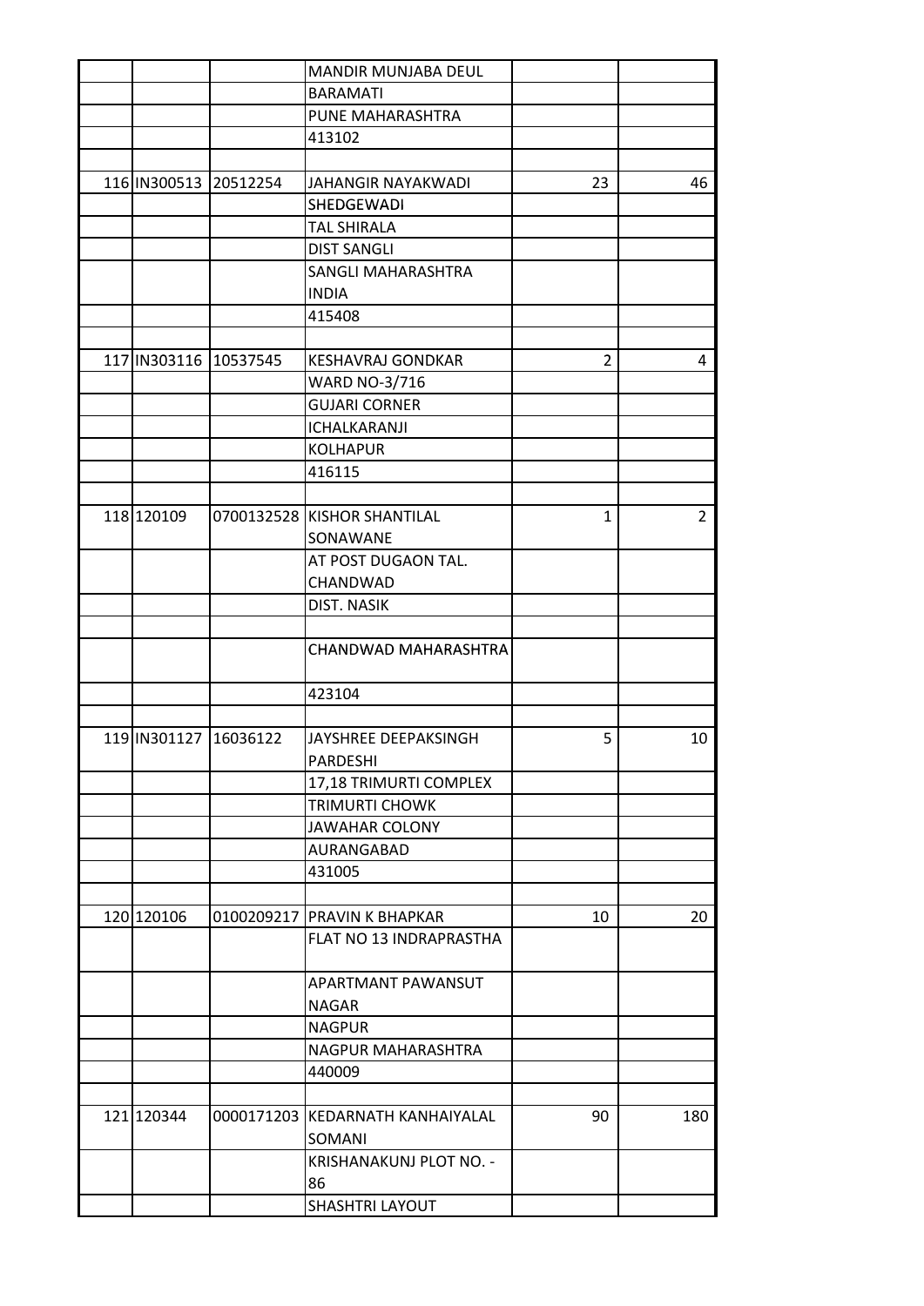|  |  |  |  |  |  |
|---|---|---|---|---|---|
|  |  |  | MANDIR MUNJABA DEUL |  |  |
|  |  |  | BARAMATI |  |  |
|  |  |  | PUNE MAHARASHTRA |  |  |
|  |  |  | 413102 |  |  |
|  |  |  |  |  |  |
| 116 | IN300513 | 20512254 | JAHANGIR NAYAKWADI | 23 | 46 |
|  |  |  | SHEDGEWADI |  |  |
|  |  |  | TAL SHIRALA |  |  |
|  |  |  | DIST SANGLI |  |  |
|  |  |  | SANGLI MAHARASHTRA INDIA |  |  |
|  |  |  | 415408 |  |  |
|  |  |  |  |  |  |
| 117 | IN303116 | 10537545 | KESHAVRAJ GONDKAR | 2 | 4 |
|  |  |  | WARD NO-3/716 |  |  |
|  |  |  | GUJARI CORNER |  |  |
|  |  |  | ICHALKARANJI |  |  |
|  |  |  | KOLHAPUR |  |  |
|  |  |  | 416115 |  |  |
|  |  |  |  |  |  |
| 118 | 120109 | 0700132528 | KISHOR SHANTILAL SONAWANE | 1 | 2 |
|  |  |  | AT POST DUGAON TAL. CHANDWAD |  |  |
|  |  |  | DIST. NASIK |  |  |
|  |  |  |  |  |  |
|  |  |  | CHANDWAD MAHARASHTRA |  |  |
|  |  |  | 423104 |  |  |
|  |  |  |  |  |  |
| 119 | IN301127 | 16036122 | JAYSHREE DEEPAKSINGH PARDESHI | 5 | 10 |
|  |  |  | 17,18 TRIMURTI COMPLEX |  |  |
|  |  |  | TRIMURTI CHOWK |  |  |
|  |  |  | JAWAHAR COLONY |  |  |
|  |  |  | AURANGABAD |  |  |
|  |  |  | 431005 |  |  |
|  |  |  |  |  |  |
| 120 | 120106 | 0100209217 | PRAVIN K BHAPKAR | 10 | 20 |
|  |  |  | FLAT NO 13 INDRAPRASTHA |  |  |
|  |  |  | APARTMANT PAWANSUT NAGAR |  |  |
|  |  |  | NAGPUR |  |  |
|  |  |  | NAGPUR MAHARASHTRA |  |  |
|  |  |  | 440009 |  |  |
|  |  |  |  |  |  |
| 121 | 120344 | 0000171203 | KEDARNATH KANHAIYALAL SOMANI | 90 | 180 |
|  |  |  | KRISHANAKUNJ PLOT NO. - 86 |  |  |
|  |  |  | SHASHTRI LAYOUT |  |  |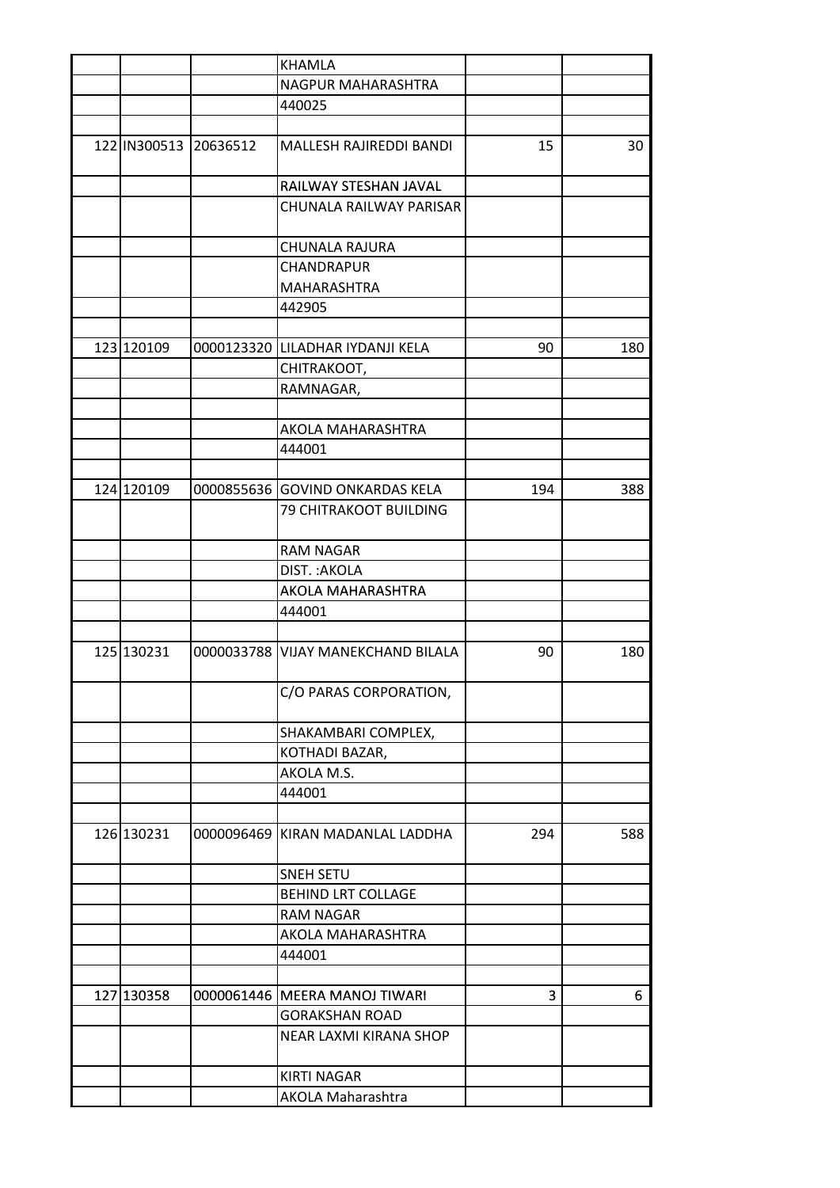| | | | | | |
|---|---|---|---|---|---|
| | | | KHAMLA | | |
| | | | NAGPUR MAHARASHTRA | | |
| | | | 440025 | | |
| | | | | | |
| 122 | IN300513 | 20636512 | MALLESH RAJIREDDI BANDI | 15 | 30 |
| | | | RAILWAY STESHAN JAVAL | | |
| | | | CHUNALA RAILWAY PARISAR | | |
| | | | CHUNALA RAJURA | | |
| | | | CHANDRAPUR | | |
| | | | MAHARASHTRA | | |
| | | | 442905 | | |
| | | | | | |
| 123 | 120109 | 0000123320 | LILADHAR IYDANJI KELA | 90 | 180 |
| | | | CHITRAKOOT, | | |
| | | | RAMNAGAR, | | |
| | | | | | |
| | | | AKOLA MAHARASHTRA | | |
| | | | 444001 | | |
| | | | | | |
| 124 | 120109 | 0000855636 | GOVIND ONKARDAS KELA | 194 | 388 |
| | | | 79 CHITRAKOOT BUILDING | | |
| | | | RAM NAGAR | | |
| | | | DIST. :AKOLA | | |
| | | | AKOLA MAHARASHTRA | | |
| | | | 444001 | | |
| | | | | | |
| 125 | 130231 | 0000033788 | VIJAY MANEKCHAND BILALA | 90 | 180 |
| | | | C/O PARAS CORPORATION, | | |
| | | | SHAKAMBARI COMPLEX, | | |
| | | | KOTHADI BAZAR, | | |
| | | | AKOLA M.S. | | |
| | | | 444001 | | |
| | | | | | |
| 126 | 130231 | 0000096469 | KIRAN MADANLAL LADDHA | 294 | 588 |
| | | | SNEH SETU | | |
| | | | BEHIND LRT COLLAGE | | |
| | | | RAM NAGAR | | |
| | | | AKOLA MAHARASHTRA | | |
| | | | 444001 | | |
| | | | | | |
| 127 | 130358 | 0000061446 | MEERA MANOJ TIWARI | 3 | 6 |
| | | | GORAKSHAN ROAD | | |
| | | | NEAR LAXMI KIRANA SHOP | | |
| | | | KIRTI NAGAR | | |
| | | | AKOLA Maharashtra | | |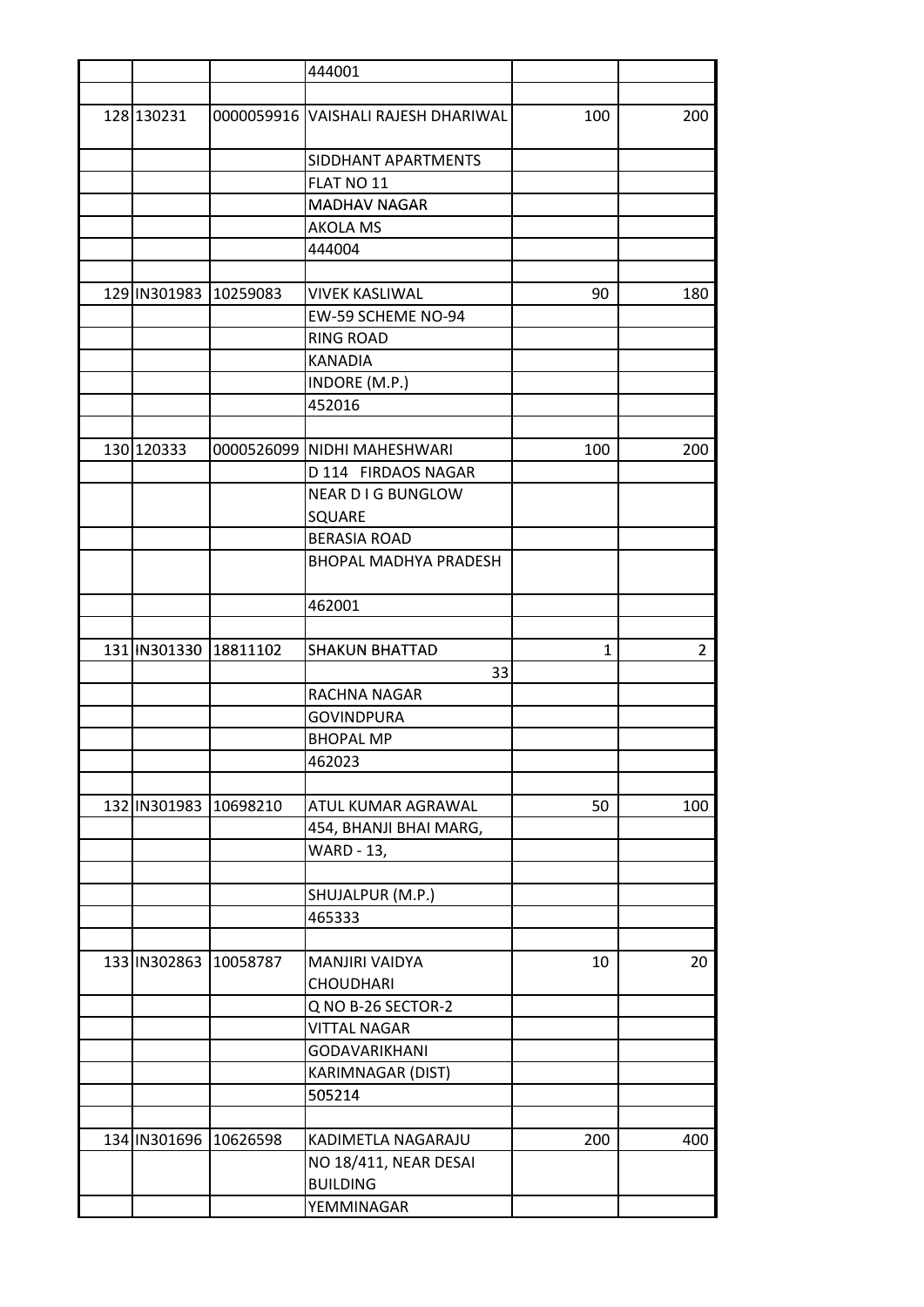| | | | | | |
|---|---|---|---|---|---|
| | | | 444001 | | |
| | | | | | |
| 128 | 130231 | 0000059916 | VAISHALI RAJESH DHARIWAL | 100 | 200 |
| | | | SIDDHANT APARTMENTS | | |
| | | | FLAT NO 11 | | |
| | | | MADHAV NAGAR | | |
| | | | AKOLA MS | | |
| | | | 444004 | | |
| | | | | | |
| 129 | IN301983 | 10259083 | VIVEK KASLIWAL | 90 | 180 |
| | | | EW-59 SCHEME NO-94 | | |
| | | | RING ROAD | | |
| | | | KANADIA | | |
| | | | INDORE (M.P.) | | |
| | | | 452016 | | |
| | | | | | |
| 130 | 120333 | 0000526099 | NIDHI MAHESHWARI | 100 | 200 |
| | | | D 114 FIRDAOS NAGAR | | |
| | | | NEAR D I G BUNGLOW SQUARE | | |
| | | | BERASIA ROAD | | |
| | | | BHOPAL MADHYA PRADESH | | |
| | | | 462001 | | |
| | | | | | |
| 131 | IN301330 | 18811102 | SHAKUN BHATTAD | 1 | 2 |
| | | | 33 | | |
| | | | RACHNA NAGAR | | |
| | | | GOVINDPURA | | |
| | | | BHOPAL MP | | |
| | | | 462023 | | |
| | | | | | |
| 132 | IN301983 | 10698210 | ATUL KUMAR AGRAWAL | 50 | 100 |
| | | | 454, BHANJI BHAI MARG, | | |
| | | | WARD - 13, | | |
| | | | | | |
| | | | SHUJALPUR (M.P.) | | |
| | | | 465333 | | |
| | | | | | |
| 133 | IN302863 | 10058787 | MANJIRI VAIDYA CHOUDHARI | 10 | 20 |
| | | | Q NO B-26 SECTOR-2 | | |
| | | | VITTAL NAGAR | | |
| | | | GODAVARIKHANI | | |
| | | | KARIMNAGAR (DIST) | | |
| | | | 505214 | | |
| | | | | | |
| 134 | IN301696 | 10626598 | KADIMETLA NAGARAJU | 200 | 400 |
| | | | NO 18/411, NEAR DESAI BUILDING | | |
| | | | YEMMINAGAR | | |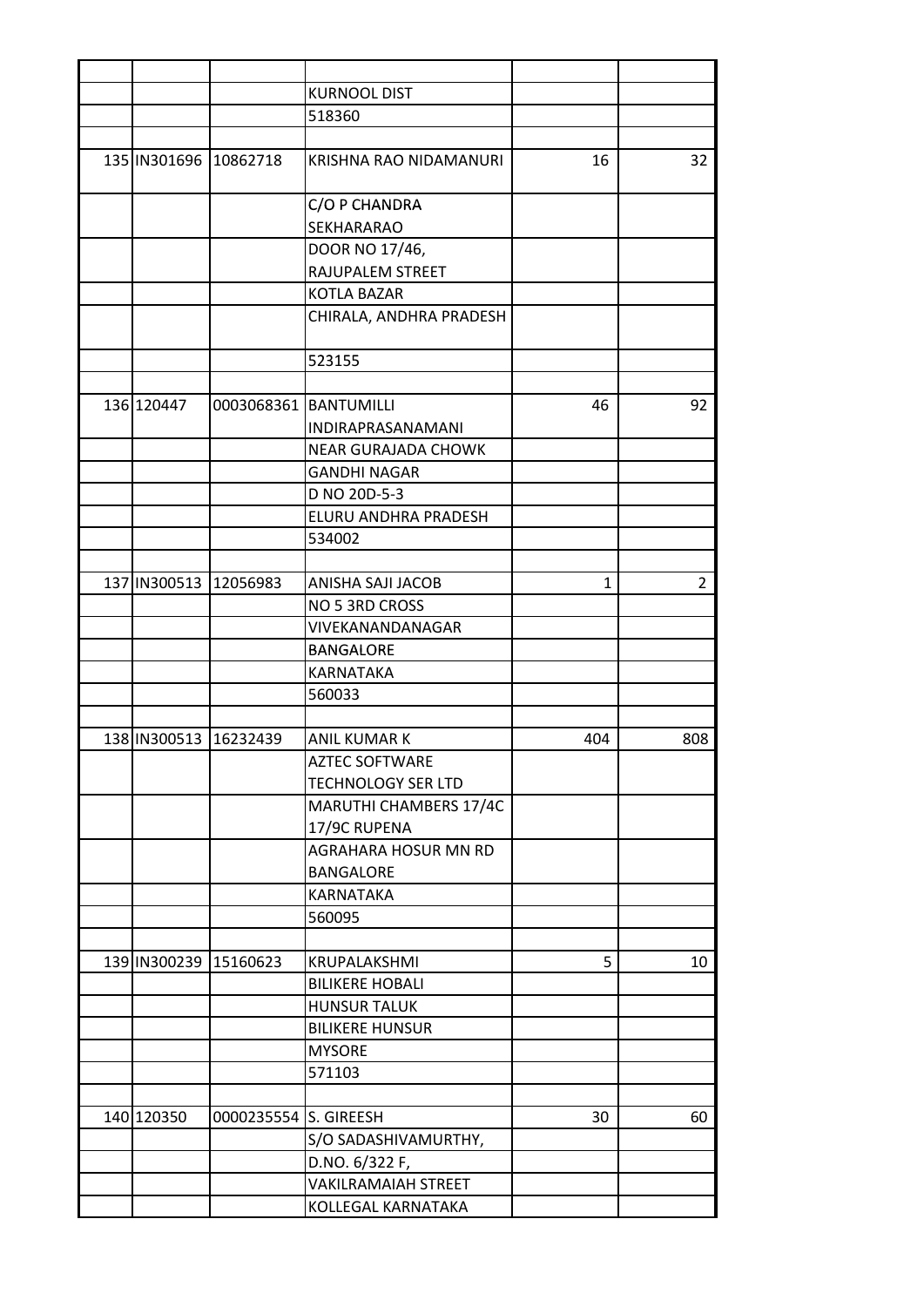| | | | | | |
|---|---|---|---|---|---|
| | | | | | |
| | | | KURNOOL DIST | | |
| | | | 518360 | | |
| | | | | | |
| 135 | IN301696 | 10862718 | KRISHNA RAO NIDAMANURI | 16 | 32 |
| | | | C/O P CHANDRA SEKHARARAO | | |
| | | | DOOR NO 17/46, RAJUPALEM STREET | | |
| | | | KOTLA BAZAR | | |
| | | | CHIRALA, ANDHRA PRADESH | | |
| | | | 523155 | | |
| | | | | | |
| 136 | 120447 | 0003068361 | BANTUMILLI INDIRAPRASANAMANI | 46 | 92 |
| | | | NEAR GURAJADA CHOWK | | |
| | | | GANDHI NAGAR | | |
| | | | D NO 20D-5-3 | | |
| | | | ELURU ANDHRA PRADESH | | |
| | | | 534002 | | |
| | | | | | |
| 137 | IN300513 | 12056983 | ANISHA SAJI JACOB | 1 | 2 |
| | | | NO 5 3RD CROSS | | |
| | | | VIVEKANANDANAGAR | | |
| | | | BANGALORE | | |
| | | | KARNATAKA | | |
| | | | 560033 | | |
| | | | | | |
| 138 | IN300513 | 16232439 | ANIL KUMAR K | 404 | 808 |
| | | | AZTEC SOFTWARE TECHNOLOGY SER LTD | | |
| | | | MARUTHI CHAMBERS 17/4C 17/9C RUPENA | | |
| | | | AGRAHARA HOSUR MN RD BANGALORE | | |
| | | | KARNATAKA | | |
| | | | 560095 | | |
| | | | | | |
| 139 | IN300239 | 15160623 | KRUPALAKSHMI | 5 | 10 |
| | | | BILIKERE HOBALI | | |
| | | | HUNSUR TALUK | | |
| | | | BILIKERE HUNSUR | | |
| | | | MYSORE | | |
| | | | 571103 | | |
| | | | | | |
| 140 | 120350 | 0000235554 | S. GIREESH | 30 | 60 |
| | | | S/O SADASHIVAMURTHY, | | |
| | | | D.NO. 6/322 F, | | |
| | | | VAKILRAMAIAH STREET | | |
| | | | KOLLEGAL KARNATAKA | | |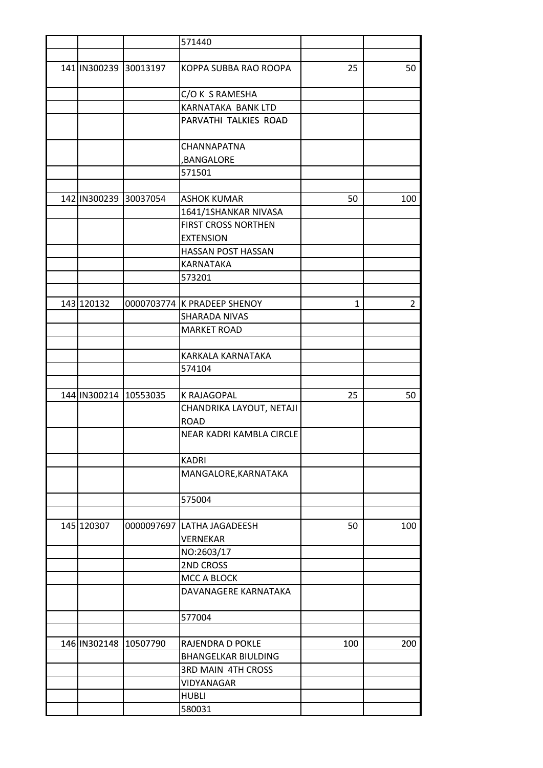| | | | | | |
|---|---|---|---|---|---|
| | | | 571440 | | |
| | | | | | |
| 141 | IN300239 | 30013197 | KOPPA SUBBA RAO ROOPA | 25 | 50 |
| | | | C/O K S RAMESHA | | |
| | | | KARNATAKA BANK LTD | | |
| | | | PARVATHI TALKIES ROAD | | |
| | | | CHANNAPATNA | | |
| | | | ,BANGALORE | | |
| | | | 571501 | | |
| | | | | | |
| 142 | IN300239 | 30037054 | ASHOK KUMAR | 50 | 100 |
| | | | 1641/1SHANKAR NIVASA | | |
| | | | FIRST CROSS NORTHEN EXTENSION | | |
| | | | HASSAN POST HASSAN | | |
| | | | KARNATAKA | | |
| | | | 573201 | | |
| | | | | | |
| 143 | 120132 | 0000703774 | K PRADEEP SHENOY | 1 | 2 |
| | | | SHARADA NIVAS | | |
| | | | MARKET ROAD | | |
| | | | | | |
| | | | KARKALA KARNATAKA | | |
| | | | 574104 | | |
| | | | | | |
| 144 | IN300214 | 10553035 | K RAJAGOPAL | 25 | 50 |
| | | | CHANDRIKA LAYOUT, NETAJI ROAD | | |
| | | | NEAR KADRI KAMBLA CIRCLE | | |
| | | | KADRI | | |
| | | | MANGALORE,KARNATAKA | | |
| | | | 575004 | | |
| | | | | | |
| 145 | 120307 | 0000097697 | LATHA JAGADEESH VERNEKAR | 50 | 100 |
| | | | NO:2603/17 | | |
| | | | 2ND CROSS | | |
| | | | MCC A BLOCK | | |
| | | | DAVANAGERE KARNATAKA | | |
| | | | 577004 | | |
| | | | | | |
| 146 | IN302148 | 10507790 | RAJENDRA D POKLE | 100 | 200 |
| | | | BHANGELKAR BIULDING | | |
| | | | 3RD MAIN 4TH CROSS | | |
| | | | VIDYANAGAR | | |
| | | | HUBLI | | |
| | | | 580031 | | |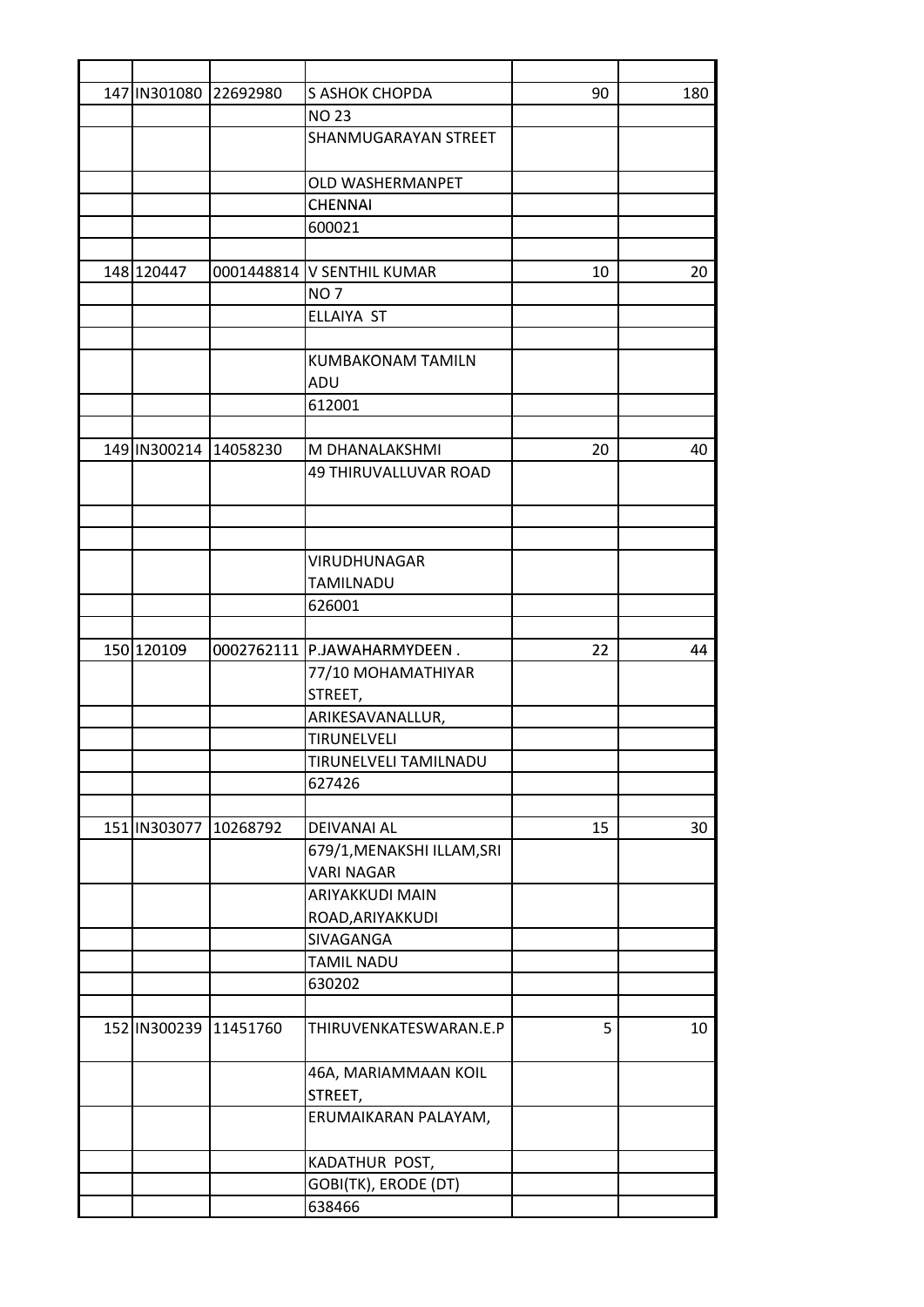| | | | | | |
|---|---|---|---|---|---|
| 147 | IN301080 | 22692980 | S ASHOK CHOPDA | 90 | 180 |
| | | | NO 23 | | |
| | | | SHANMUGARAYAN STREET | | |
| | | | OLD WASHERMANPET | | |
| | | | CHENNAI | | |
| | | | 600021 | | |
| | | | | | |
| 148 | 120447 | 0001448814 | V SENTHIL KUMAR | 10 | 20 |
| | | | NO 7 | | |
| | | | ELLAIYA ST | | |
| | | | | | |
| | | | KUMBAKONAM TAMILN ADU | | |
| | | | 612001 | | |
| | | | | | |
| 149 | IN300214 | 14058230 | M DHANALAKSHMI | 20 | 40 |
| | | | 49 THIRUVALLUVAR ROAD | | |
| | | | | | |
| | | | | | |
| | | | VIRUDHUNAGAR TAMILNADU | | |
| | | | 626001 | | |
| | | | | | |
| 150 | 120109 | 0002762111 | P.JAWAHARMYDEEN . | 22 | 44 |
| | | | 77/10 MOHAMATHIYAR STREET, | | |
| | | | ARIKESAVANALLUR, | | |
| | | | TIRUNELVELI | | |
| | | | TIRUNELVELI TAMILNADU | | |
| | | | 627426 | | |
| | | | | | |
| 151 | IN303077 | 10268792 | DEIVANAI AL | 15 | 30 |
| | | | 679/1,MENAKSHI ILLAM,SRI VARI NAGAR | | |
| | | | ARIYAKKUDI MAIN ROAD,ARIYAKKUDI | | |
| | | | SIVAGANGA | | |
| | | | TAMIL NADU | | |
| | | | 630202 | | |
| | | | | | |
| 152 | IN300239 | 11451760 | THIRUVENKATESWARAN.E.P | 5 | 10 |
| | | | 46A, MARIAMMAAN KOIL STREET, | | |
| | | | ERUMAIKARAN PALAYAM, | | |
| | | | KADATHUR POST, | | |
| | | | GOBI(TK), ERODE (DT) | | |
| | | | 638466 | | |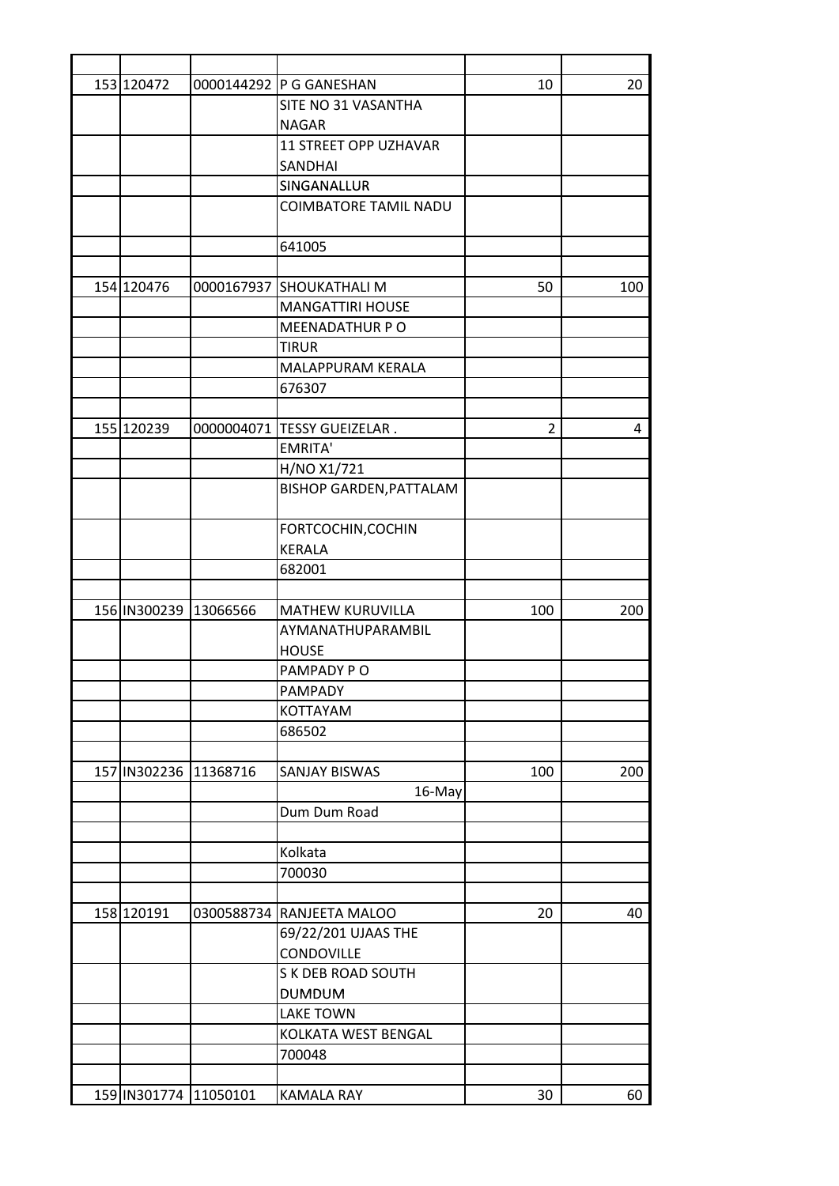| | | | | | |
|---|---|---|---|---|---|
| 153 | 120472 | 0000144292 | P G GANESHAN | 10 | 20 |
| | | | SITE NO 31 VASANTHA NAGAR | | |
| | | | 11 STREET OPP UZHAVAR SANDHAI | | |
| | | | SINGANALLUR | | |
| | | | COIMBATORE TAMIL NADU | | |
| | | | 641005 | | |
| | | | | | |
| 154 | 120476 | 0000167937 | SHOUKATHALI M | 50 | 100 |
| | | | MANGATTIRI HOUSE | | |
| | | | MEENADATHUR P O | | |
| | | | TIRUR | | |
| | | | MALAPPURAM KERALA | | |
| | | | 676307 | | |
| | | | | | |
| 155 | 120239 | 0000004071 | TESSY GUEIZELAR . | 2 | 4 |
| | | | EMRITA' | | |
| | | | H/NO X1/721 | | |
| | | | BISHOP GARDEN,PATTALAM | | |
| | | | FORTCOCHIN,COCHIN KERALA | | |
| | | | 682001 | | |
| | | | | | |
| 156 | IN300239 | 13066566 | MATHEW KURUVILLA | 100 | 200 |
| | | | AYMANATHUPARAMBIL HOUSE | | |
| | | | PAMPADY P O | | |
| | | | PAMPADY | | |
| | | | KOTTAYAM | | |
| | | | 686502 | | |
| | | | | | |
| 157 | IN302236 | 11368716 | SANJAY BISWAS | 100 | 200 |
| | | | 16-May | | |
| | | | Dum Dum Road | | |
| | | | | | |
| | | | Kolkata | | |
| | | | 700030 | | |
| | | | | | |
| 158 | 120191 | 0300588734 | RANJEETA MALOO | 20 | 40 |
| | | | 69/22/201 UJAAS THE CONDOVILLE | | |
| | | | S K DEB ROAD SOUTH DUMDUM | | |
| | | | LAKE TOWN | | |
| | | | KOLKATA WEST BENGAL | | |
| | | | 700048 | | |
| | | | | | |
| 159 | IN301774 | 11050101 | KAMALA RAY | 30 | 60 |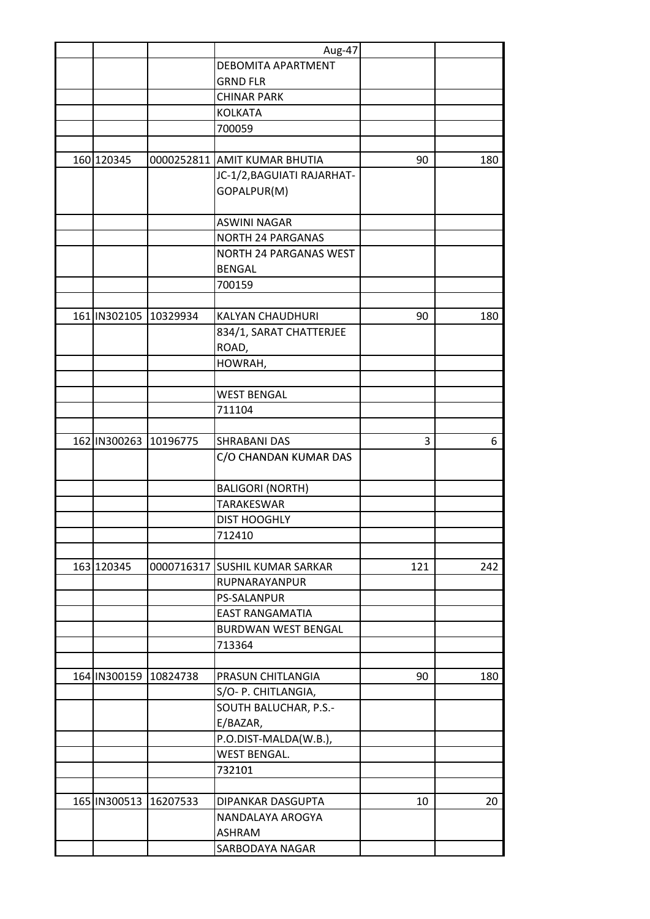| | | | | | |
|---|---|---|---|---|---|
| | | | Aug-47 | | |
| | | | DEBOMITA APARTMENT GRND FLR | | |
| | | | CHINAR PARK | | |
| | | | KOLKATA | | |
| | | | 700059 | | |
| | | | | | |
| 160 | 120345 | 0000252811 | AMIT KUMAR BHUTIA | 90 | 180 |
| | | | JC-1/2,BAGUIATI RAJARHAT-GOPALPUR(M) | | |
| | | | ASWINI NAGAR | | |
| | | | NORTH 24 PARGANAS | | |
| | | | NORTH 24 PARGANAS WEST BENGAL | | |
| | | | 700159 | | |
| | | | | | |
| 161 | IN302105 | 10329934 | KALYAN CHAUDHURI | 90 | 180 |
| | | | 834/1, SARAT CHATTERJEE ROAD, | | |
| | | | HOWRAH, | | |
| | | | | | |
| | | | WEST BENGAL | | |
| | | | 711104 | | |
| | | | | | |
| 162 | IN300263 | 10196775 | SHRABANI DAS | 3 | 6 |
| | | | C/O CHANDAN KUMAR DAS | | |
| | | | BALIGORI (NORTH) | | |
| | | | TARAKESWAR | | |
| | | | DIST HOOGHLY | | |
| | | | 712410 | | |
| | | | | | |
| 163 | 120345 | 0000716317 | SUSHIL KUMAR SARKAR | 121 | 242 |
| | | | RUPNARAYANPUR | | |
| | | | PS-SALANPUR | | |
| | | | EAST RANGAMATIA | | |
| | | | BURDWAN WEST BENGAL | | |
| | | | 713364 | | |
| | | | | | |
| 164 | IN300159 | 10824738 | PRASUN CHITLANGIA | 90 | 180 |
| | | | S/O- P. CHITLANGIA, | | |
| | | | SOUTH BALUCHAR, P.S.-E/BAZAR, | | |
| | | | P.O.DIST-MALDA(W.B.), | | |
| | | | WEST BENGAL. | | |
| | | | 732101 | | |
| | | | | | |
| 165 | IN300513 | 16207533 | DIPANKAR DASGUPTA | 10 | 20 |
| | | | NANDALAYA AROGYA ASHRAM | | |
| | | | SARBODAYA NAGAR | | |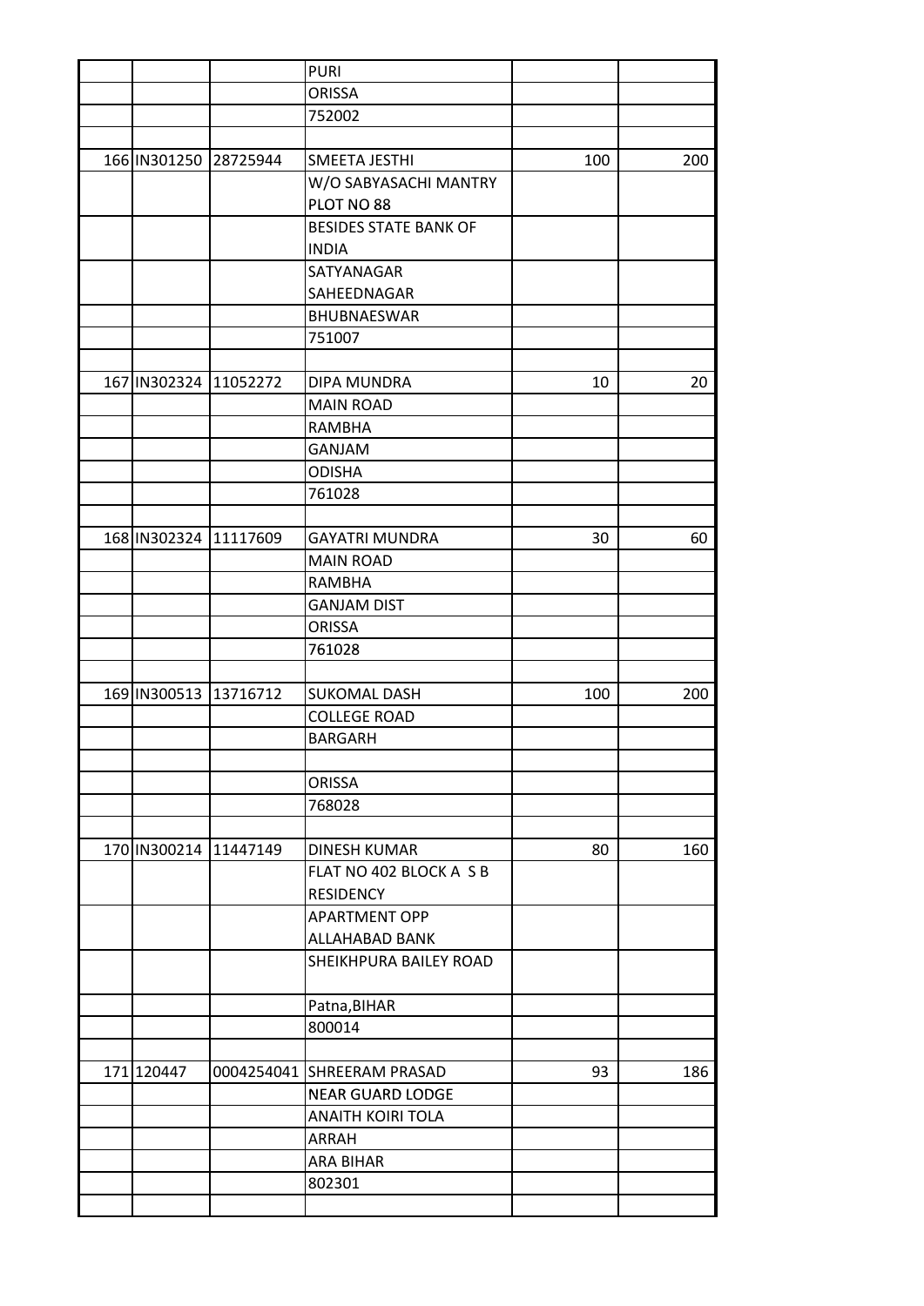| | | | | | |
|---|---|---|---|---|---|
| | | | PURI | | |
| | | | ORISSA | | |
| | | | 752002 | | |
| | | | | | |
| 166 | IN301250 | 28725944 | SMEETA JESTHI | 100 | 200 |
| | | | W/O SABYASACHI MANTRY PLOT NO 88 | | |
| | | | BESIDES STATE BANK OF INDIA | | |
| | | | SATYANAGAR SAHEEDNAGAR | | |
| | | | BHUBNAESWAR | | |
| | | | 751007 | | |
| | | | | | |
| 167 | IN302324 | 11052272 | DIPA MUNDRA | 10 | 20 |
| | | | MAIN ROAD | | |
| | | | RAMBHA | | |
| | | | GANJAM | | |
| | | | ODISHA | | |
| | | | 761028 | | |
| | | | | | |
| 168 | IN302324 | 11117609 | GAYATRI MUNDRA | 30 | 60 |
| | | | MAIN ROAD | | |
| | | | RAMBHA | | |
| | | | GANJAM DIST | | |
| | | | ORISSA | | |
| | | | 761028 | | |
| | | | | | |
| 169 | IN300513 | 13716712 | SUKOMAL DASH | 100 | 200 |
| | | | COLLEGE ROAD | | |
| | | | BARGARH | | |
| | | | | | |
| | | | ORISSA | | |
| | | | 768028 | | |
| | | | | | |
| 170 | IN300214 | 11447149 | DINESH KUMAR | 80 | 160 |
| | | | FLAT NO 402 BLOCK A S B RESIDENCY | | |
| | | | APARTMENT OPP ALLAHABAD BANK | | |
| | | | SHEIKHPURA BAILEY ROAD | | |
| | | | Patna,BIHAR | | |
| | | | 800014 | | |
| | | | | | |
| 171 | 120447 | 0004254041 | SHREERAM PRASAD | 93 | 186 |
| | | | NEAR GUARD LODGE | | |
| | | | ANAITH KOIRI TOLA | | |
| | | | ARRAH | | |
| | | | ARA BIHAR | | |
| | | | 802301 | | |
| | | | | | |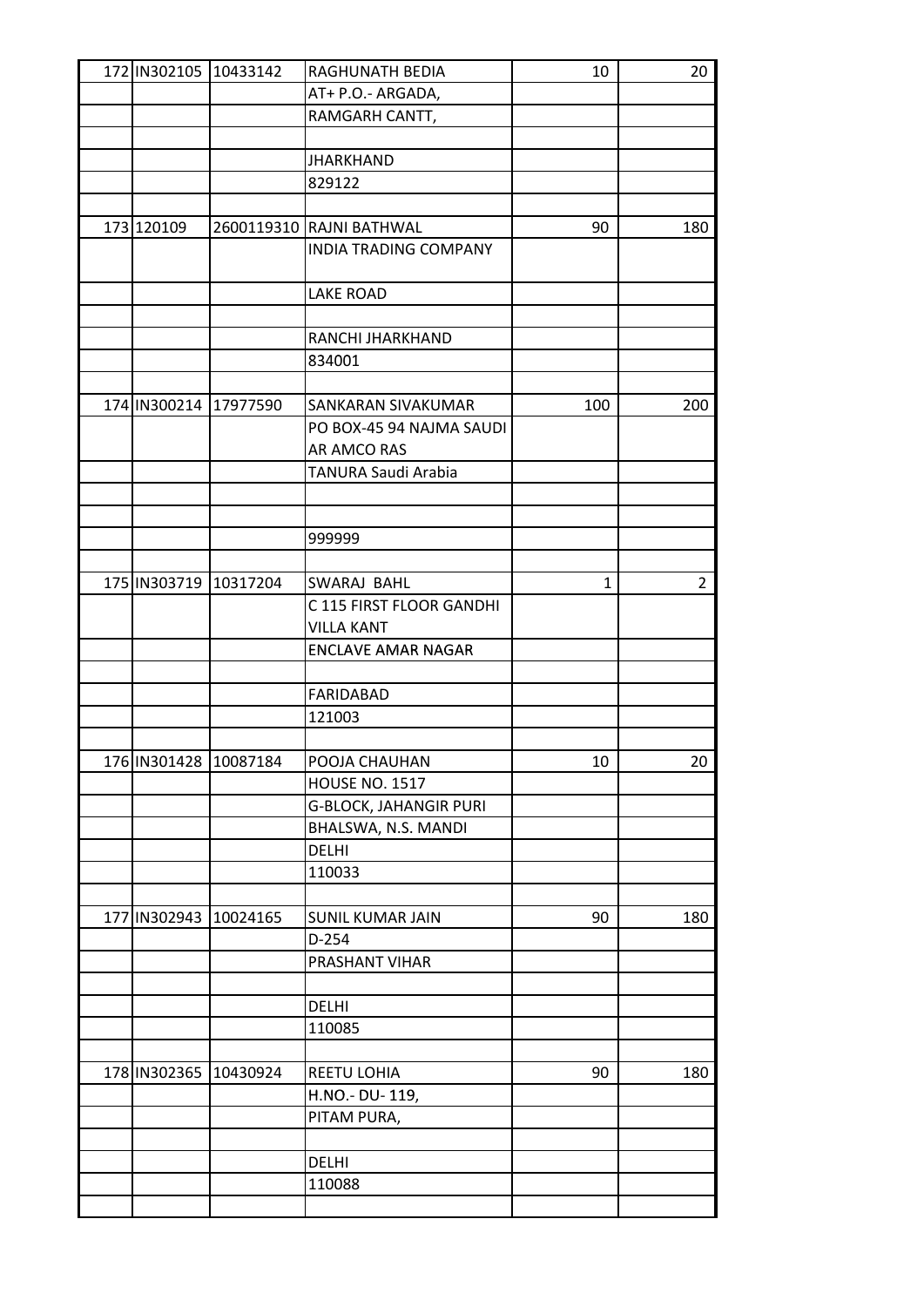| | | | | | |
|---|---|---|---|---|---|
| 172 | IN302105 | 10433142 | RAGHUNATH BEDIA | 10 | 20 |
| | | | AT+ P.O.- ARGADA, | | |
| | | | RAMGARH CANTT, | | |
| | | | | | |
| | | | JHARKHAND | | |
| | | | 829122 | | |
| | | | | | |
| 173 | 120109 | 2600119310 | RAJNI BATHWAL | 90 | 180 |
| | | | INDIA TRADING COMPANY | | |
| | | | LAKE ROAD | | |
| | | | | | |
| | | | RANCHI JHARKHAND | | |
| | | | 834001 | | |
| | | | | | |
| 174 | IN300214 | 17977590 | SANKARAN SIVAKUMAR | 100 | 200 |
| | | | PO BOX-45 94 NAJMA SAUDI AR AMCO RAS | | |
| | | | TANURA Saudi Arabia | | |
| | | | | | |
| | | | | | |
| | | | 999999 | | |
| | | | | | |
| 175 | IN303719 | 10317204 | SWARAJ BAHL | 1 | 2 |
| | | | C 115 FIRST FLOOR GANDHI VILLA KANT | | |
| | | | ENCLAVE AMAR NAGAR | | |
| | | | | | |
| | | | FARIDABAD | | |
| | | | 121003 | | |
| | | | | | |
| 176 | IN301428 | 10087184 | POOJA CHAUHAN | 10 | 20 |
| | | | HOUSE NO. 1517 | | |
| | | | G-BLOCK, JAHANGIR PURI | | |
| | | | BHALSWA, N.S. MANDI | | |
| | | | DELHI | | |
| | | | 110033 | | |
| | | | | | |
| 177 | IN302943 | 10024165 | SUNIL KUMAR JAIN | 90 | 180 |
| | | | D-254 | | |
| | | | PRASHANT VIHAR | | |
| | | | | | |
| | | | DELHI | | |
| | | | 110085 | | |
| | | | | | |
| 178 | IN302365 | 10430924 | REETU LOHIA | 90 | 180 |
| | | | H.NO.- DU- 119, | | |
| | | | PITAM PURA, | | |
| | | | | | |
| | | | DELHI | | |
| | | | 110088 | | |
| | | | | | |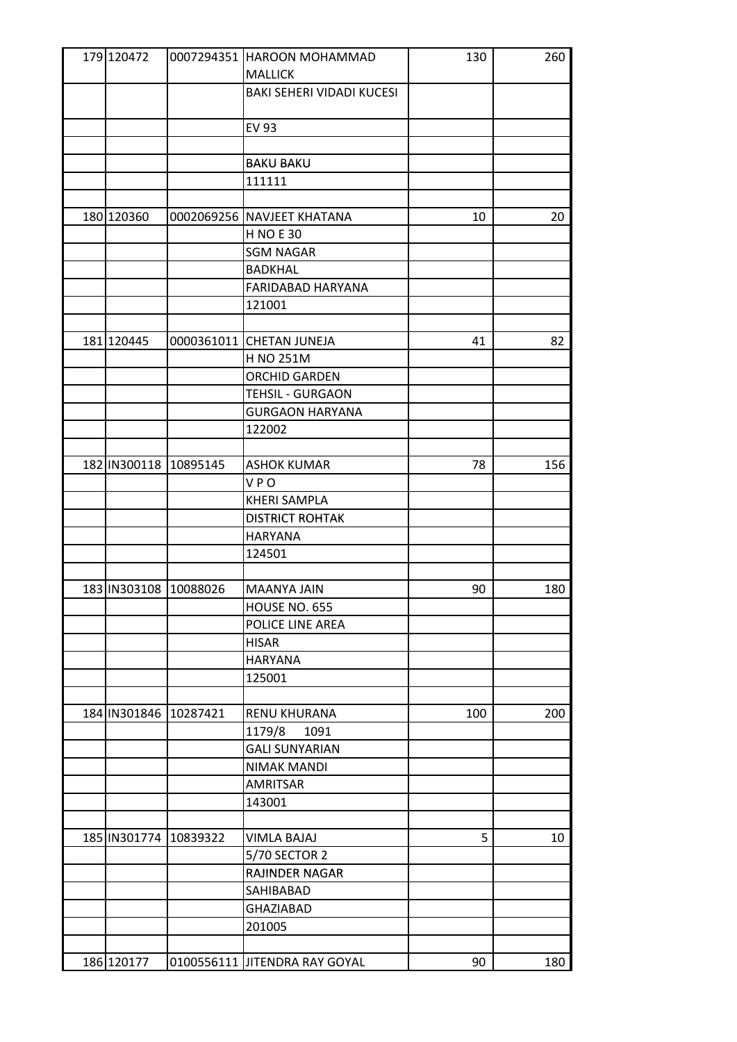| 179 | 120472 | 0007294351 | HAROON MOHAMMAD MALLICK | 130 | 260 |
|---|---|---|---|---|---|
| | | | BAKI SEHERI VIDADI KUCESI | | |
| | | | EV 93 | | |
| | | | | | |
| | | | BAKU BAKU | | |
| | | | 111111 | | |
| | | | | | |
| 180 | 120360 | 0002069256 | NAVJEET KHATANA | 10 | 20 |
| | | | H NO E 30 | | |
| | | | SGM NAGAR | | |
| | | | BADKHAL | | |
| | | | FARIDABAD HARYANA | | |
| | | | 121001 | | |
| | | | | | |
| 181 | 120445 | 0000361011 | CHETAN JUNEJA | 41 | 82 |
| | | | H NO 251M | | |
| | | | ORCHID GARDEN | | |
| | | | TEHSIL - GURGAON | | |
| | | | GURGAON HARYANA | | |
| | | | 122002 | | |
| | | | | | |
| 182 | IN300118 | 10895145 | ASHOK KUMAR | 78 | 156 |
| | | | V P O | | |
| | | | KHERI SAMPLA | | |
| | | | DISTRICT ROHTAK | | |
| | | | HARYANA | | |
| | | | 124501 | | |
| | | | | | |
| 183 | IN303108 | 10088026 | MAANYA JAIN | 90 | 180 |
| | | | HOUSE NO. 655 | | |
| | | | POLICE LINE AREA | | |
| | | | HISAR | | |
| | | | HARYANA | | |
| | | | 125001 | | |
| | | | | | |
| 184 | IN301846 | 10287421 | RENU KHURANA | 100 | 200 |
| | | | 1179/8 1091 | | |
| | | | GALI SUNYARIAN | | |
| | | | NIMAK MANDI | | |
| | | | AMRITSAR | | |
| | | | 143001 | | |
| | | | | | |
| 185 | IN301774 | 10839322 | VIMLA BAJAJ | 5 | 10 |
| | | | 5/70 SECTOR 2 | | |
| | | | RAJINDER NAGAR | | |
| | | | SAHIBABAD | | |
| | | | GHAZIABAD | | |
| | | | 201005 | | |
| | | | | | |
| 186 | 120177 | 0100556111 | JITENDRA RAY GOYAL | 90 | 180 |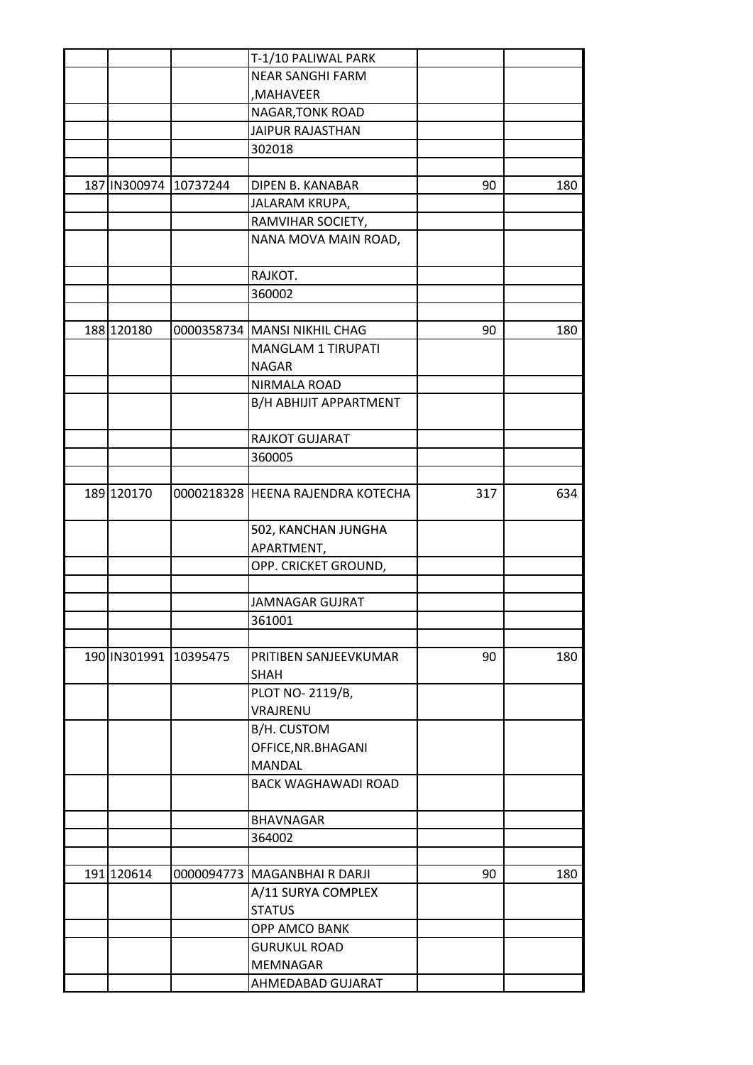| | | | | | |
|---|---|---|---|---|---|
| | | | T-1/10 PALIWAL PARK | | |
| | | | NEAR SANGHI FARM ,MAHAVEER | | |
| | | | NAGAR,TONK ROAD | | |
| | | | JAIPUR RAJASTHAN | | |
| | | | 302018 | | |
| | | | | | |
| 187 | IN300974 | 10737244 | DIPEN B. KANABAR | 90 | 180 |
| | | | JALARAM KRUPA, | | |
| | | | RAMVIHAR SOCIETY, | | |
| | | | NANA MOVA MAIN ROAD, | | |
| | | | RAJKOT. | | |
| | | | 360002 | | |
| | | | | | |
| 188 | 120180 | 0000358734 | MANSI NIKHIL CHAG | 90 | 180 |
| | | | MANGLAM 1 TIRUPATI NAGAR | | |
| | | | NIRMALA ROAD | | |
| | | | B/H ABHIJIT APPARTMENT | | |
| | | | RAJKOT GUJARAT | | |
| | | | 360005 | | |
| | | | | | |
| 189 | 120170 | 0000218328 | HEENA RAJENDRA KOTECHA | 317 | 634 |
| | | | 502, KANCHAN JUNGHA APARTMENT, | | |
| | | | OPP. CRICKET GROUND, | | |
| | | | | | |
| | | | JAMNAGAR GUJRAT | | |
| | | | 361001 | | |
| | | | | | |
| 190 | IN301991 | 10395475 | PRITIBEN SANJEEVKUMAR SHAH | 90 | 180 |
| | | | PLOT NO- 2119/B, VRAJRENU | | |
| | | | B/H. CUSTOM OFFICE,NR.BHAGANI MANDAL | | |
| | | | BACK WAGHAWADI ROAD | | |
| | | | BHAVNAGAR | | |
| | | | 364002 | | |
| | | | | | |
| 191 | 120614 | 0000094773 | MAGANBHAI R DARJI | 90 | 180 |
| | | | A/11 SURYA COMPLEX STATUS | | |
| | | | OPP AMCO BANK | | |
| | | | GURUKUL ROAD MEMNAGAR | | |
| | | | AHMEDABAD GUJARAT | | |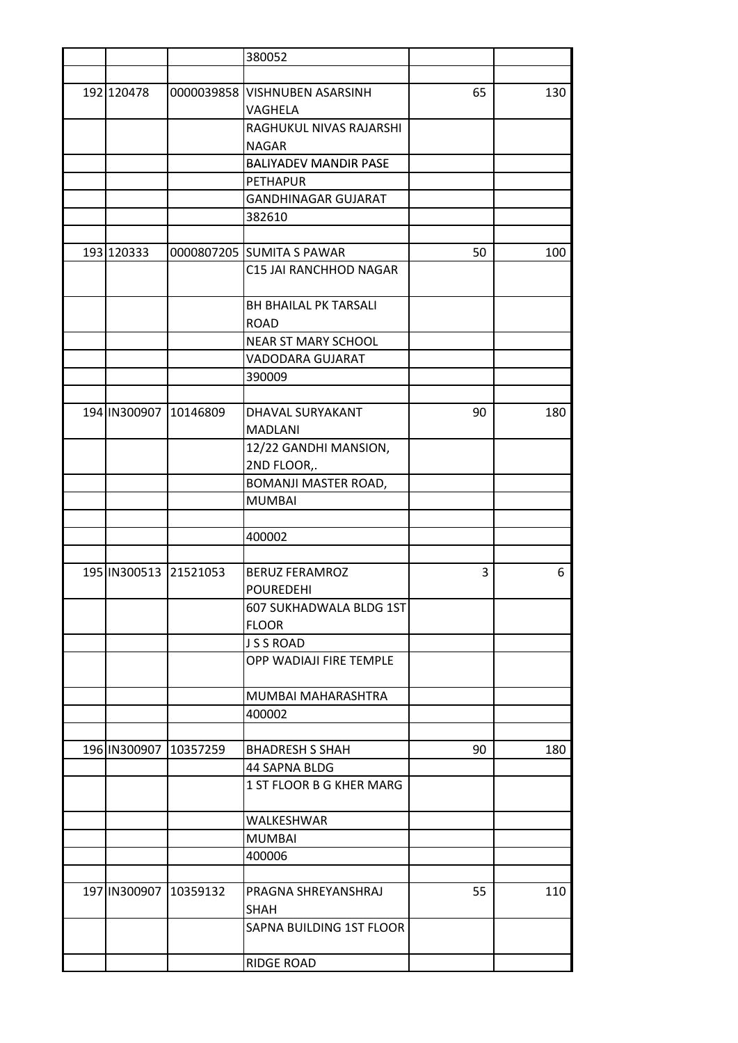| | | | | | |
|---|---|---|---|---|---|
| | | | 380052 | | |
| | | | | | |
| 192 | 120478 | 0000039858 | VISHNUBEN ASARSINH VAGHELA | 65 | 130 |
| | | | RAGHUKUL NIVAS RAJARSHI NAGAR | | |
| | | | BALIYADEV MANDIR PASE | | |
| | | | PETHAPUR | | |
| | | | GANDHINAGAR GUJARAT | | |
| | | | 382610 | | |
| | | | | | |
| 193 | 120333 | 0000807205 | SUMITA S PAWAR | 50 | 100 |
| | | | C15 JAI RANCHHOD NAGAR | | |
| | | | BH BHAILAL PK TARSALI ROAD | | |
| | | | NEAR ST MARY SCHOOL | | |
| | | | VADODARA GUJARAT | | |
| | | | 390009 | | |
| | | | | | |
| 194 | IN300907 | 10146809 | DHAVAL SURYAKANT MADLANI | 90 | 180 |
| | | | 12/22 GANDHI MANSION, 2ND FLOOR,. | | |
| | | | BOMANJI MASTER ROAD, | | |
| | | | MUMBAI | | |
| | | | | | |
| | | | 400002 | | |
| | | | | | |
| 195 | IN300513 | 21521053 | BERUZ FERAMROZ POUREDEHI | 3 | 6 |
| | | | 607 SUKHADWALA BLDG 1ST FLOOR | | |
| | | | J S S ROAD | | |
| | | | OPP WADIAJI FIRE TEMPLE | | |
| | | | MUMBAI MAHARASHTRA | | |
| | | | 400002 | | |
| | | | | | |
| 196 | IN300907 | 10357259 | BHADRESH S SHAH | 90 | 180 |
| | | | 44 SAPNA BLDG | | |
| | | | 1 ST FLOOR B G KHER MARG | | |
| | | | WALKESHWAR | | |
| | | | MUMBAI | | |
| | | | 400006 | | |
| | | | | | |
| 197 | IN300907 | 10359132 | PRAGNA SHREYANSHRAJ SHAH | 55 | 110 |
| | | | SAPNA BUILDING 1ST FLOOR | | |
| | | | RIDGE ROAD | | |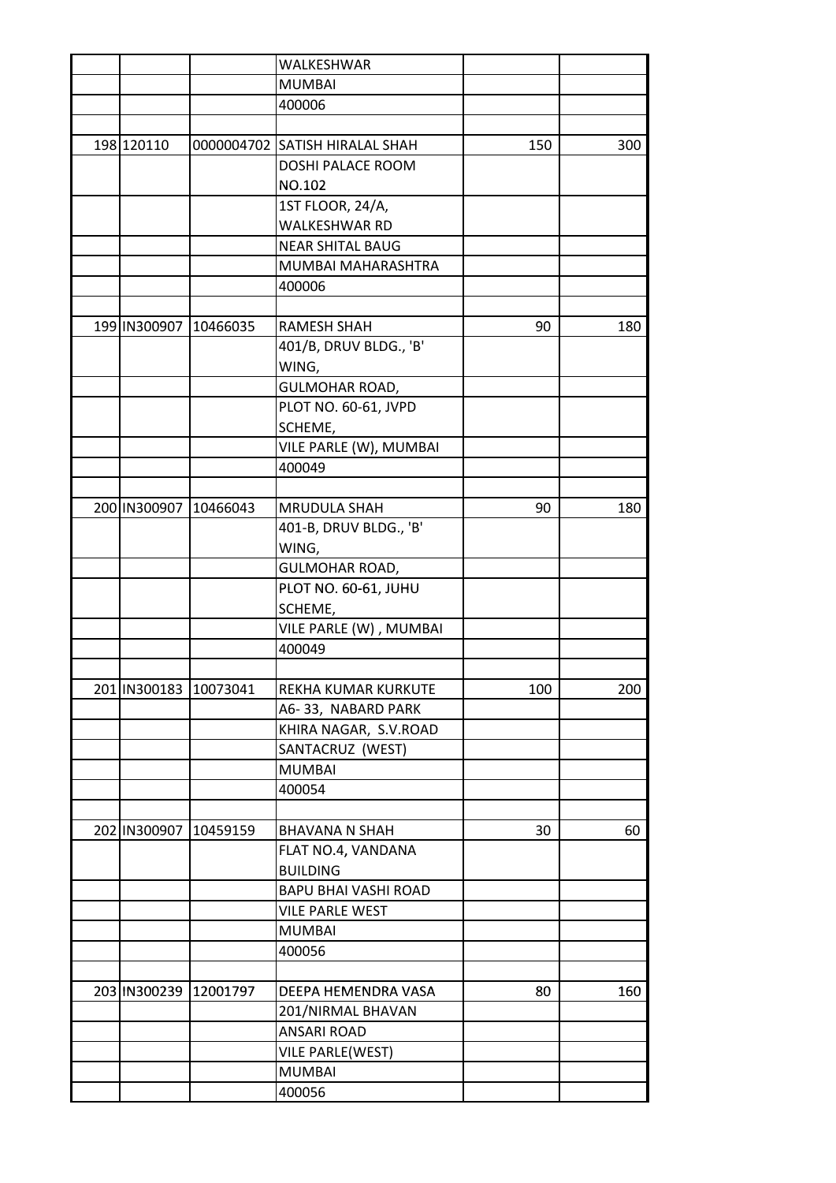| | | | | | |
|---|---|---|---|---|---|
| | | | WALKESHWAR | | |
| | | | MUMBAI | | |
| | | | 400006 | | |
| | | | | | |
| 198 | 120110 | 0000004702 | SATISH HIRALAL SHAH | 150 | 300 |
| | | | DOSHI PALACE ROOM NO.102 | | |
| | | | 1ST FLOOR, 24/A, WALKESHWAR RD | | |
| | | | NEAR SHITAL BAUG | | |
| | | | MUMBAI MAHARASHTRA | | |
| | | | 400006 | | |
| | | | | | |
| 199 | IN300907 | 10466035 | RAMESH SHAH | 90 | 180 |
| | | | 401/B, DRUV BLDG., 'B' WING, | | |
| | | | GULMOHAR ROAD, | | |
| | | | PLOT NO. 60-61, JVPD SCHEME, | | |
| | | | VILE PARLE (W), MUMBAI | | |
| | | | 400049 | | |
| | | | | | |
| 200 | IN300907 | 10466043 | MRUDULA SHAH | 90 | 180 |
| | | | 401-B, DRUV BLDG., 'B' WING, | | |
| | | | GULMOHAR ROAD, | | |
| | | | PLOT NO. 60-61, JUHU SCHEME, | | |
| | | | VILE PARLE (W) , MUMBAI | | |
| | | | 400049 | | |
| | | | | | |
| 201 | IN300183 | 10073041 | REKHA KUMAR KURKUTE | 100 | 200 |
| | | | A6- 33, NABARD PARK | | |
| | | | KHIRA NAGAR, S.V.ROAD | | |
| | | | SANTACRUZ (WEST) | | |
| | | | MUMBAI | | |
| | | | 400054 | | |
| | | | | | |
| 202 | IN300907 | 10459159 | BHAVANA N SHAH | 30 | 60 |
| | | | FLAT NO.4, VANDANA BUILDING | | |
| | | | BAPU BHAI VASHI ROAD | | |
| | | | VILE PARLE WEST | | |
| | | | MUMBAI | | |
| | | | 400056 | | |
| | | | | | |
| 203 | IN300239 | 12001797 | DEEPA HEMENDRA VASA | 80 | 160 |
| | | | 201/NIRMAL BHAVAN | | |
| | | | ANSARI ROAD | | |
| | | | VILE PARLE(WEST) | | |
| | | | MUMBAI | | |
| | | | 400056 | | |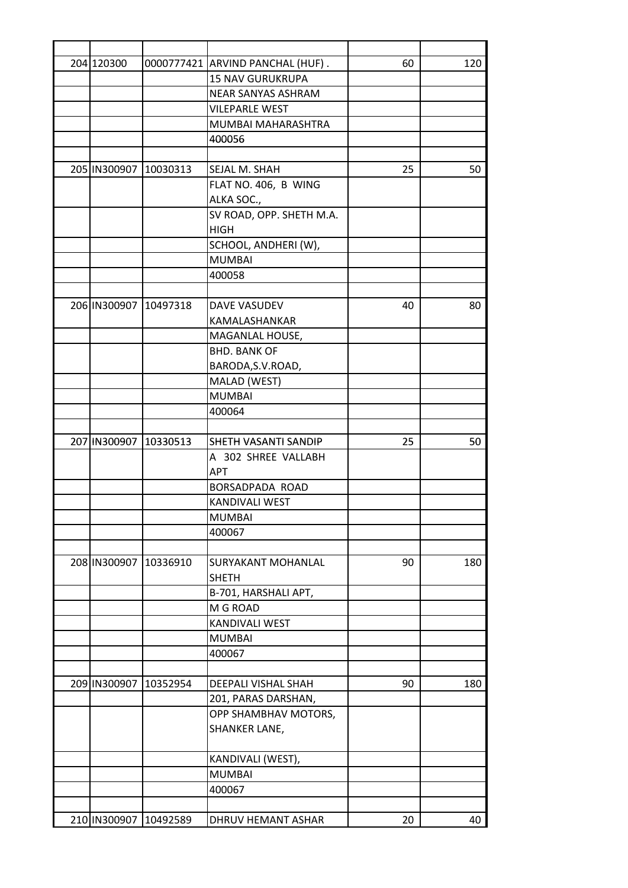| | | | | | |
|---|---|---|---|---|---|
| 204 | 120300 | 0000777421 | ARVIND PANCHAL (HUF) . | 60 | 120 |
| | | | 15 NAV GURUKRUPA | | |
| | | | NEAR SANYAS ASHRAM | | |
| | | | VILEPARLE WEST | | |
| | | | MUMBAI MAHARASHTRA | | |
| | | | 400056 | | |
| | | | | | |
| 205 | IN300907 | 10030313 | SEJAL M. SHAH | 25 | 50 |
| | | | FLAT NO. 406, B WING ALKA SOC., | | |
| | | | SV ROAD, OPP. SHETH M.A. HIGH | | |
| | | | SCHOOL, ANDHERI (W), | | |
| | | | MUMBAI | | |
| | | | 400058 | | |
| | | | | | |
| 206 | IN300907 | 10497318 | DAVE VASUDEV KAMALASHANKAR | 40 | 80 |
| | | | MAGANLAL HOUSE, | | |
| | | | BHD. BANK OF BARODA,S.V.ROAD, | | |
| | | | MALAD (WEST) | | |
| | | | MUMBAI | | |
| | | | 400064 | | |
| | | | | | |
| 207 | IN300907 | 10330513 | SHETH VASANTI SANDIP | 25 | 50 |
| | | | A 302 SHREE VALLABH APT | | |
| | | | BORSADPADA ROAD | | |
| | | | KANDIVALI WEST | | |
| | | | MUMBAI | | |
| | | | 400067 | | |
| | | | | | |
| 208 | IN300907 | 10336910 | SURYAKANT MOHANLAL SHETH | 90 | 180 |
| | | | B-701, HARSHALI APT, | | |
| | | | M G ROAD | | |
| | | | KANDIVALI WEST | | |
| | | | MUMBAI | | |
| | | | 400067 | | |
| | | | | | |
| 209 | IN300907 | 10352954 | DEEPALI VISHAL SHAH | 90 | 180 |
| | | | 201, PARAS DARSHAN, | | |
| | | | OPP SHAMBHAV MOTORS, SHANKER LANE, | | |
| | | | KANDIVALI (WEST), | | |
| | | | MUMBAI | | |
| | | | 400067 | | |
| | | | | | |
| 210 | IN300907 | 10492589 | DHRUV HEMANT ASHAR | 20 | 40 |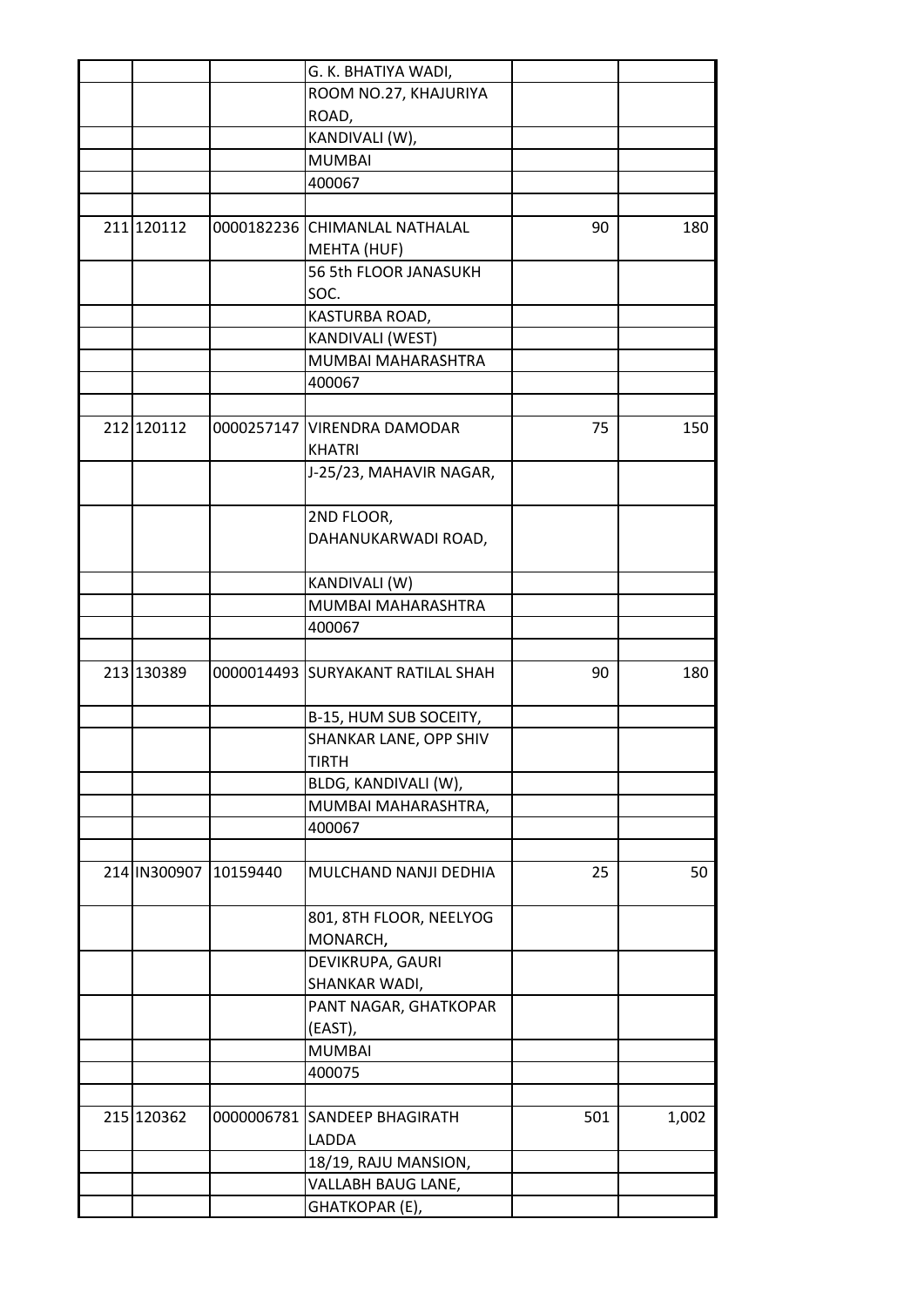| | | | | | |
|---|---|---|---|---|---|
| | | | G. K. BHATIYA WADI, | | |
| | | | ROOM NO.27, KHAJURIYA ROAD, | | |
| | | | KANDIVALI (W), | | |
| | | | MUMBAI | | |
| | | | 400067 | | |
| | | | | | |
| 211 | 120112 | 0000182236 | CHIMANLAL NATHALAL MEHTA (HUF) | 90 | 180 |
| | | | 56 5th FLOOR JANASUKH SOC. | | |
| | | | KASTURBA ROAD, | | |
| | | | KANDIVALI (WEST) | | |
| | | | MUMBAI MAHARASHTRA | | |
| | | | 400067 | | |
| | | | | | |
| 212 | 120112 | 0000257147 | VIRENDRA DAMODAR KHATRI | 75 | 150 |
| | | | J-25/23, MAHAVIR NAGAR, | | |
| | | | 2ND FLOOR, DAHANUKARWADI ROAD, | | |
| | | | KANDIVALI (W) | | |
| | | | MUMBAI MAHARASHTRA | | |
| | | | 400067 | | |
| | | | | | |
| 213 | 130389 | 0000014493 | SURYAKANT RATILAL SHAH | 90 | 180 |
| | | | B-15, HUM SUB SOCEITY, | | |
| | | | SHANKAR LANE, OPP SHIV TIRTH | | |
| | | | BLDG, KANDIVALI (W), | | |
| | | | MUMBAI MAHARASHTRA, | | |
| | | | 400067 | | |
| | | | | | |
| 214 | IN300907 | 10159440 | MULCHAND NANJI DEDHIA | 25 | 50 |
| | | | 801, 8TH FLOOR, NEELYOG MONARCH, | | |
| | | | DEVIKRUPA, GAURI SHANKAR WADI, | | |
| | | | PANT NAGAR, GHATKOPAR (EAST), | | |
| | | | MUMBAI | | |
| | | | 400075 | | |
| | | | | | |
| 215 | 120362 | 0000006781 | SANDEEP BHAGIRATH LADDA | 501 | 1,002 |
| | | | 18/19, RAJU MANSION, | | |
| | | | VALLABH BAUG LANE, | | |
| | | | GHATKOPAR (E), | | |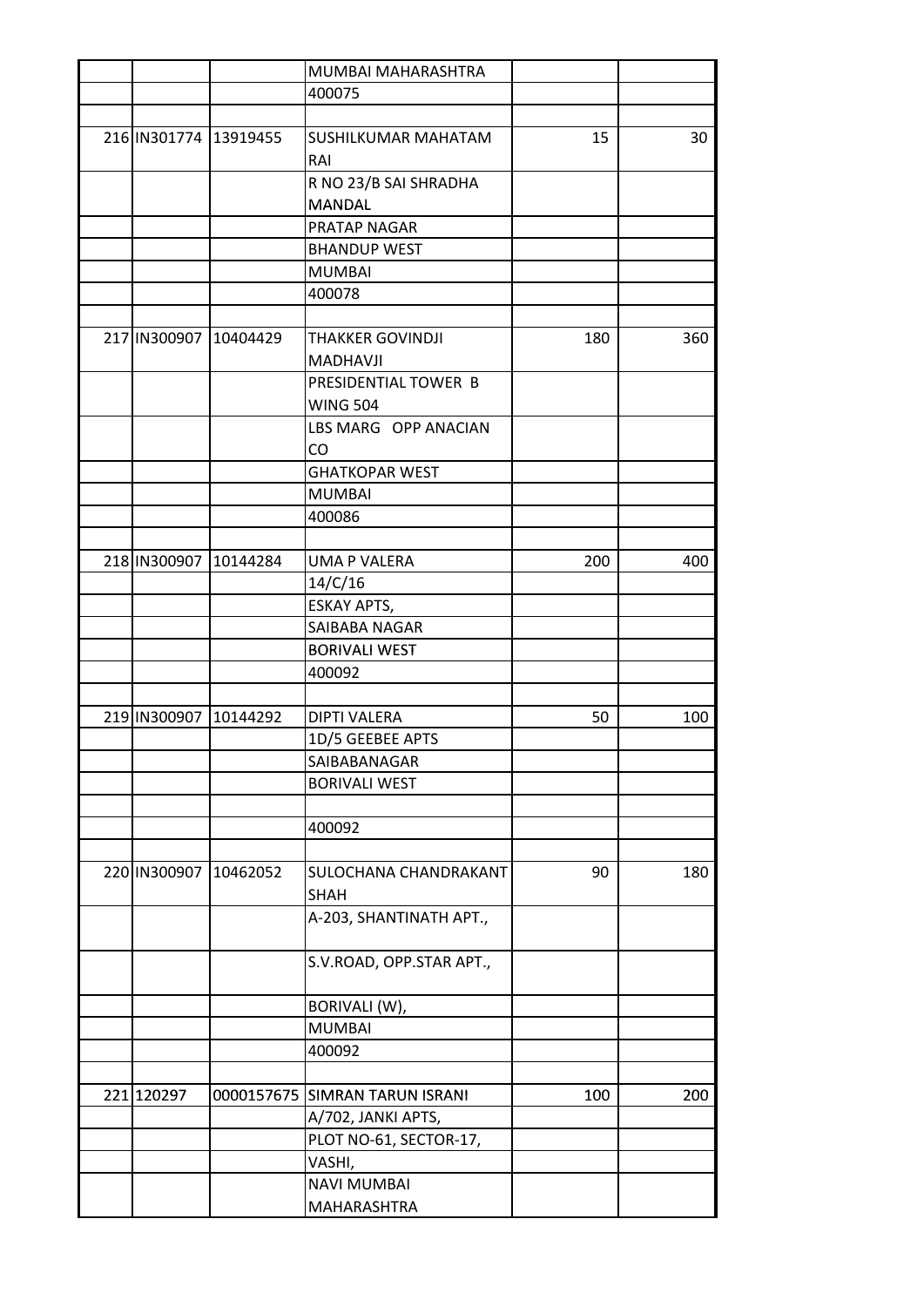| | | | | | |
|---|---|---|---|---|---|
| | | | MUMBAI MAHARASHTRA | | |
| | | | 400075 | | |
| | | | | | |
| 216 | IN301774 | 13919455 | SUSHILKUMAR MAHATAM RAI | 15 | 30 |
| | | | R NO 23/B SAI SHRADHA MANDAL | | |
| | | | PRATAP NAGAR | | |
| | | | BHANDUP WEST | | |
| | | | MUMBAI | | |
| | | | 400078 | | |
| | | | | | |
| 217 | IN300907 | 10404429 | THAKKER GOVINDJI MADHAVJI | 180 | 360 |
| | | | PRESIDENTIAL TOWER B WING 504 | | |
| | | | LBS MARG OPP ANACIAN CO | | |
| | | | GHATKOPAR WEST | | |
| | | | MUMBAI | | |
| | | | 400086 | | |
| | | | | | |
| 218 | IN300907 | 10144284 | UMA P VALERA | 200 | 400 |
| | | | 14/C/16 | | |
| | | | ESKAY APTS, | | |
| | | | SAIBABA NAGAR | | |
| | | | BORIVALI WEST | | |
| | | | 400092 | | |
| | | | | | |
| 219 | IN300907 | 10144292 | DIPTI VALERA | 50 | 100 |
| | | | 1D/5 GEEBEE APTS | | |
| | | | SAIBABANAGAR | | |
| | | | BORIVALI WEST | | |
| | | | | | |
| | | | 400092 | | |
| | | | | | |
| 220 | IN300907 | 10462052 | SULOCHANA CHANDRAKANT SHAH | 90 | 180 |
| | | | A-203, SHANTINATH APT., | | |
| | | | S.V.ROAD, OPP.STAR APT., | | |
| | | | BORIVALI (W), | | |
| | | | MUMBAI | | |
| | | | 400092 | | |
| | | | | | |
| 221 | 120297 | 0000157675 | SIMRAN TARUN ISRANI | 100 | 200 |
| | | | A/702, JANKI APTS, | | |
| | | | PLOT NO-61, SECTOR-17, | | |
| | | | VASHI, | | |
| | | | NAVI MUMBAI MAHARASHTRA | | |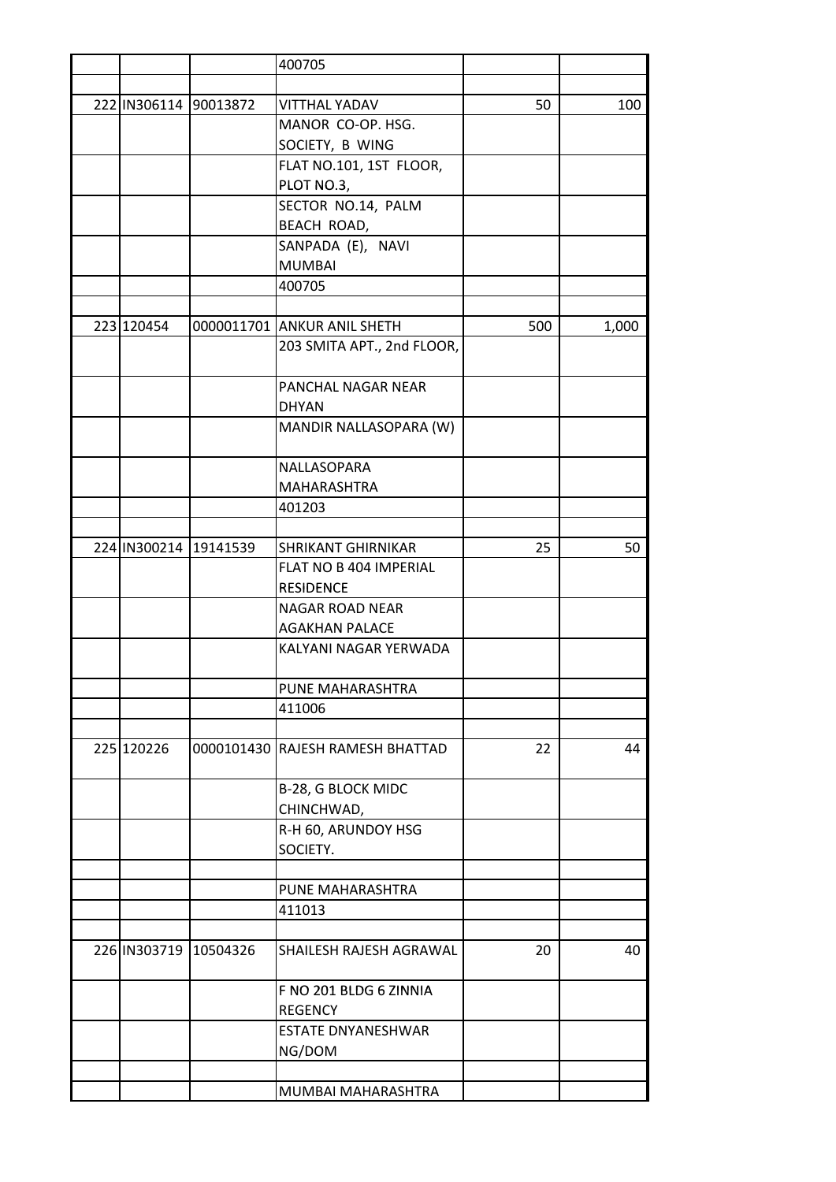| | | | | | |
|---|---|---|---|---|---|
| | | | 400705 | | |
| | | | | | |
| 222 | IN306114 | 90013872 | VITTHAL YADAV | 50 | 100 |
| | | | MANOR CO-OP. HSG. SOCIETY, B WING | | |
| | | | FLAT NO.101, 1ST FLOOR, PLOT NO.3, | | |
| | | | SECTOR NO.14, PALM BEACH ROAD, | | |
| | | | SANPADA (E), NAVI MUMBAI | | |
| | | | 400705 | | |
| | | | | | |
| 223 | 120454 | 0000011701 | ANKUR ANIL SHETH | 500 | 1,000 |
| | | | 203 SMITA APT., 2nd FLOOR, | | |
| | | | PANCHAL NAGAR NEAR DHYAN | | |
| | | | MANDIR NALLASOPARA (W) | | |
| | | | NALLASOPARA MAHARASHTRA | | |
| | | | 401203 | | |
| | | | | | |
| 224 | IN300214 | 19141539 | SHRIKANT GHIRNIKAR | 25 | 50 |
| | | | FLAT NO B 404 IMPERIAL RESIDENCE | | |
| | | | NAGAR ROAD NEAR AGAKHAN PALACE | | |
| | | | KALYANI NAGAR YERWADA | | |
| | | | PUNE MAHARASHTRA | | |
| | | | 411006 | | |
| | | | | | |
| 225 | 120226 | 0000101430 | RAJESH RAMESH BHATTAD | 22 | 44 |
| | | | B-28, G BLOCK MIDC CHINCHWAD, | | |
| | | | R-H 60, ARUNDOY HSG SOCIETY. | | |
| | | | | | |
| | | | PUNE MAHARASHTRA | | |
| | | | 411013 | | |
| | | | | | |
| 226 | IN303719 | 10504326 | SHAILESH RAJESH AGRAWAL | 20 | 40 |
| | | | F NO 201 BLDG 6 ZINNIA REGENCY | | |
| | | | ESTATE DNYANESHWAR NG/DOM | | |
| | | | | | |
| | | | MUMBAI MAHARASHTRA | | |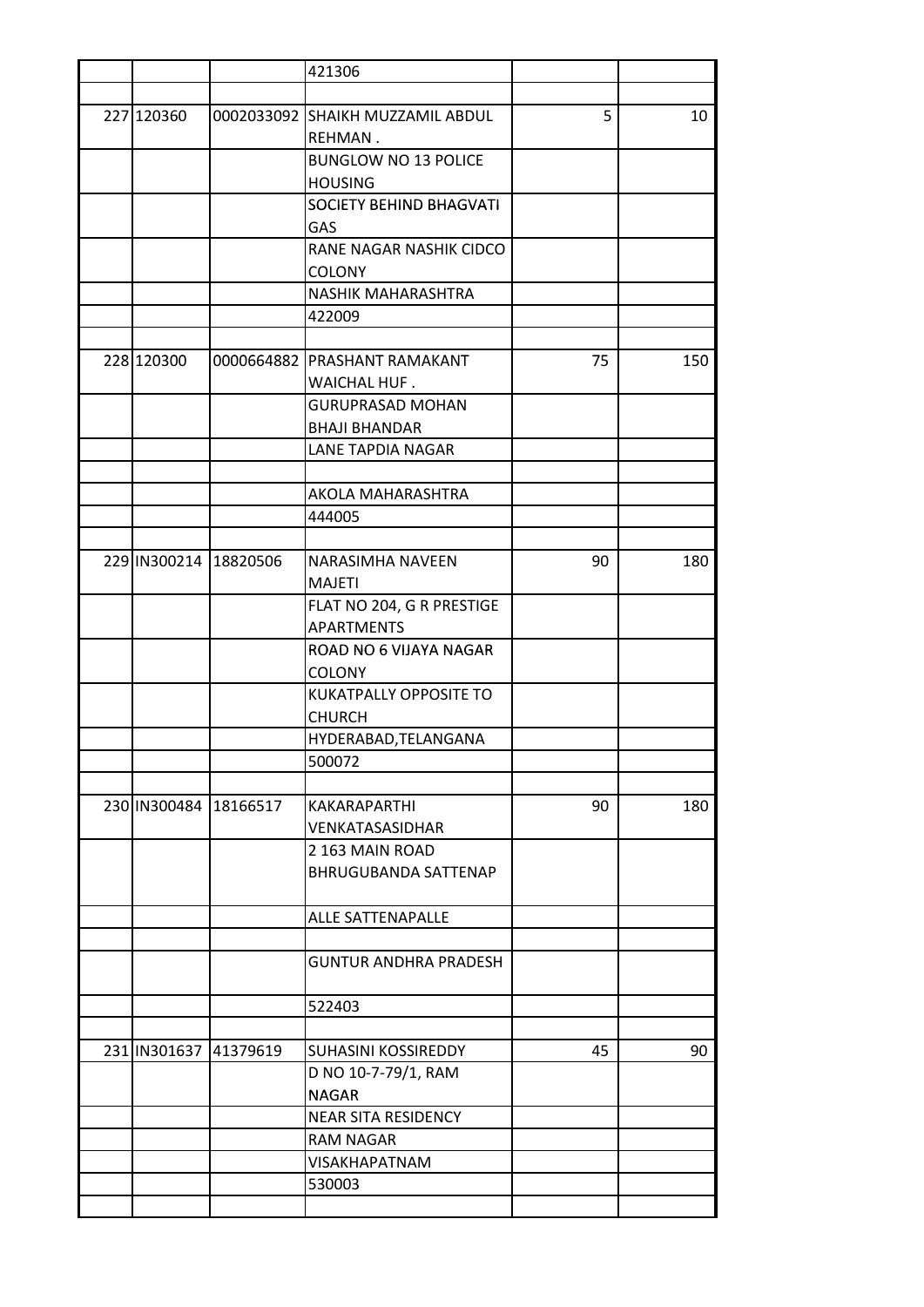| | | | | | |
|---|---|---|---|---|---|
| | | | 421306 | | |
| | | | | | |
| 227 | 120360 | 0002033092 | SHAIKH MUZZAMIL ABDUL REHMAN . | 5 | 10 |
| | | | BUNGLOW NO 13 POLICE HOUSING | | |
| | | | SOCIETY BEHIND BHAGVATI GAS | | |
| | | | RANE NAGAR NASHIK CIDCO COLONY | | |
| | | | NASHIK MAHARASHTRA | | |
| | | | 422009 | | |
| | | | | | |
| 228 | 120300 | 0000664882 | PRASHANT RAMAKANT WAICHAL HUF . | 75 | 150 |
| | | | GURUPRASAD MOHAN BHAJI BHANDAR | | |
| | | | LANE TAPDIA NAGAR | | |
| | | | | | |
| | | | AKOLA MAHARASHTRA | | |
| | | | 444005 | | |
| | | | | | |
| 229 | IN300214 | 18820506 | NARASIMHA NAVEEN MAJETI | 90 | 180 |
| | | | FLAT NO 204, G R PRESTIGE APARTMENTS | | |
| | | | ROAD NO 6 VIJAYA NAGAR COLONY | | |
| | | | KUKATPALLY OPPOSITE TO CHURCH | | |
| | | | HYDERABAD,TELANGANA | | |
| | | | 500072 | | |
| | | | | | |
| 230 | IN300484 | 18166517 | KAKARAPARTHI VENKATASASIDHAR | 90 | 180 |
| | | | 2 163 MAIN ROAD BHRUGUBANDA SATTENAP | | |
| | | | ALLE SATTENAPALLE | | |
| | | | | | |
| | | | GUNTUR ANDHRA PRADESH | | |
| | | | 522403 | | |
| | | | | | |
| 231 | IN301637 | 41379619 | SUHASINI KOSSIREDDY | 45 | 90 |
| | | | D NO 10-7-79/1, RAM NAGAR | | |
| | | | NEAR SITA RESIDENCY | | |
| | | | RAM NAGAR | | |
| | | | VISAKHAPATNAM | | |
| | | | 530003 | | |
| | | | | | |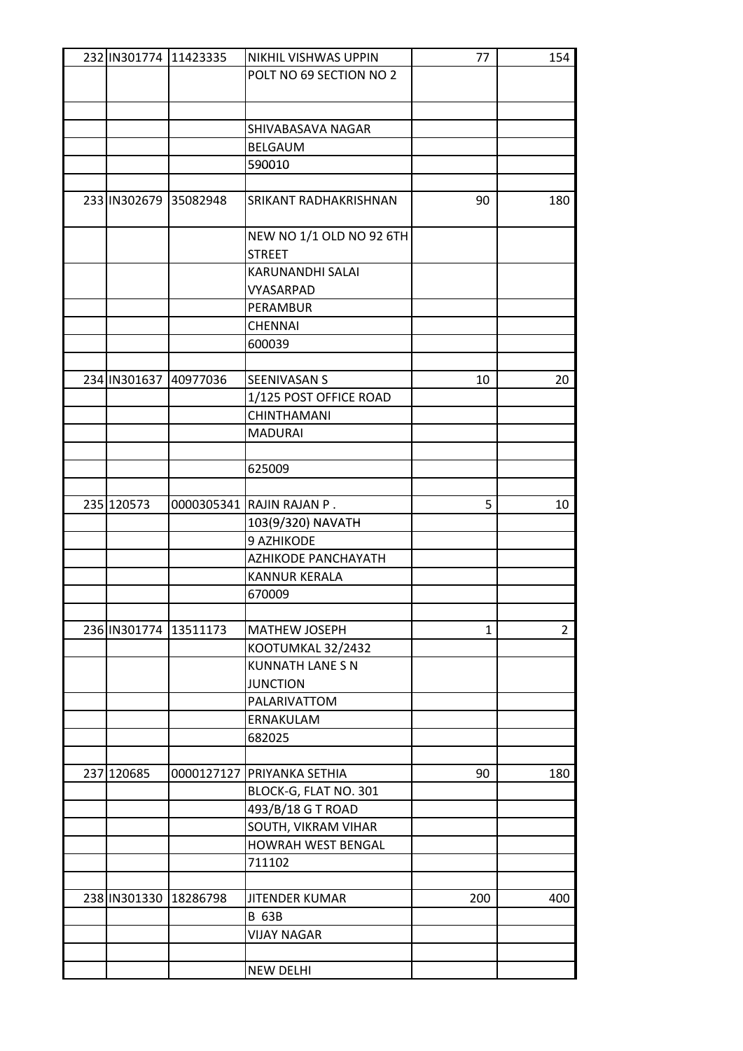| | | | | | |
|---|---|---|---|---|---|
| 232 | IN301774 | 11423335 | NIKHIL VISHWAS UPPIN | 77 | 154 |
| | | | POLT NO 69 SECTION NO 2 | | |
| | | | | | |
| | | | SHIVABASAVA NAGAR | | |
| | | | BELGAUM | | |
| | | | 590010 | | |
| | | | | | |
| 233 | IN302679 | 35082948 | SRIKANT RADHAKRISHNAN | 90 | 180 |
| | | | NEW NO 1/1 OLD NO 92 6TH STREET | | |
| | | | KARUNANDHI SALAI VYASARPAD | | |
| | | | PERAMBUR | | |
| | | | CHENNAI | | |
| | | | 600039 | | |
| | | | | | |
| 234 | IN301637 | 40977036 | SEENIVASAN S | 10 | 20 |
| | | | 1/125 POST OFFICE ROAD | | |
| | | | CHINTHAMANI | | |
| | | | MADURAI | | |
| | | | | | |
| | | | 625009 | | |
| | | | | | |
| 235 | 120573 | 0000305341 | RAJIN RAJAN P . | 5 | 10 |
| | | | 103(9/320) NAVATH | | |
| | | | 9 AZHIKODE | | |
| | | | AZHIKODE PANCHAYATH | | |
| | | | KANNUR KERALA | | |
| | | | 670009 | | |
| | | | | | |
| 236 | IN301774 | 13511173 | MATHEW JOSEPH | 1 | 2 |
| | | | KOOTUMKAL 32/2432 | | |
| | | | KUNNATH LANE S N JUNCTION | | |
| | | | PALARIVATTOM | | |
| | | | ERNAKULAM | | |
| | | | 682025 | | |
| | | | | | |
| 237 | 120685 | 0000127127 | PRIYANKA SETHIA | 90 | 180 |
| | | | BLOCK-G, FLAT NO. 301 | | |
| | | | 493/B/18 G T ROAD | | |
| | | | SOUTH, VIKRAM VIHAR | | |
| | | | HOWRAH WEST BENGAL | | |
| | | | 711102 | | |
| | | | | | |
| 238 | IN301330 | 18286798 | JITENDER KUMAR | 200 | 400 |
| | | | B 63B | | |
| | | | VIJAY NAGAR | | |
| | | | | | |
| | | | NEW DELHI | | |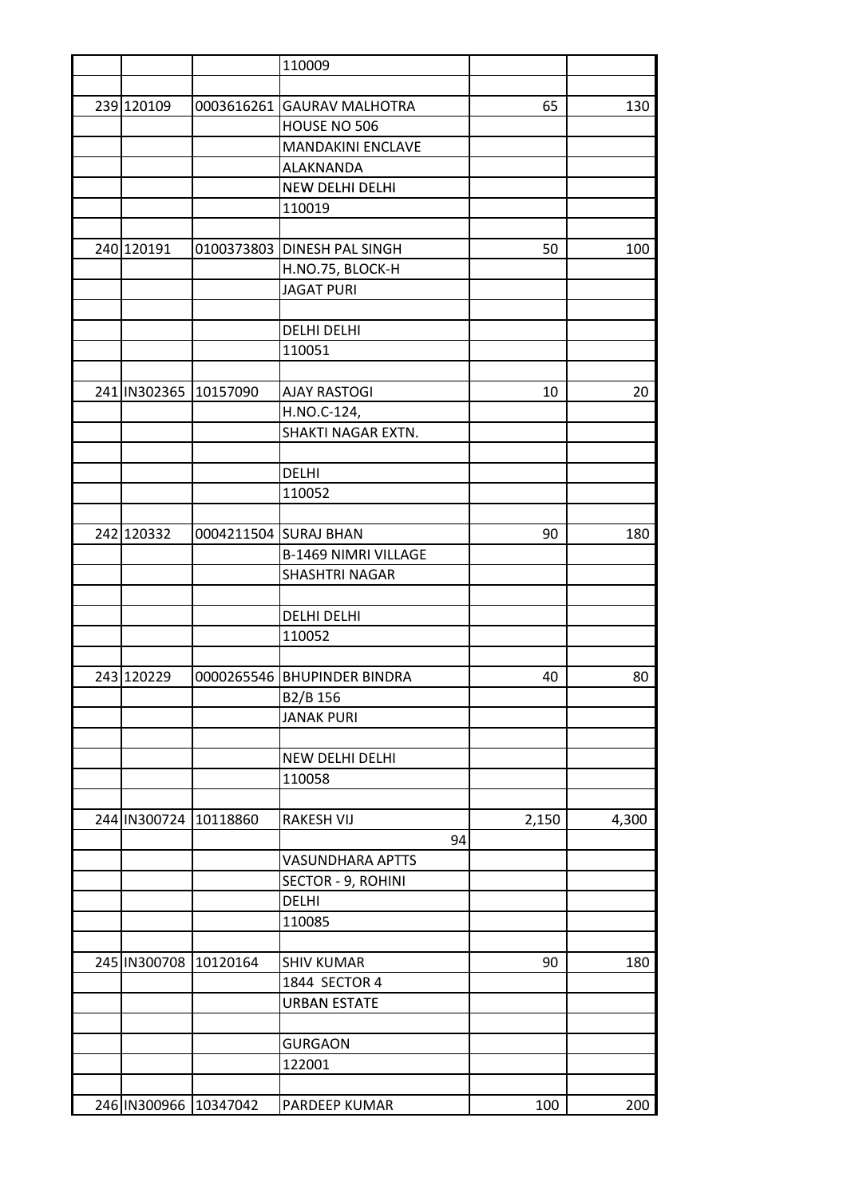| | | | | | |
|---|---|---|---|---|---|
| | | | 110009 | | |
| | | | | | |
| 239 | 120109 | 0003616261 | GAURAV MALHOTRA | 65 | 130 |
| | | | HOUSE NO 506 | | |
| | | | MANDAKINI ENCLAVE | | |
| | | | ALAKNANDA | | |
| | | | NEW DELHI DELHI | | |
| | | | 110019 | | |
| | | | | | |
| 240 | 120191 | 0100373803 | DINESH PAL SINGH | 50 | 100 |
| | | | H.NO.75, BLOCK-H | | |
| | | | JAGAT PURI | | |
| | | | | | |
| | | | DELHI DELHI | | |
| | | | 110051 | | |
| | | | | | |
| 241 | IN302365 | 10157090 | AJAY RASTOGI | 10 | 20 |
| | | | H.NO.C-124, | | |
| | | | SHAKTI NAGAR EXTN. | | |
| | | | | | |
| | | | DELHI | | |
| | | | 110052 | | |
| | | | | | |
| 242 | 120332 | 0004211504 | SURAJ BHAN | 90 | 180 |
| | | | B-1469 NIMRI VILLAGE | | |
| | | | SHASHTRI NAGAR | | |
| | | | | | |
| | | | DELHI DELHI | | |
| | | | 110052 | | |
| | | | | | |
| 243 | 120229 | 0000265546 | BHUPINDER BINDRA | 40 | 80 |
| | | | B2/B 156 | | |
| | | | JANAK PURI | | |
| | | | | | |
| | | | NEW DELHI DELHI | | |
| | | | 110058 | | |
| | | | | | |
| 244 | IN300724 | 10118860 | RAKESH VIJ | 2,150 | 4,300 |
| | | | 94 | | |
| | | | VASUNDHARA APTTS | | |
| | | | SECTOR - 9, ROHINI | | |
| | | | DELHI | | |
| | | | 110085 | | |
| | | | | | |
| 245 | IN300708 | 10120164 | SHIV KUMAR | 90 | 180 |
| | | | 1844 SECTOR 4 | | |
| | | | URBAN ESTATE | | |
| | | | | | |
| | | | GURGAON | | |
| | | | 122001 | | |
| | | | | | |
| 246 | IN300966 | 10347042 | PARDEEP KUMAR | 100 | 200 |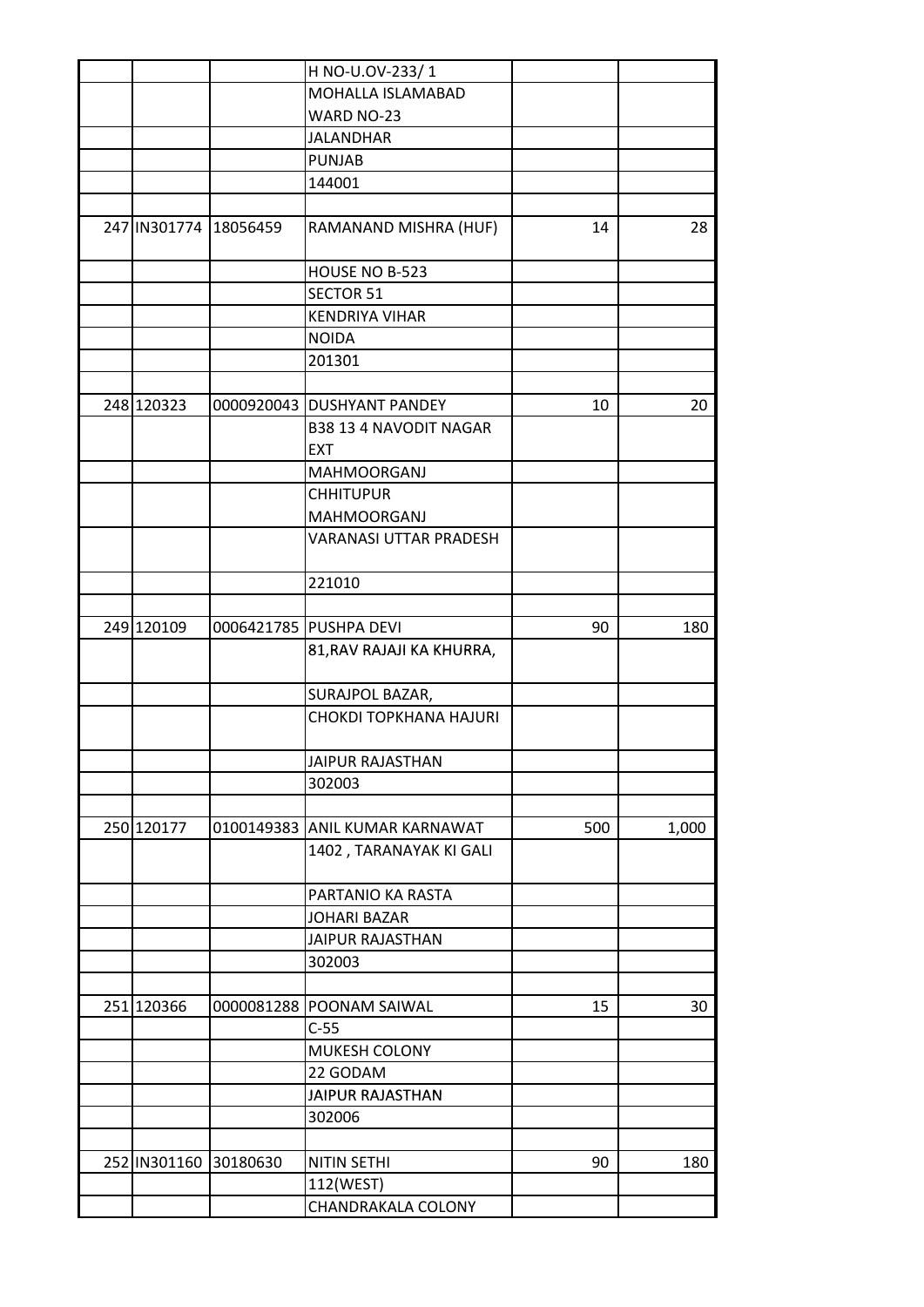| | | | | | |
|---|---|---|---|---|---|
| | | | H NO-U.OV-233/ 1 | | |
| | | | MOHALLA ISLAMABAD | | |
| | | | WARD NO-23 | | |
| | | | JALANDHAR | | |
| | | | PUNJAB | | |
| | | | 144001 | | |
| | | | | | |
| 247 | IN301774 | 18056459 | RAMANAND MISHRA (HUF) | 14 | 28 |
| | | | HOUSE NO B-523 | | |
| | | | SECTOR 51 | | |
| | | | KENDRIYA VIHAR | | |
| | | | NOIDA | | |
| | | | 201301 | | |
| | | | | | |
| 248 | 120323 | 0000920043 | DUSHYANT PANDEY | 10 | 20 |
| | | | B38 13 4 NAVODIT NAGAR EXT | | |
| | | | MAHMOORGANJ | | |
| | | | CHHITUPUR MAHMOORGANJ | | |
| | | | VARANASI UTTAR PRADESH | | |
| | | | 221010 | | |
| | | | | | |
| 249 | 120109 | 0006421785 | PUSHPA DEVI | 90 | 180 |
| | | | 81,RAV RAJAJI KA KHURRA, | | |
| | | | SURAJPOL BAZAR, | | |
| | | | CHOKDI TOPKHANA HAJURI | | |
| | | | JAIPUR RAJASTHAN | | |
| | | | 302003 | | |
| | | | | | |
| 250 | 120177 | 0100149383 | ANIL KUMAR KARNAWAT | 500 | 1,000 |
| | | | 1402 , TARANAYAK KI GALI | | |
| | | | PARTANIO KA RASTA | | |
| | | | JOHARI BAZAR | | |
| | | | JAIPUR RAJASTHAN | | |
| | | | 302003 | | |
| | | | | | |
| 251 | 120366 | 0000081288 | POONAM SAIWAL | 15 | 30 |
| | | | C-55 | | |
| | | | MUKESH COLONY | | |
| | | | 22 GODAM | | |
| | | | JAIPUR RAJASTHAN | | |
| | | | 302006 | | |
| | | | | | |
| 252 | IN301160 | 30180630 | NITIN SETHI | 90 | 180 |
| | | | 112(WEST) | | |
| | | | CHANDRAKALA COLONY | | |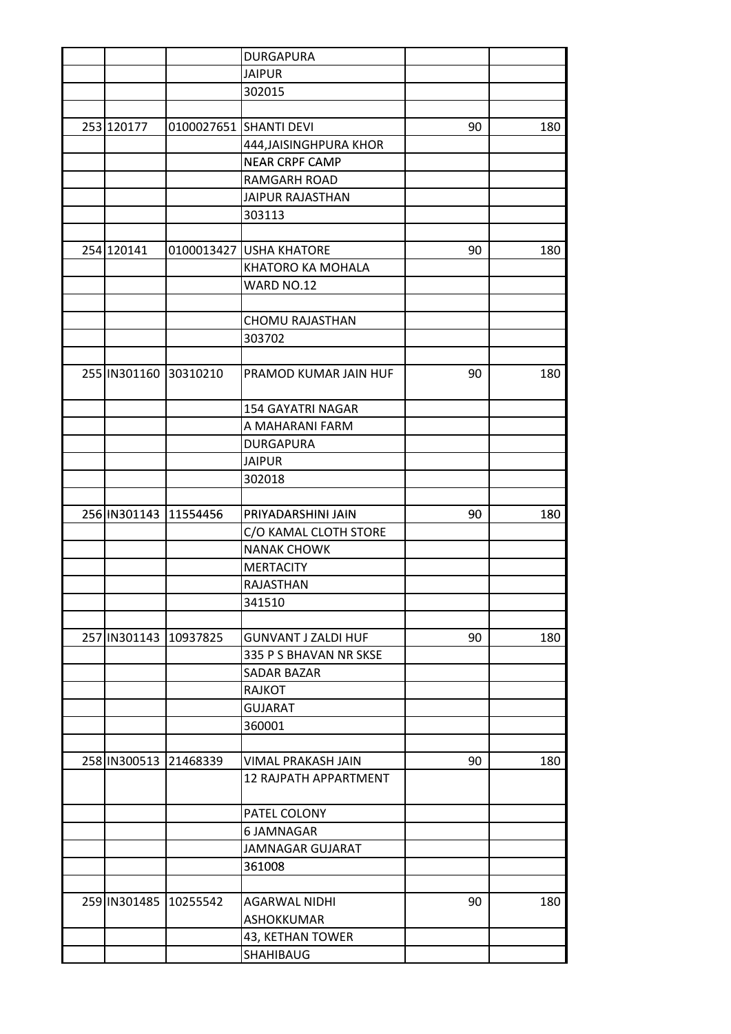| | | | | | |
|---|---|---|---|---|---|
| | | | DURGAPURA | | |
| | | | JAIPUR | | |
| | | | 302015 | | |
| | | | | | |
| 253 | 120177 | 0100027651 | SHANTI DEVI | 90 | 180 |
| | | | 444,JAISINGHPURA KHOR | | |
| | | | NEAR CRPF CAMP | | |
| | | | RAMGARH ROAD | | |
| | | | JAIPUR RAJASTHAN | | |
| | | | 303113 | | |
| | | | | | |
| 254 | 120141 | 0100013427 | USHA KHATORE | 90 | 180 |
| | | | KHATORO KA MOHALA | | |
| | | | WARD NO.12 | | |
| | | | | | |
| | | | CHOMU RAJASTHAN | | |
| | | | 303702 | | |
| | | | | | |
| 255 | IN301160 | 30310210 | PRAMOD KUMAR JAIN HUF | 90 | 180 |
| | | | 154 GAYATRI NAGAR | | |
| | | | A MAHARANI FARM | | |
| | | | DURGAPURA | | |
| | | | JAIPUR | | |
| | | | 302018 | | |
| | | | | | |
| 256 | IN301143 | 11554456 | PRIYADARSHINI JAIN | 90 | 180 |
| | | | C/O KAMAL CLOTH STORE | | |
| | | | NANAK CHOWK | | |
| | | | MERTACITY | | |
| | | | RAJASTHAN | | |
| | | | 341510 | | |
| | | | | | |
| 257 | IN301143 | 10937825 | GUNVANT J ZALDI HUF | 90 | 180 |
| | | | 335 P S BHAVAN NR SKSE | | |
| | | | SADAR BAZAR | | |
| | | | RAJKOT | | |
| | | | GUJARAT | | |
| | | | 360001 | | |
| | | | | | |
| 258 | IN300513 | 21468339 | VIMAL PRAKASH JAIN | 90 | 180 |
| | | | 12 RAJPATH APPARTMENT | | |
| | | | PATEL COLONY | | |
| | | | 6 JAMNAGAR | | |
| | | | JAMNAGAR GUJARAT | | |
| | | | 361008 | | |
| | | | | | |
| 259 | IN301485 | 10255542 | AGARWAL NIDHI ASHOKKUMAR | 90 | 180 |
| | | | 43, KETHAN TOWER | | |
| | | | SHAHIBAUG | | |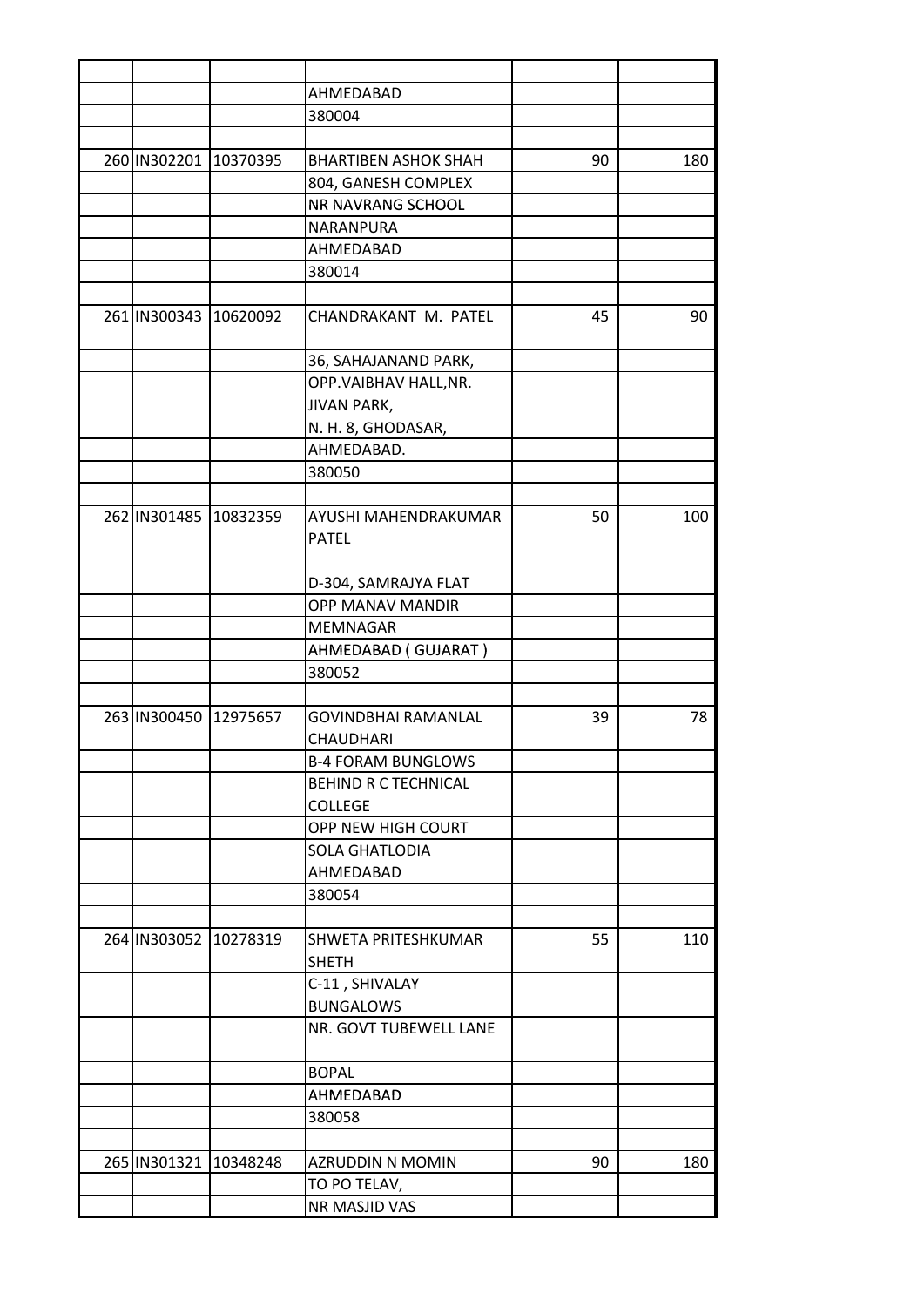| | | | | | |
|---|---|---|---|---|---|
| | | | AHMEDABAD | | |
| | | | 380004 | | |
| | | | | | |
| 260 | IN302201 | 10370395 | BHARTIBEN ASHOK SHAH | 90 | 180 |
| | | | 804, GANESH COMPLEX | | |
| | | | NR NAVRANG SCHOOL | | |
| | | | NARANPURA | | |
| | | | AHMEDABAD | | |
| | | | 380014 | | |
| | | | | | |
| 261 | IN300343 | 10620092 | CHANDRAKANT M. PATEL | 45 | 90 |
| | | | 36, SAHAJANAND PARK, | | |
| | | | OPP.VAIBHAV HALL,NR. JIVAN PARK, | | |
| | | | N. H. 8, GHODASAR, | | |
| | | | AHMEDABAD. | | |
| | | | 380050 | | |
| | | | | | |
| 262 | IN301485 | 10832359 | AYUSHI MAHENDRAKUMAR PATEL | 50 | 100 |
| | | | D-304, SAMRAJYA FLAT | | |
| | | | OPP MANAV MANDIR | | |
| | | | MEMNAGAR | | |
| | | | AHMEDABAD ( GUJARAT ) | | |
| | | | 380052 | | |
| | | | | | |
| 263 | IN300450 | 12975657 | GOVINDBHAI RAMANLAL CHAUDHARI | 39 | 78 |
| | | | B-4 FORAM BUNGLOWS | | |
| | | | BEHIND R C TECHNICAL COLLEGE | | |
| | | | OPP NEW HIGH COURT | | |
| | | | SOLA GHATLODIA AHMEDABAD | | |
| | | | 380054 | | |
| | | | | | |
| 264 | IN303052 | 10278319 | SHWETA PRITESHKUMAR SHETH | 55 | 110 |
| | | | C-11 , SHIVALAY BUNGALOWS | | |
| | | | NR. GOVT TUBEWELL LANE | | |
| | | | BOPAL | | |
| | | | AHMEDABAD | | |
| | | | 380058 | | |
| | | | | | |
| 265 | IN301321 | 10348248 | AZRUDDIN N MOMIN | 90 | 180 |
| | | | TO PO TELAV, | | |
| | | | NR MASJID VAS | | |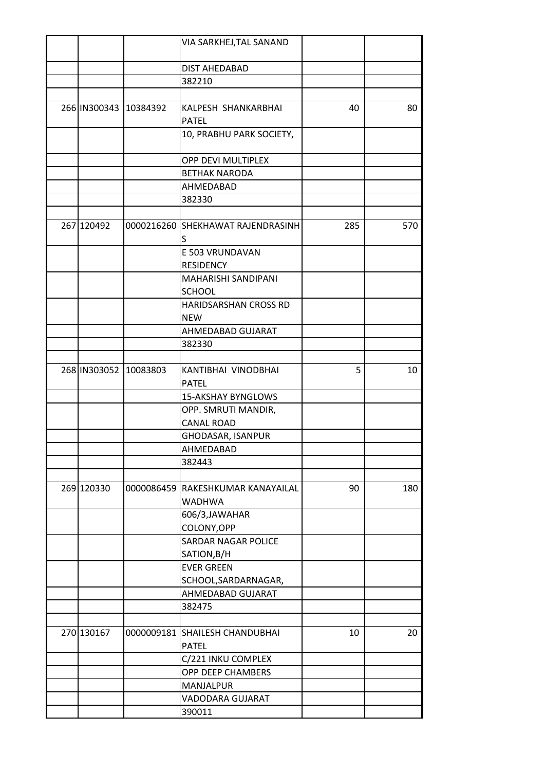| | | | | |
|---|---|---|---|---|
| | | VIA SARKHEJ,TAL SANAND | | |
| | | DIST AHEDABAD | | |
| | | 382210 | | |
| | | | | |
| 266 IN300343 | 10384392 | KALPESH SHANKARBHAI PATEL | 40 | 80 |
| | | 10, PRABHU PARK SOCIETY, | | |
| | | OPP DEVI MULTIPLEX | | |
| | | BETHAK NARODA | | |
| | | AHMEDABAD | | |
| | | 382330 | | |
| | | | | |
| 267 120492 | 0000216260 | SHEKHAWAT RAJENDRASINH S | 285 | 570 |
| | | E 503 VRUNDAVAN RESIDENCY | | |
| | | MAHARISHI SANDIPANI SCHOOL | | |
| | | HARIDSARSHAN CROSS RD NEW | | |
| | | AHMEDABAD GUJARAT | | |
| | | 382330 | | |
| | | | | |
| 268 IN303052 | 10083803 | KANTIBHAI VINODBHAI PATEL | 5 | 10 |
| | | 15-AKSHAY BYNGLOWS | | |
| | | OPP. SMRUTI MANDIR, CANAL ROAD | | |
| | | GHODASAR, ISANPUR | | |
| | | AHMEDABAD | | |
| | | 382443 | | |
| | | | | |
| 269 120330 | 0000086459 | RAKESHKUMAR KANAYAILAL WADHWA | 90 | 180 |
| | | 606/3,JAWAHAR COLONY,OPP | | |
| | | SARDAR NAGAR POLICE SATION,B/H | | |
| | | EVER GREEN SCHOOL,SARDARNAGAR, | | |
| | | AHMEDABAD GUJARAT | | |
| | | 382475 | | |
| | | | | |
| 270 130167 | 0000009181 | SHAILESH CHANDUBHAI PATEL | 10 | 20 |
| | | C/221 INKU COMPLEX | | |
| | | OPP DEEP CHAMBERS | | |
| | | MANJALPUR | | |
| | | VADODARA GUJARAT | | |
| | | 390011 | | |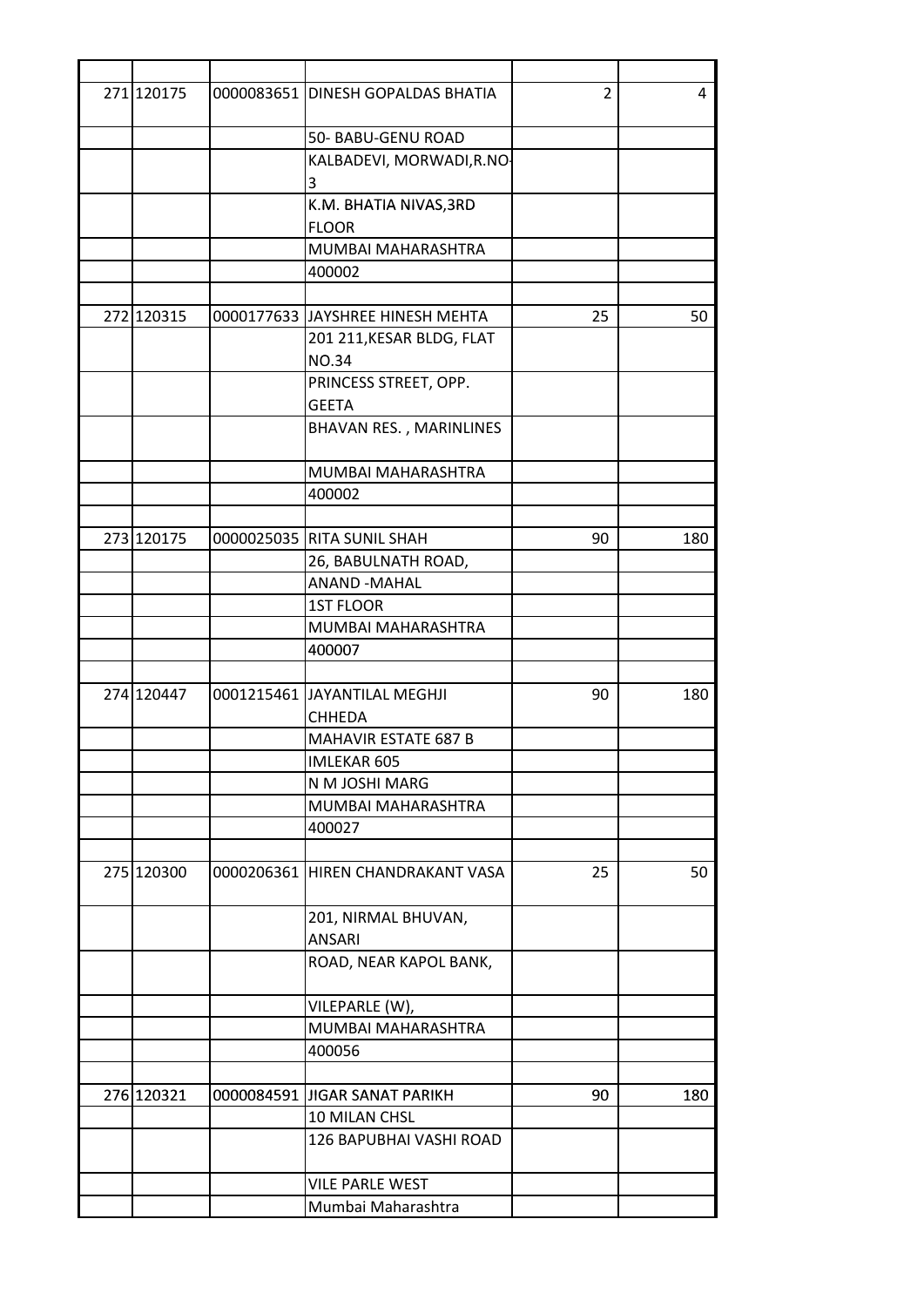| | | | | | |
|---|---|---|---|---|---|
| 271 | 120175 | 0000083651 | DINESH GOPALDAS BHATIA | 2 | 4 |
| | | | 50- BABU-GENU ROAD | | |
| | | | KALBADEVI, MORWADI,R.NO-3 | | |
| | | | K.M. BHATIA NIVAS,3RD FLOOR | | |
| | | | MUMBAI MAHARASHTRA | | |
| | | | 400002 | | |
| | | | | | |
| 272 | 120315 | 0000177633 | JAYSHREE HINESH MEHTA | 25 | 50 |
| | | | 201 211,KESAR BLDG, FLAT NO.34 | | |
| | | | PRINCESS STREET, OPP. GEETA | | |
| | | | BHAVAN RES. , MARINLINES | | |
| | | | MUMBAI MAHARASHTRA | | |
| | | | 400002 | | |
| | | | | | |
| 273 | 120175 | 0000025035 | RITA SUNIL SHAH | 90 | 180 |
| | | | 26, BABULNATH ROAD, | | |
| | | | ANAND -MAHAL | | |
| | | | 1ST FLOOR | | |
| | | | MUMBAI MAHARASHTRA | | |
| | | | 400007 | | |
| | | | | | |
| 274 | 120447 | 0001215461 | JAYANTILAL MEGHJI CHHEDA | 90 | 180 |
| | | | MAHAVIR ESTATE 687 B | | |
| | | | IMLEKAR 605 | | |
| | | | N M JOSHI MARG | | |
| | | | MUMBAI MAHARASHTRA | | |
| | | | 400027 | | |
| | | | | | |
| 275 | 120300 | 0000206361 | HIREN CHANDRAKANT VASA | 25 | 50 |
| | | | 201, NIRMAL BHUVAN, ANSARI | | |
| | | | ROAD, NEAR KAPOL BANK, | | |
| | | | VILEPARLE (W), | | |
| | | | MUMBAI MAHARASHTRA | | |
| | | | 400056 | | |
| | | | | | |
| 276 | 120321 | 0000084591 | JIGAR SANAT PARIKH | 90 | 180 |
| | | | 10 MILAN CHSL | | |
| | | | 126 BAPUBHAI VASHI ROAD | | |
| | | | VILE PARLE WEST | | |
| | | | Mumbai Maharashtra | | |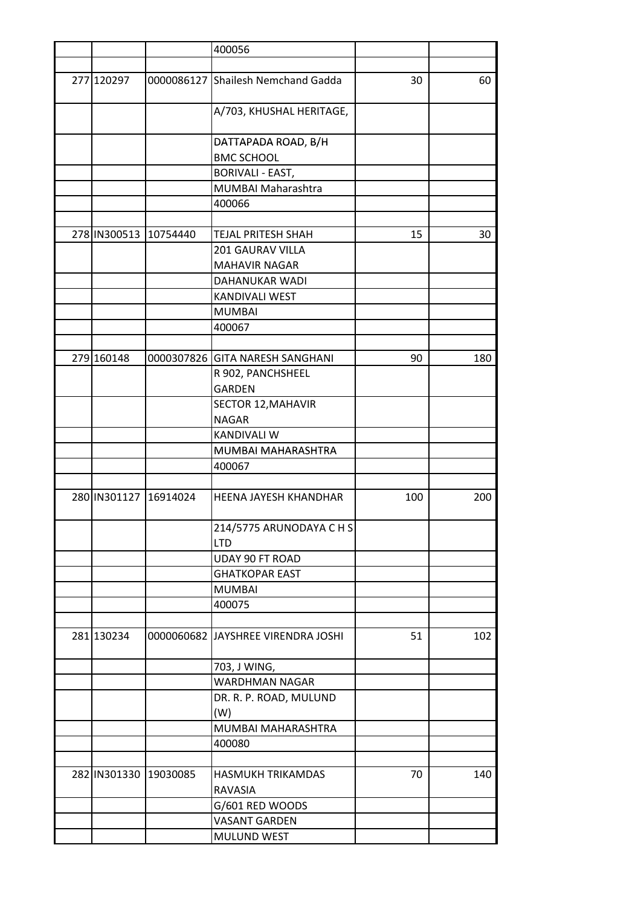| | | | | | |
|---|---|---|---|---|---|
| | | | 400056 | | |
| | | | | | |
| 277 | 120297 | 0000086127 | Shailesh Nemchand Gadda | 30 | 60 |
| | | | A/703, KHUSHAL HERITAGE, | | |
| | | | DATTAPADA ROAD, B/H BMC SCHOOL | | |
| | | | BORIVALI - EAST, | | |
| | | | MUMBAI Maharashtra | | |
| | | | 400066 | | |
| | | | | | |
| 278 | IN300513 | 10754440 | TEJAL PRITESH SHAH | 15 | 30 |
| | | | 201 GAURAV VILLA MAHAVIR NAGAR | | |
| | | | DAHANUKAR WADI | | |
| | | | KANDIVALI WEST | | |
| | | | MUMBAI | | |
| | | | 400067 | | |
| | | | | | |
| 279 | 160148 | 0000307826 | GITA NARESH SANGHANI | 90 | 180 |
| | | | R 902, PANCHSHEEL GARDEN | | |
| | | | SECTOR 12,MAHAVIR NAGAR | | |
| | | | KANDIVALI W | | |
| | | | MUMBAI MAHARASHTRA | | |
| | | | 400067 | | |
| | | | | | |
| 280 | IN301127 | 16914024 | HEENA JAYESH KHANDHAR | 100 | 200 |
| | | | 214/5775 ARUNODAYA C H S LTD | | |
| | | | UDAY 90 FT ROAD | | |
| | | | GHATKOPAR EAST | | |
| | | | MUMBAI | | |
| | | | 400075 | | |
| | | | | | |
| 281 | 130234 | 0000060682 | JAYSHREE VIRENDRA JOSHI | 51 | 102 |
| | | | 703, J WING, | | |
| | | | WARDHMAN NAGAR | | |
| | | | DR. R. P. ROAD, MULUND (W) | | |
| | | | MUMBAI MAHARASHTRA | | |
| | | | 400080 | | |
| | | | | | |
| 282 | IN301330 | 19030085 | HASMUKH TRIKAMDAS RAVASIA | 70 | 140 |
| | | | G/601 RED WOODS | | |
| | | | VASANT GARDEN | | |
| | | | MULUND WEST | | |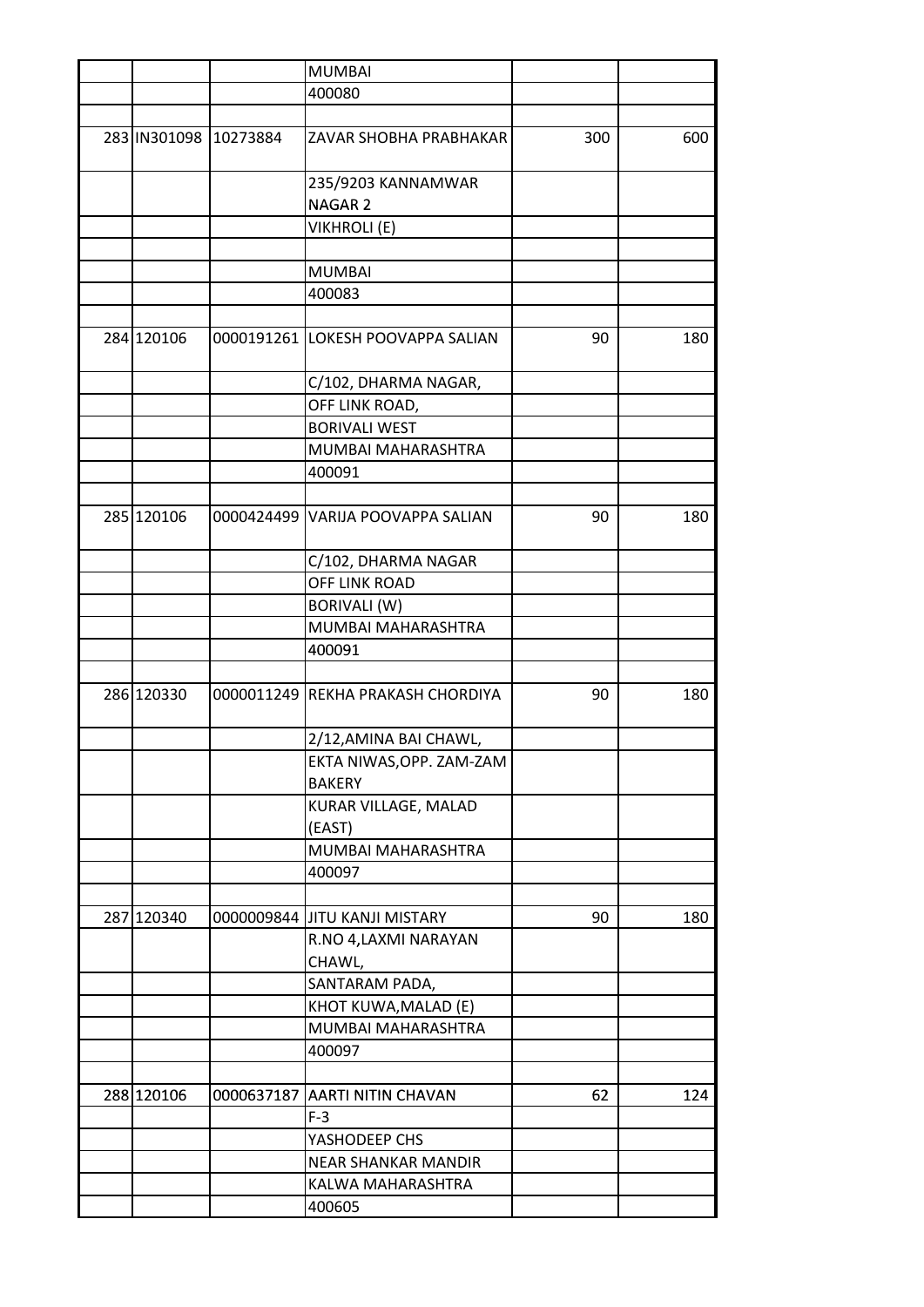| | | | | | |
|---|---|---|---|---|---|
| | | | MUMBAI | | |
| | | | 400080 | | |
| | | | | | |
| 283 | IN301098 | 10273884 | ZAVAR SHOBHA PRABHAKAR | 300 | 600 |
| | | | 235/9203 KANNAMWAR NAGAR 2 | | |
| | | | VIKHROLI (E) | | |
| | | | | | |
| | | | MUMBAI | | |
| | | | 400083 | | |
| | | | | | |
| 284 | 120106 | 0000191261 | LOKESH POOVAPPA SALIAN | 90 | 180 |
| | | | C/102, DHARMA NAGAR, | | |
| | | | OFF LINK ROAD, | | |
| | | | BORIVALI WEST | | |
| | | | MUMBAI MAHARASHTRA | | |
| | | | 400091 | | |
| | | | | | |
| 285 | 120106 | 0000424499 | VARIJA POOVAPPA SALIAN | 90 | 180 |
| | | | C/102, DHARMA NAGAR | | |
| | | | OFF LINK ROAD | | |
| | | | BORIVALI (W) | | |
| | | | MUMBAI MAHARASHTRA | | |
| | | | 400091 | | |
| | | | | | |
| 286 | 120330 | 0000011249 | REKHA PRAKASH CHORDIYA | 90 | 180 |
| | | | 2/12,AMINA BAI CHAWL, | | |
| | | | EKTA NIWAS,OPP. ZAM-ZAM BAKERY | | |
| | | | KURAR VILLAGE, MALAD (EAST) | | |
| | | | MUMBAI MAHARASHTRA | | |
| | | | 400097 | | |
| | | | | | |
| 287 | 120340 | 0000009844 | JITU KANJI MISTARY | 90 | 180 |
| | | | R.NO 4,LAXMI NARAYAN CHAWL, | | |
| | | | SANTARAM PADA, | | |
| | | | KHOT KUWA,MALAD (E) | | |
| | | | MUMBAI MAHARASHTRA | | |
| | | | 400097 | | |
| | | | | | |
| 288 | 120106 | 0000637187 | AARTI NITIN CHAVAN | 62 | 124 |
| | | | F-3 | | |
| | | | YASHODEEP CHS | | |
| | | | NEAR SHANKAR MANDIR | | |
| | | | KALWA MAHARASHTRA | | |
| | | | 400605 | | |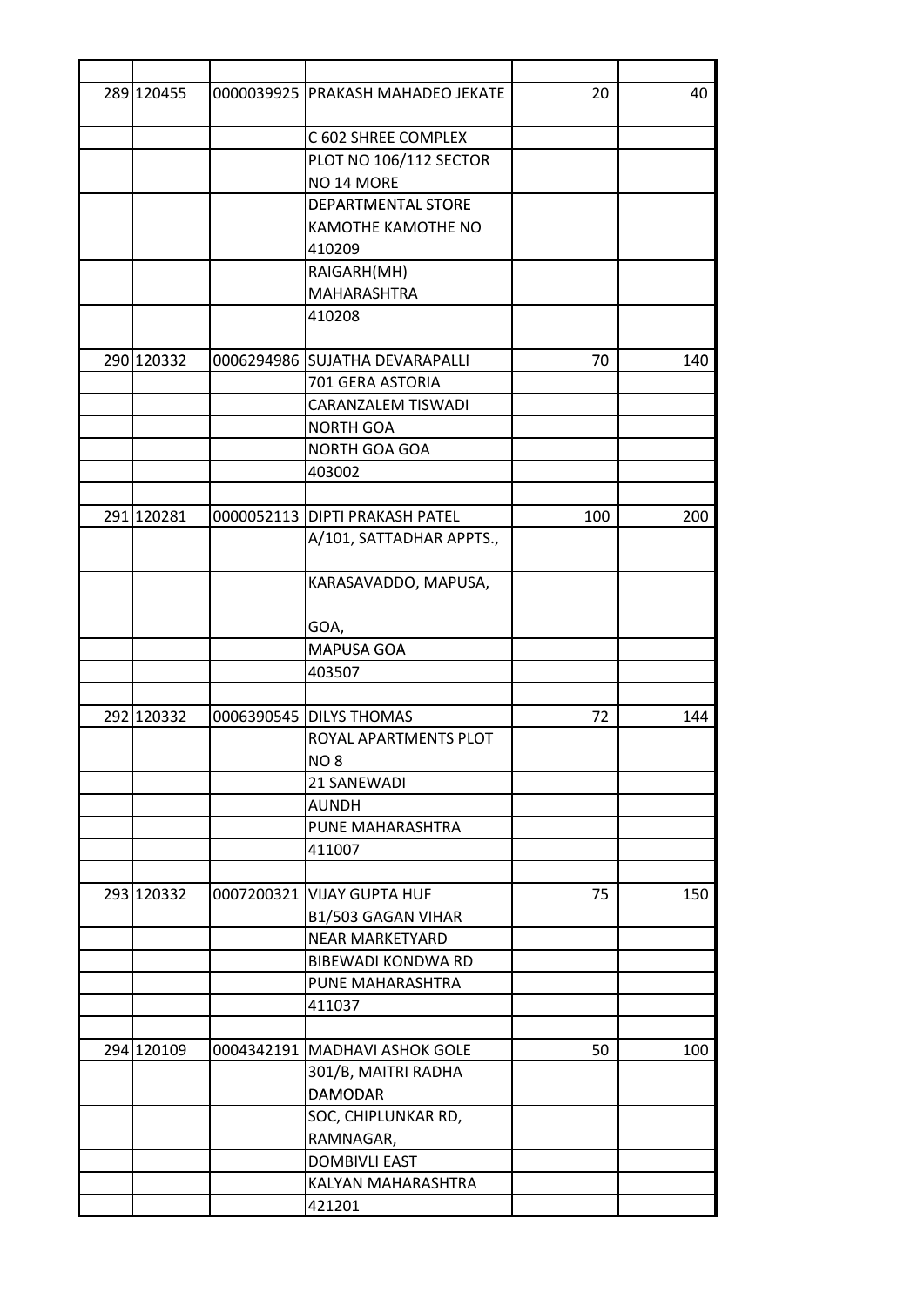| | | | | | |
|---|---|---|---|---|---|
| 289 | 120455 | 0000039925 | PRAKASH MAHADEO JEKATE | 20 | 40 |
| | | | C 602 SHREE COMPLEX | | |
| | | | PLOT NO 106/112 SECTOR NO 14 MORE | | |
| | | | DEPARTMENTAL STORE KAMOTHE KAMOTHE NO 410209 | | |
| | | | RAIGARH(MH) MAHARASHTRA | | |
| | | | 410208 | | |
| | | | | | |
| 290 | 120332 | 0006294986 | SUJATHA DEVARAPALLI | 70 | 140 |
| | | | 701 GERA ASTORIA | | |
| | | | CARANZALEM TISWADI | | |
| | | | NORTH GOA | | |
| | | | NORTH GOA GOA | | |
| | | | 403002 | | |
| | | | | | |
| 291 | 120281 | 0000052113 | DIPTI PRAKASH PATEL | 100 | 200 |
| | | | A/101, SATTADHAR APPTS., | | |
| | | | KARASAVADDO, MAPUSA, | | |
| | | | GOA, | | |
| | | | MAPUSA GOA | | |
| | | | 403507 | | |
| | | | | | |
| 292 | 120332 | 0006390545 | DILYS THOMAS | 72 | 144 |
| | | | ROYAL APARTMENTS PLOT NO 8 | | |
| | | | 21 SANEWADI | | |
| | | | AUNDH | | |
| | | | PUNE MAHARASHTRA | | |
| | | | 411007 | | |
| | | | | | |
| 293 | 120332 | 0007200321 | VIJAY GUPTA HUF | 75 | 150 |
| | | | B1/503 GAGAN VIHAR | | |
| | | | NEAR MARKETYARD | | |
| | | | BIBEWADI KONDWA RD | | |
| | | | PUNE MAHARASHTRA | | |
| | | | 411037 | | |
| | | | | | |
| 294 | 120109 | 0004342191 | MADHAVI ASHOK GOLE | 50 | 100 |
| | | | 301/B, MAITRI RADHA DAMODAR | | |
| | | | SOC, CHIPLUNKAR RD, RAMNAGAR, | | |
| | | | DOMBIVLI EAST | | |
| | | | KALYAN MAHARASHTRA | | |
| | | | 421201 | | |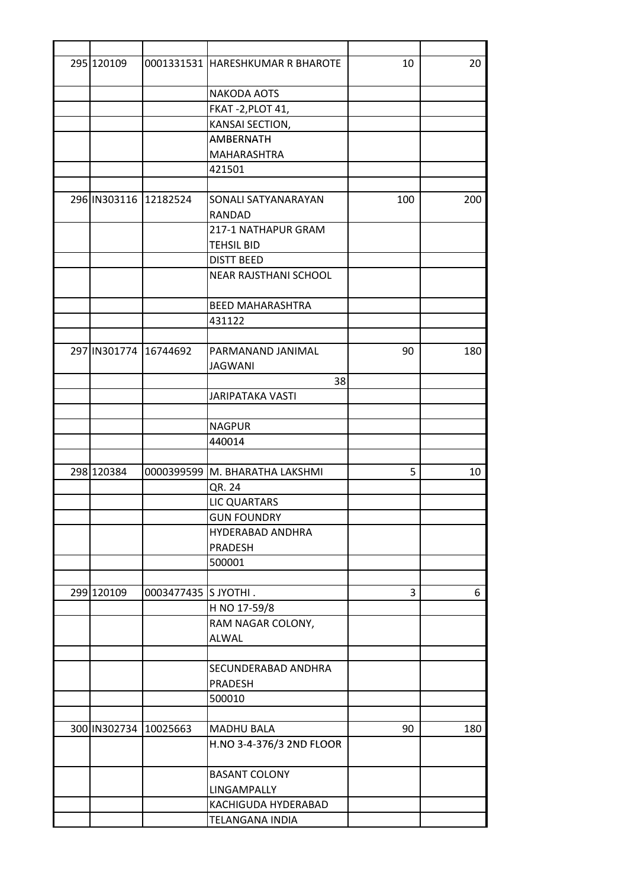| | | | | | |
|---|---|---|---|---|---|
| 295 | 120109 | 0001331531 | HARESHKUMAR R BHAROTE | 10 | 20 |
| | | | NAKODA AOTS | | |
| | | | FKAT -2,PLOT 41, | | |
| | | | KANSAI SECTION, | | |
| | | | AMBERNATH | | |
| | | | MAHARASHTRA | | |
| | | | 421501 | | |
| | | | | | |
| 296 | IN303116 | 12182524 | SONALI SATYANARAYAN RANDAD | 100 | 200 |
| | | | 217-1 NATHAPUR GRAM TEHSIL BID | | |
| | | | DISTT BEED | | |
| | | | NEAR RAJSTHANI SCHOOL | | |
| | | | BEED MAHARASHTRA | | |
| | | | 431122 | | |
| | | | | | |
| 297 | IN301774 | 16744692 | PARMANAND JANIMAL JAGWANI | 90 | 180 |
| | | | 38 | | |
| | | | JARIPATAKA VASTI | | |
| | | | | | |
| | | | NAGPUR | | |
| | | | 440014 | | |
| | | | | | |
| 298 | 120384 | 0000399599 | M. BHARATHA LAKSHMI | 5 | 10 |
| | | | QR. 24 | | |
| | | | LIC QUARTARS | | |
| | | | GUN FOUNDRY | | |
| | | | HYDERABAD ANDHRA PRADESH | | |
| | | | 500001 | | |
| | | | | | |
| 299 | 120109 | 0003477435 | S JYOTHI . | 3 | 6 |
| | | | H NO 17-59/8 | | |
| | | | RAM NAGAR COLONY, ALWAL | | |
| | | | | | |
| | | | SECUNDERABAD ANDHRA PRADESH | | |
| | | | 500010 | | |
| | | | | | |
| 300 | IN302734 | 10025663 | MADHU BALA | 90 | 180 |
| | | | H.NO 3-4-376/3 2ND FLOOR | | |
| | | | BASANT COLONY LINGAMPALLY | | |
| | | | KACHIGUDA HYDERABAD | | |
| | | | TELANGANA INDIA | | |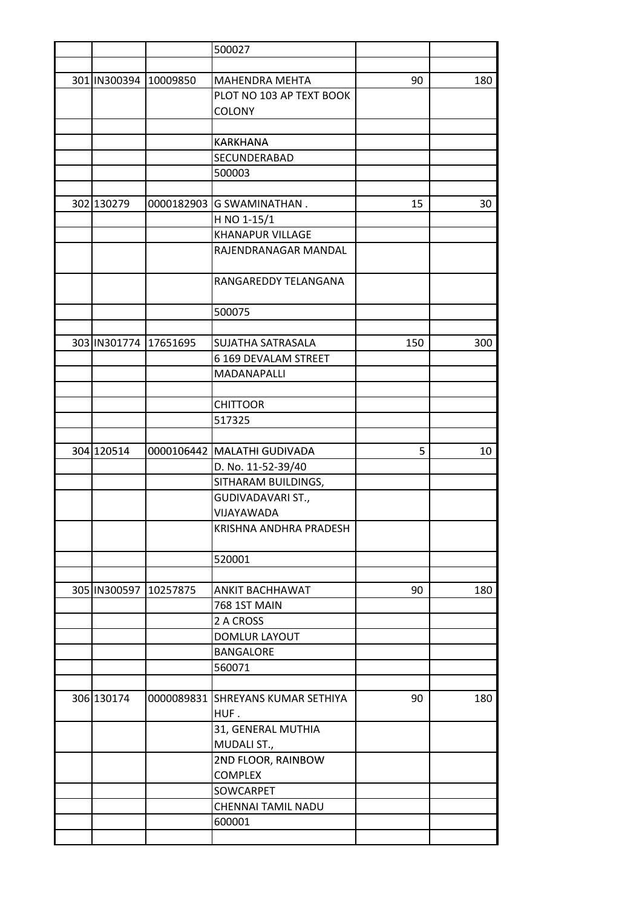| | | | | | |
|---|---|---|---|---|---|
| | | | 500027 | | |
| | | | | | |
| 301 | IN300394 | 10009850 | MAHENDRA MEHTA | 90 | 180 |
| | | | PLOT NO 103 AP TEXT BOOK COLONY | | |
| | | | | | |
| | | | KARKHANA | | |
| | | | SECUNDERABAD | | |
| | | | 500003 | | |
| | | | | | |
| 302 | 130279 | 0000182903 | G SWAMINATHAN . | 15 | 30 |
| | | | H NO 1-15/1 | | |
| | | | KHANAPUR VILLAGE | | |
| | | | RAJENDRANAGAR MANDAL | | |
| | | | RANGAREDDY TELANGANA | | |
| | | | 500075 | | |
| | | | | | |
| 303 | IN301774 | 17651695 | SUJATHA SATRASALA | 150 | 300 |
| | | | 6 169 DEVALAM STREET | | |
| | | | MADANAPALLI | | |
| | | | | | |
| | | | CHITTOOR | | |
| | | | 517325 | | |
| | | | | | |
| 304 | 120514 | 0000106442 | MALATHI GUDIVADA | 5 | 10 |
| | | | D. No. 11-52-39/40 | | |
| | | | SITHARAM BUILDINGS, | | |
| | | | GUDIVADAVARI ST., VIJAYAWADA | | |
| | | | KRISHNA ANDHRA PRADESH | | |
| | | | 520001 | | |
| | | | | | |
| 305 | IN300597 | 10257875 | ANKIT BACHHAWAT | 90 | 180 |
| | | | 768 1ST MAIN | | |
| | | | 2 A CROSS | | |
| | | | DOMLUR LAYOUT | | |
| | | | BANGALORE | | |
| | | | 560071 | | |
| | | | | | |
| 306 | 130174 | 0000089831 | SHREYANS KUMAR SETHIYA HUF . | 90 | 180 |
| | | | 31, GENERAL MUTHIA MUDALI ST., | | |
| | | | 2ND FLOOR, RAINBOW COMPLEX | | |
| | | | SOWCARPET | | |
| | | | CHENNAI TAMIL NADU | | |
| | | | 600001 | | |
| | | | | | |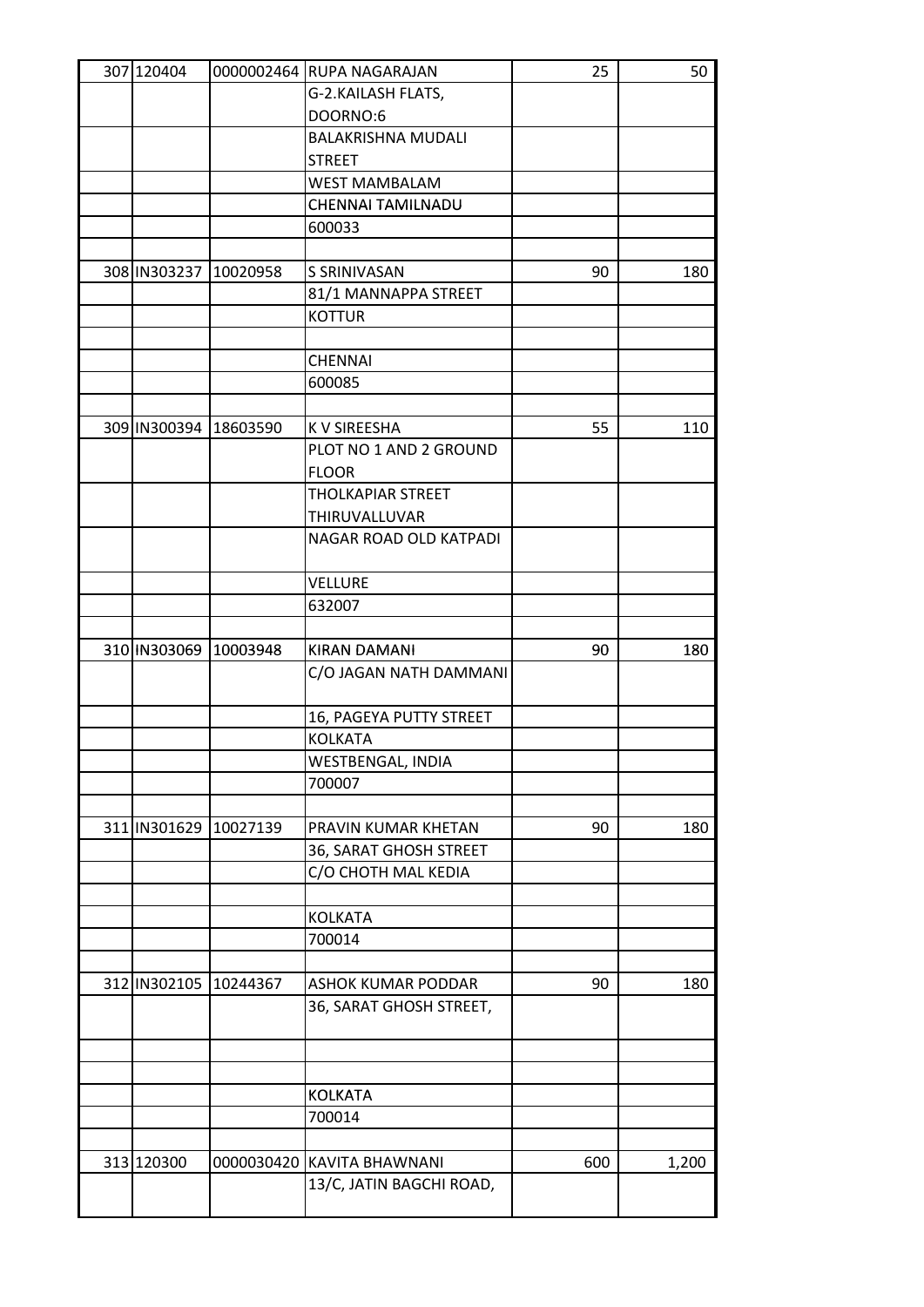| | | | | | |
|---|---|---|---|---|---|
| 307 | 120404 | 0000002464 | RUPA NAGARAJAN | 25 | 50 |
| | | | G-2.KAILASH FLATS, DOORNO:6 | | |
| | | | BALAKRISHNA MUDALI STREET | | |
| | | | WEST MAMBALAM | | |
| | | | CHENNAI TAMILNADU | | |
| | | | 600033 | | |
| | | | | | |
| 308 | IN303237 | 10020958 | S SRINIVASAN | 90 | 180 |
| | | | 81/1 MANNAPPA STREET | | |
| | | | KOTTUR | | |
| | | | | | |
| | | | CHENNAI | | |
| | | | 600085 | | |
| | | | | | |
| 309 | IN300394 | 18603590 | K V SIREESHA | 55 | 110 |
| | | | PLOT NO 1 AND 2 GROUND FLOOR | | |
| | | | THOLKAPIAR STREET THIRUVALLUVAR | | |
| | | | NAGAR ROAD OLD KATPADI | | |
| | | | VELLURE | | |
| | | | 632007 | | |
| | | | | | |
| 310 | IN303069 | 10003948 | KIRAN DAMANI | 90 | 180 |
| | | | C/O JAGAN NATH DAMMANI | | |
| | | | 16, PAGEYA PUTTY STREET | | |
| | | | KOLKATA | | |
| | | | WESTBENGAL, INDIA | | |
| | | | 700007 | | |
| | | | | | |
| 311 | IN301629 | 10027139 | PRAVIN KUMAR KHETAN | 90 | 180 |
| | | | 36, SARAT GHOSH STREET | | |
| | | | C/O CHOTH MAL KEDIA | | |
| | | | | | |
| | | | KOLKATA | | |
| | | | 700014 | | |
| | | | | | |
| 312 | IN302105 | 10244367 | ASHOK KUMAR PODDAR | 90 | 180 |
| | | | 36, SARAT GHOSH STREET, | | |
| | | | | | |
| | | | | | |
| | | | KOLKATA | | |
| | | | 700014 | | |
| | | | | | |
| 313 | 120300 | 0000030420 | KAVITA BHAWNANI | 600 | 1,200 |
| | | | 13/C, JATIN BAGCHI ROAD, | | |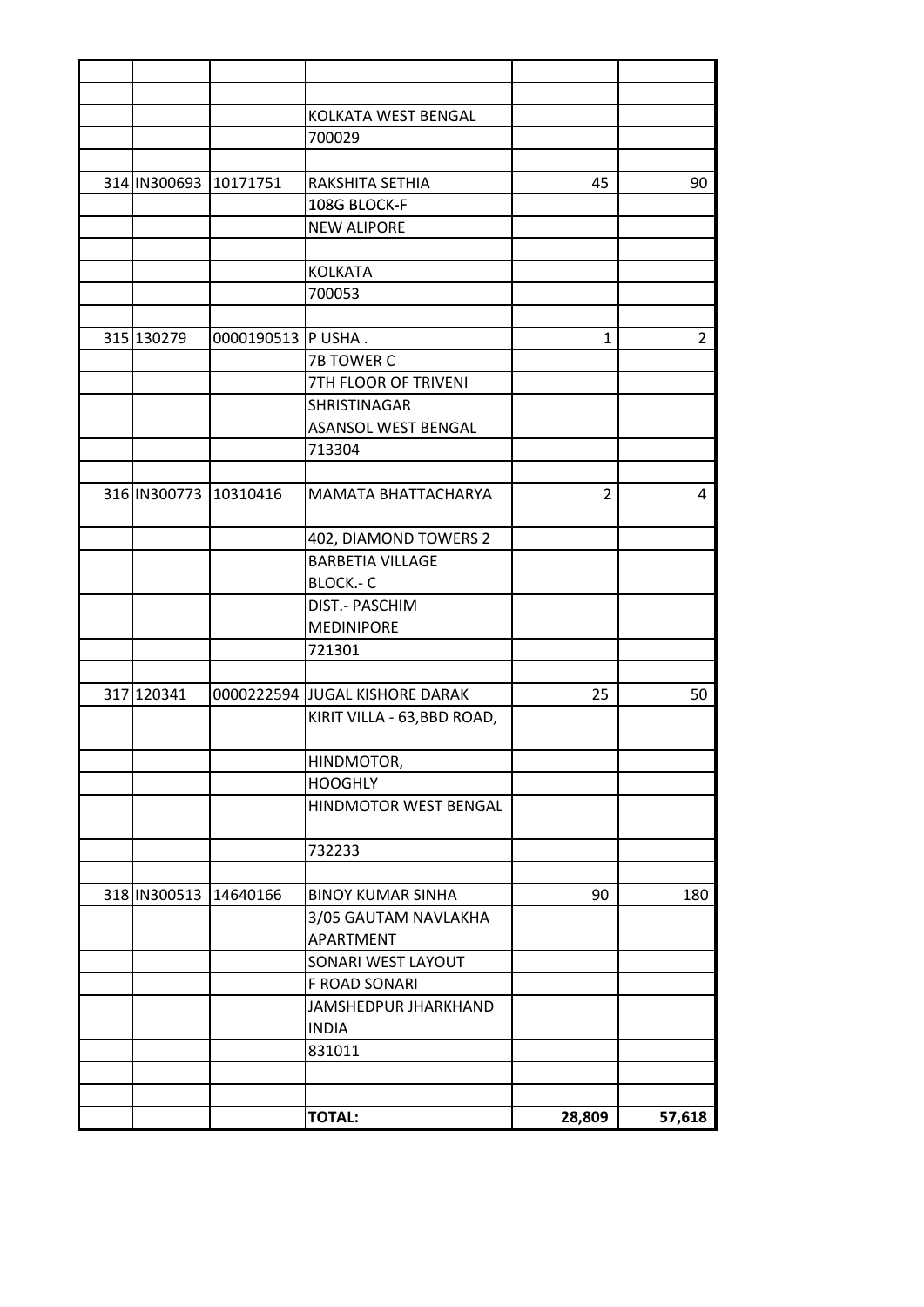| | | | | | |
|---|---|---|---|---|---|
| | | | | | |
| | | | | | |
| | | | KOLKATA WEST BENGAL | | |
| | | | 700029 | | |
| | | | | | |
| 314 | IN300693 | 10171751 | RAKSHITA SETHIA | 45 | 90 |
| | | | 108G BLOCK-F | | |
| | | | NEW ALIPORE | | |
| | | | | | |
| | | | KOLKATA | | |
| | | | 700053 | | |
| | | | | | |
| 315 | 130279 | 0000190513 | P USHA . | 1 | 2 |
| | | | 7B TOWER C | | |
| | | | 7TH FLOOR OF TRIVENI | | |
| | | | SHRISTINAGAR | | |
| | | | ASANSOL WEST BENGAL | | |
| | | | 713304 | | |
| | | | | | |
| 316 | IN300773 | 10310416 | MAMATA BHATTACHARYA | 2 | 4 |
| | | | 402, DIAMOND TOWERS 2 | | |
| | | | BARBETIA VILLAGE | | |
| | | | BLOCK.- C | | |
| | | | DIST.- PASCHIM MEDINIPORE | | |
| | | | 721301 | | |
| | | | | | |
| 317 | 120341 | 0000222594 | JUGAL KISHORE DARAK | 25 | 50 |
| | | | KIRIT VILLA - 63,BBD ROAD, | | |
| | | | HINDMOTOR, | | |
| | | | HOOGHLY | | |
| | | | HINDMOTOR WEST BENGAL | | |
| | | | 732233 | | |
| | | | | | |
| 318 | IN300513 | 14640166 | BINOY KUMAR SINHA | 90 | 180 |
| | | | 3/05 GAUTAM NAVLAKHA APARTMENT | | |
| | | | SONARI WEST LAYOUT | | |
| | | | F ROAD SONARI | | |
| | | | JAMSHEDPUR JHARKHAND INDIA | | |
| | | | 831011 | | |
| | | | | | |
| | | | | | |
| | | | **TOTAL:** | **28,809** | **57,618** |